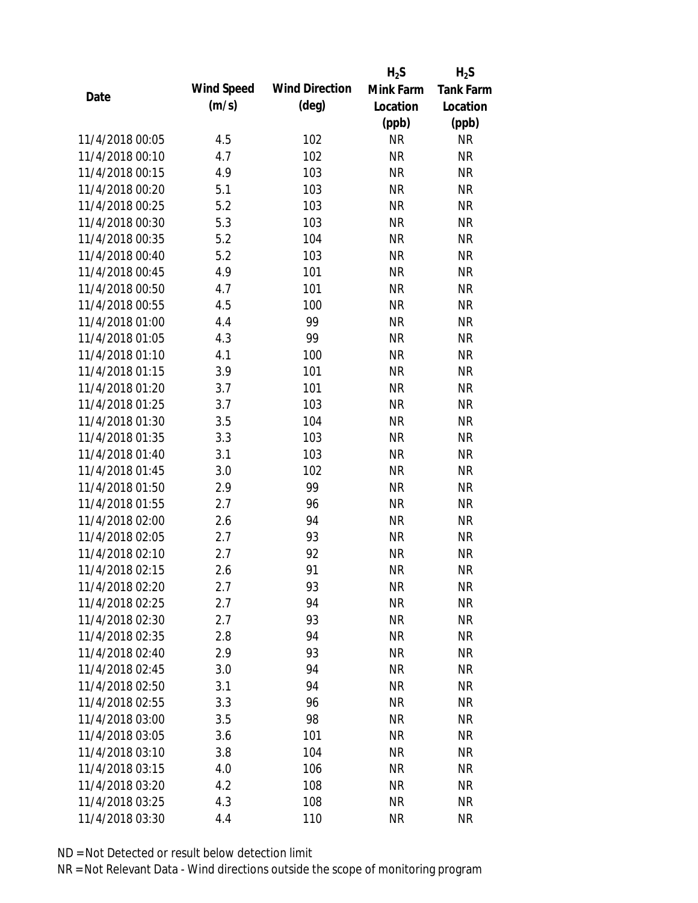| Date | Wind Speed (m/s) | Wind Direction (deg) | $H_2S$ Mink Farm Location (ppb) | $H_2S$ Tank Farm Location (ppb) |
|---|---|---|---|---|
| 11/4/2018 00:05 | 4.5 | 102 | NR | NR |
| 11/4/2018 00:10 | 4.7 | 102 | NR | NR |
| 11/4/2018 00:15 | 4.9 | 103 | NR | NR |
| 11/4/2018 00:20 | 5.1 | 103 | NR | NR |
| 11/4/2018 00:25 | 5.2 | 103 | NR | NR |
| 11/4/2018 00:30 | 5.3 | 103 | NR | NR |
| 11/4/2018 00:35 | 5.2 | 104 | NR | NR |
| 11/4/2018 00:40 | 5.2 | 103 | NR | NR |
| 11/4/2018 00:45 | 4.9 | 101 | NR | NR |
| 11/4/2018 00:50 | 4.7 | 101 | NR | NR |
| 11/4/2018 00:55 | 4.5 | 100 | NR | NR |
| 11/4/2018 01:00 | 4.4 | 99 | NR | NR |
| 11/4/2018 01:05 | 4.3 | 99 | NR | NR |
| 11/4/2018 01:10 | 4.1 | 100 | NR | NR |
| 11/4/2018 01:15 | 3.9 | 101 | NR | NR |
| 11/4/2018 01:20 | 3.7 | 101 | NR | NR |
| 11/4/2018 01:25 | 3.7 | 103 | NR | NR |
| 11/4/2018 01:30 | 3.5 | 104 | NR | NR |
| 11/4/2018 01:35 | 3.3 | 103 | NR | NR |
| 11/4/2018 01:40 | 3.1 | 103 | NR | NR |
| 11/4/2018 01:45 | 3.0 | 102 | NR | NR |
| 11/4/2018 01:50 | 2.9 | 99 | NR | NR |
| 11/4/2018 01:55 | 2.7 | 96 | NR | NR |
| 11/4/2018 02:00 | 2.6 | 94 | NR | NR |
| 11/4/2018 02:05 | 2.7 | 93 | NR | NR |
| 11/4/2018 02:10 | 2.7 | 92 | NR | NR |
| 11/4/2018 02:15 | 2.6 | 91 | NR | NR |
| 11/4/2018 02:20 | 2.7 | 93 | NR | NR |
| 11/4/2018 02:25 | 2.7 | 94 | NR | NR |
| 11/4/2018 02:30 | 2.7 | 93 | NR | NR |
| 11/4/2018 02:35 | 2.8 | 94 | NR | NR |
| 11/4/2018 02:40 | 2.9 | 93 | NR | NR |
| 11/4/2018 02:45 | 3.0 | 94 | NR | NR |
| 11/4/2018 02:50 | 3.1 | 94 | NR | NR |
| 11/4/2018 02:55 | 3.3 | 96 | NR | NR |
| 11/4/2018 03:00 | 3.5 | 98 | NR | NR |
| 11/4/2018 03:05 | 3.6 | 101 | NR | NR |
| 11/4/2018 03:10 | 3.8 | 104 | NR | NR |
| 11/4/2018 03:15 | 4.0 | 106 | NR | NR |
| 11/4/2018 03:20 | 4.2 | 108 | NR | NR |
| 11/4/2018 03:25 | 4.3 | 108 | NR | NR |
| 11/4/2018 03:30 | 4.4 | 110 | NR | NR |

ND = Not Detected or result below detection limit

NR = Not Relevant Data - Wind directions outside the scope of monitoring program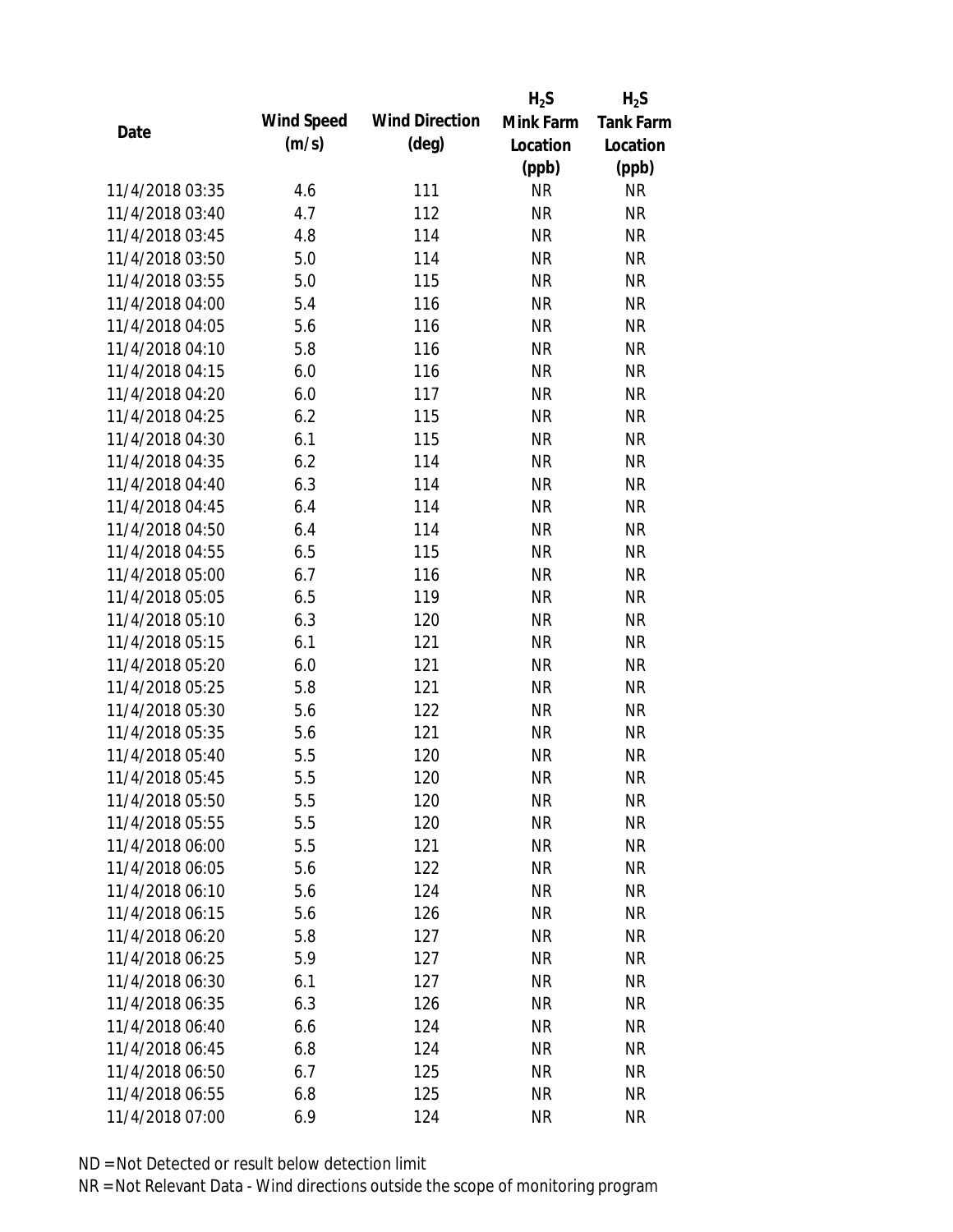| Date | Wind Speed (m/s) | Wind Direction (deg) | $H_2S$ Mink Farm Location (ppb) | $H_2S$ Tank Farm Location (ppb) |
|---|---|---|---|---|
| 11/4/2018 03:35 | 4.6 | 111 | NR | NR |
| 11/4/2018 03:40 | 4.7 | 112 | NR | NR |
| 11/4/2018 03:45 | 4.8 | 114 | NR | NR |
| 11/4/2018 03:50 | 5.0 | 114 | NR | NR |
| 11/4/2018 03:55 | 5.0 | 115 | NR | NR |
| 11/4/2018 04:00 | 5.4 | 116 | NR | NR |
| 11/4/2018 04:05 | 5.6 | 116 | NR | NR |
| 11/4/2018 04:10 | 5.8 | 116 | NR | NR |
| 11/4/2018 04:15 | 6.0 | 116 | NR | NR |
| 11/4/2018 04:20 | 6.0 | 117 | NR | NR |
| 11/4/2018 04:25 | 6.2 | 115 | NR | NR |
| 11/4/2018 04:30 | 6.1 | 115 | NR | NR |
| 11/4/2018 04:35 | 6.2 | 114 | NR | NR |
| 11/4/2018 04:40 | 6.3 | 114 | NR | NR |
| 11/4/2018 04:45 | 6.4 | 114 | NR | NR |
| 11/4/2018 04:50 | 6.4 | 114 | NR | NR |
| 11/4/2018 04:55 | 6.5 | 115 | NR | NR |
| 11/4/2018 05:00 | 6.7 | 116 | NR | NR |
| 11/4/2018 05:05 | 6.5 | 119 | NR | NR |
| 11/4/2018 05:10 | 6.3 | 120 | NR | NR |
| 11/4/2018 05:15 | 6.1 | 121 | NR | NR |
| 11/4/2018 05:20 | 6.0 | 121 | NR | NR |
| 11/4/2018 05:25 | 5.8 | 121 | NR | NR |
| 11/4/2018 05:30 | 5.6 | 122 | NR | NR |
| 11/4/2018 05:35 | 5.6 | 121 | NR | NR |
| 11/4/2018 05:40 | 5.5 | 120 | NR | NR |
| 11/4/2018 05:45 | 5.5 | 120 | NR | NR |
| 11/4/2018 05:50 | 5.5 | 120 | NR | NR |
| 11/4/2018 05:55 | 5.5 | 120 | NR | NR |
| 11/4/2018 06:00 | 5.5 | 121 | NR | NR |
| 11/4/2018 06:05 | 5.6 | 122 | NR | NR |
| 11/4/2018 06:10 | 5.6 | 124 | NR | NR |
| 11/4/2018 06:15 | 5.6 | 126 | NR | NR |
| 11/4/2018 06:20 | 5.8 | 127 | NR | NR |
| 11/4/2018 06:25 | 5.9 | 127 | NR | NR |
| 11/4/2018 06:30 | 6.1 | 127 | NR | NR |
| 11/4/2018 06:35 | 6.3 | 126 | NR | NR |
| 11/4/2018 06:40 | 6.6 | 124 | NR | NR |
| 11/4/2018 06:45 | 6.8 | 124 | NR | NR |
| 11/4/2018 06:50 | 6.7 | 125 | NR | NR |
| 11/4/2018 06:55 | 6.8 | 125 | NR | NR |
| 11/4/2018 07:00 | 6.9 | 124 | NR | NR |

ND = Not Detected or result below detection limit

NR = Not Relevant Data - Wind directions outside the scope of monitoring program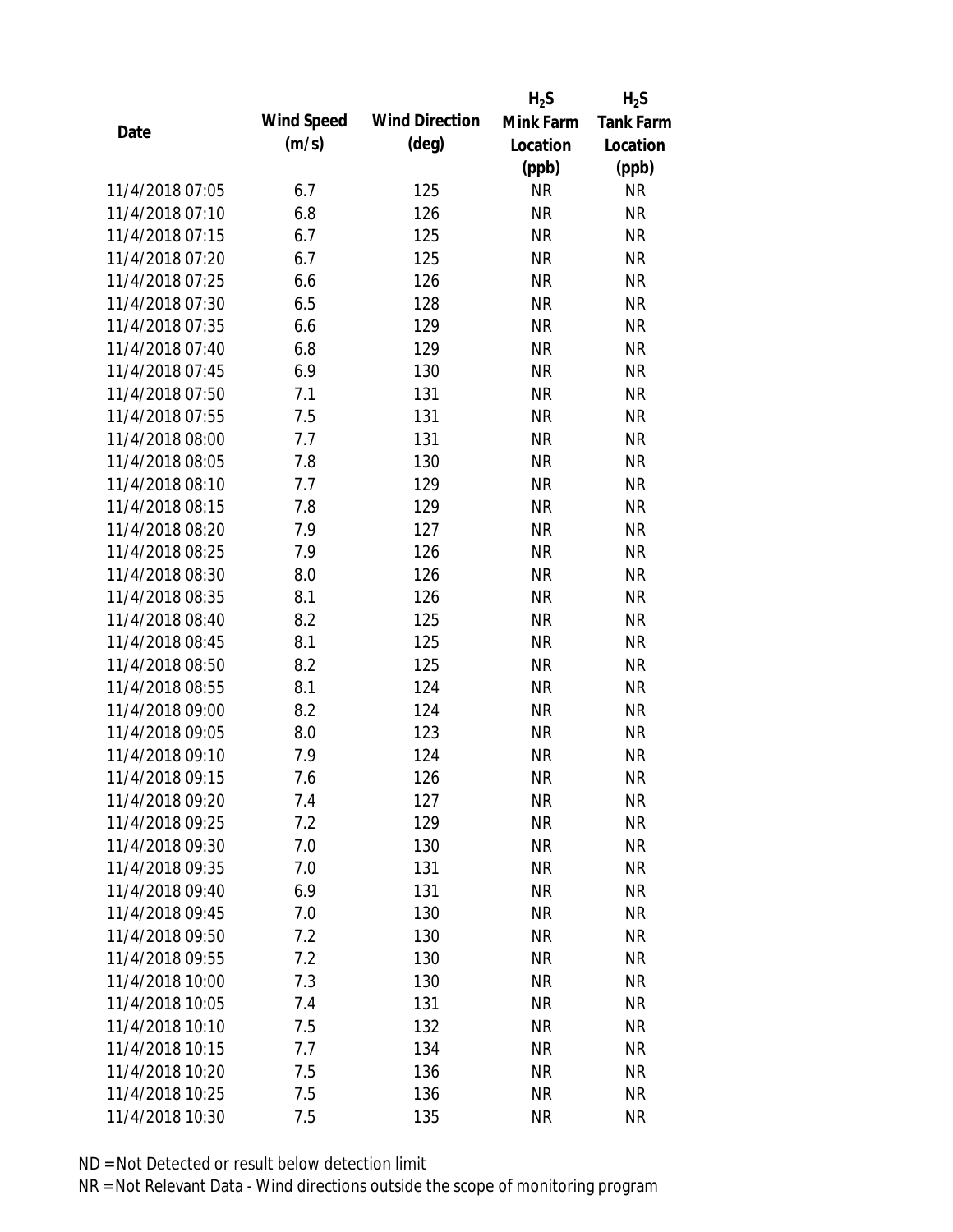| Date | Wind Speed (m/s) | Wind Direction (deg) | $H_2S$ Mink Farm Location (ppb) | $H_2S$ Tank Farm Location (ppb) |
|---|---|---|---|---|
| 11/4/2018 07:05 | 6.7 | 125 | NR | NR |
| 11/4/2018 07:10 | 6.8 | 126 | NR | NR |
| 11/4/2018 07:15 | 6.7 | 125 | NR | NR |
| 11/4/2018 07:20 | 6.7 | 125 | NR | NR |
| 11/4/2018 07:25 | 6.6 | 126 | NR | NR |
| 11/4/2018 07:30 | 6.5 | 128 | NR | NR |
| 11/4/2018 07:35 | 6.6 | 129 | NR | NR |
| 11/4/2018 07:40 | 6.8 | 129 | NR | NR |
| 11/4/2018 07:45 | 6.9 | 130 | NR | NR |
| 11/4/2018 07:50 | 7.1 | 131 | NR | NR |
| 11/4/2018 07:55 | 7.5 | 131 | NR | NR |
| 11/4/2018 08:00 | 7.7 | 131 | NR | NR |
| 11/4/2018 08:05 | 7.8 | 130 | NR | NR |
| 11/4/2018 08:10 | 7.7 | 129 | NR | NR |
| 11/4/2018 08:15 | 7.8 | 129 | NR | NR |
| 11/4/2018 08:20 | 7.9 | 127 | NR | NR |
| 11/4/2018 08:25 | 7.9 | 126 | NR | NR |
| 11/4/2018 08:30 | 8.0 | 126 | NR | NR |
| 11/4/2018 08:35 | 8.1 | 126 | NR | NR |
| 11/4/2018 08:40 | 8.2 | 125 | NR | NR |
| 11/4/2018 08:45 | 8.1 | 125 | NR | NR |
| 11/4/2018 08:50 | 8.2 | 125 | NR | NR |
| 11/4/2018 08:55 | 8.1 | 124 | NR | NR |
| 11/4/2018 09:00 | 8.2 | 124 | NR | NR |
| 11/4/2018 09:05 | 8.0 | 123 | NR | NR |
| 11/4/2018 09:10 | 7.9 | 124 | NR | NR |
| 11/4/2018 09:15 | 7.6 | 126 | NR | NR |
| 11/4/2018 09:20 | 7.4 | 127 | NR | NR |
| 11/4/2018 09:25 | 7.2 | 129 | NR | NR |
| 11/4/2018 09:30 | 7.0 | 130 | NR | NR |
| 11/4/2018 09:35 | 7.0 | 131 | NR | NR |
| 11/4/2018 09:40 | 6.9 | 131 | NR | NR |
| 11/4/2018 09:45 | 7.0 | 130 | NR | NR |
| 11/4/2018 09:50 | 7.2 | 130 | NR | NR |
| 11/4/2018 09:55 | 7.2 | 130 | NR | NR |
| 11/4/2018 10:00 | 7.3 | 130 | NR | NR |
| 11/4/2018 10:05 | 7.4 | 131 | NR | NR |
| 11/4/2018 10:10 | 7.5 | 132 | NR | NR |
| 11/4/2018 10:15 | 7.7 | 134 | NR | NR |
| 11/4/2018 10:20 | 7.5 | 136 | NR | NR |
| 11/4/2018 10:25 | 7.5 | 136 | NR | NR |
| 11/4/2018 10:30 | 7.5 | 135 | NR | NR |

ND = Not Detected or result below detection limit

NR = Not Relevant Data - Wind directions outside the scope of monitoring program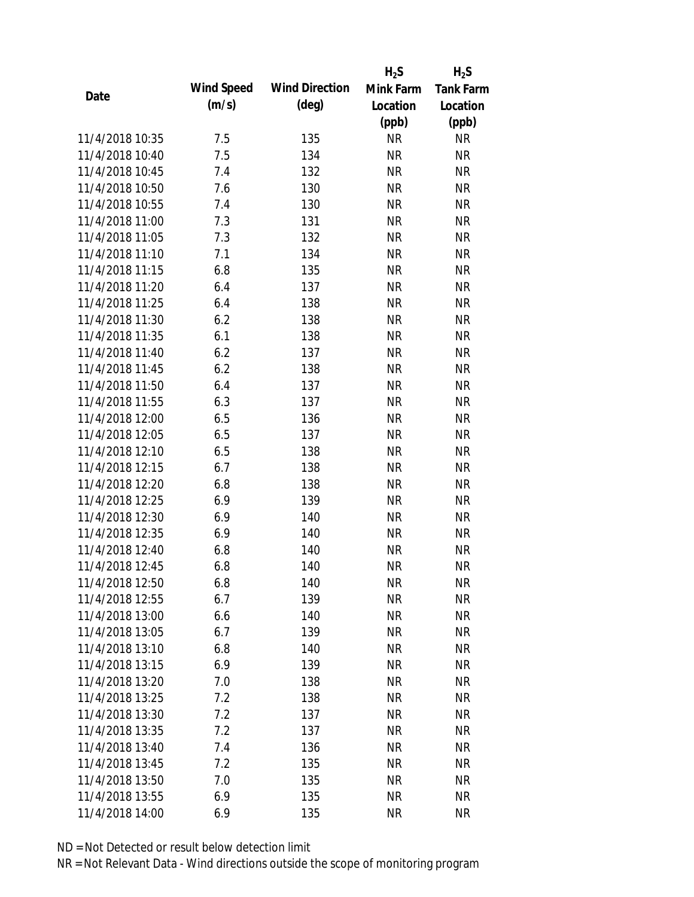| Date | Wind Speed (m/s) | Wind Direction (deg) | $H_2S$ Mink Farm Location (ppb) | $H_2S$ Tank Farm Location (ppb) |
|---|---|---|---|---|
| 11/4/2018 10:35 | 7.5 | 135 | NR | NR |
| 11/4/2018 10:40 | 7.5 | 134 | NR | NR |
| 11/4/2018 10:45 | 7.4 | 132 | NR | NR |
| 11/4/2018 10:50 | 7.6 | 130 | NR | NR |
| 11/4/2018 10:55 | 7.4 | 130 | NR | NR |
| 11/4/2018 11:00 | 7.3 | 131 | NR | NR |
| 11/4/2018 11:05 | 7.3 | 132 | NR | NR |
| 11/4/2018 11:10 | 7.1 | 134 | NR | NR |
| 11/4/2018 11:15 | 6.8 | 135 | NR | NR |
| 11/4/2018 11:20 | 6.4 | 137 | NR | NR |
| 11/4/2018 11:25 | 6.4 | 138 | NR | NR |
| 11/4/2018 11:30 | 6.2 | 138 | NR | NR |
| 11/4/2018 11:35 | 6.1 | 138 | NR | NR |
| 11/4/2018 11:40 | 6.2 | 137 | NR | NR |
| 11/4/2018 11:45 | 6.2 | 138 | NR | NR |
| 11/4/2018 11:50 | 6.4 | 137 | NR | NR |
| 11/4/2018 11:55 | 6.3 | 137 | NR | NR |
| 11/4/2018 12:00 | 6.5 | 136 | NR | NR |
| 11/4/2018 12:05 | 6.5 | 137 | NR | NR |
| 11/4/2018 12:10 | 6.5 | 138 | NR | NR |
| 11/4/2018 12:15 | 6.7 | 138 | NR | NR |
| 11/4/2018 12:20 | 6.8 | 138 | NR | NR |
| 11/4/2018 12:25 | 6.9 | 139 | NR | NR |
| 11/4/2018 12:30 | 6.9 | 140 | NR | NR |
| 11/4/2018 12:35 | 6.9 | 140 | NR | NR |
| 11/4/2018 12:40 | 6.8 | 140 | NR | NR |
| 11/4/2018 12:45 | 6.8 | 140 | NR | NR |
| 11/4/2018 12:50 | 6.8 | 140 | NR | NR |
| 11/4/2018 12:55 | 6.7 | 139 | NR | NR |
| 11/4/2018 13:00 | 6.6 | 140 | NR | NR |
| 11/4/2018 13:05 | 6.7 | 139 | NR | NR |
| 11/4/2018 13:10 | 6.8 | 140 | NR | NR |
| 11/4/2018 13:15 | 6.9 | 139 | NR | NR |
| 11/4/2018 13:20 | 7.0 | 138 | NR | NR |
| 11/4/2018 13:25 | 7.2 | 138 | NR | NR |
| 11/4/2018 13:30 | 7.2 | 137 | NR | NR |
| 11/4/2018 13:35 | 7.2 | 137 | NR | NR |
| 11/4/2018 13:40 | 7.4 | 136 | NR | NR |
| 11/4/2018 13:45 | 7.2 | 135 | NR | NR |
| 11/4/2018 13:50 | 7.0 | 135 | NR | NR |
| 11/4/2018 13:55 | 6.9 | 135 | NR | NR |
| 11/4/2018 14:00 | 6.9 | 135 | NR | NR |

ND = Not Detected or result below detection limit

NR = Not Relevant Data - Wind directions outside the scope of monitoring program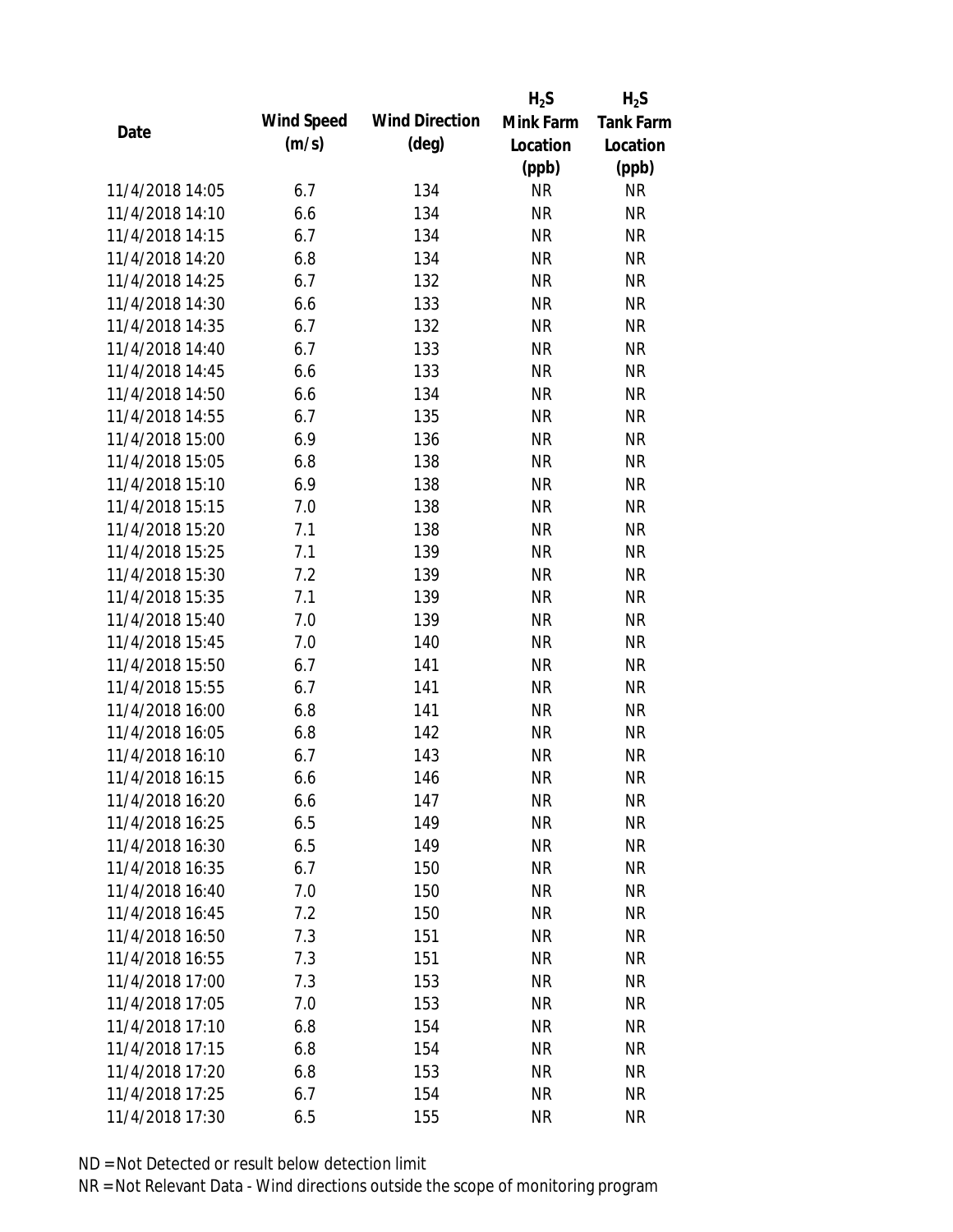| Date | Wind Speed (m/s) | Wind Direction (deg) | $H_2S$ Mink Farm Location (ppb) | $H_2S$ Tank Farm Location (ppb) |
|---|---|---|---|---|
| 11/4/2018 14:05 | 6.7 | 134 | NR | NR |
| 11/4/2018 14:10 | 6.6 | 134 | NR | NR |
| 11/4/2018 14:15 | 6.7 | 134 | NR | NR |
| 11/4/2018 14:20 | 6.8 | 134 | NR | NR |
| 11/4/2018 14:25 | 6.7 | 132 | NR | NR |
| 11/4/2018 14:30 | 6.6 | 133 | NR | NR |
| 11/4/2018 14:35 | 6.7 | 132 | NR | NR |
| 11/4/2018 14:40 | 6.7 | 133 | NR | NR |
| 11/4/2018 14:45 | 6.6 | 133 | NR | NR |
| 11/4/2018 14:50 | 6.6 | 134 | NR | NR |
| 11/4/2018 14:55 | 6.7 | 135 | NR | NR |
| 11/4/2018 15:00 | 6.9 | 136 | NR | NR |
| 11/4/2018 15:05 | 6.8 | 138 | NR | NR |
| 11/4/2018 15:10 | 6.9 | 138 | NR | NR |
| 11/4/2018 15:15 | 7.0 | 138 | NR | NR |
| 11/4/2018 15:20 | 7.1 | 138 | NR | NR |
| 11/4/2018 15:25 | 7.1 | 139 | NR | NR |
| 11/4/2018 15:30 | 7.2 | 139 | NR | NR |
| 11/4/2018 15:35 | 7.1 | 139 | NR | NR |
| 11/4/2018 15:40 | 7.0 | 139 | NR | NR |
| 11/4/2018 15:45 | 7.0 | 140 | NR | NR |
| 11/4/2018 15:50 | 6.7 | 141 | NR | NR |
| 11/4/2018 15:55 | 6.7 | 141 | NR | NR |
| 11/4/2018 16:00 | 6.8 | 141 | NR | NR |
| 11/4/2018 16:05 | 6.8 | 142 | NR | NR |
| 11/4/2018 16:10 | 6.7 | 143 | NR | NR |
| 11/4/2018 16:15 | 6.6 | 146 | NR | NR |
| 11/4/2018 16:20 | 6.6 | 147 | NR | NR |
| 11/4/2018 16:25 | 6.5 | 149 | NR | NR |
| 11/4/2018 16:30 | 6.5 | 149 | NR | NR |
| 11/4/2018 16:35 | 6.7 | 150 | NR | NR |
| 11/4/2018 16:40 | 7.0 | 150 | NR | NR |
| 11/4/2018 16:45 | 7.2 | 150 | NR | NR |
| 11/4/2018 16:50 | 7.3 | 151 | NR | NR |
| 11/4/2018 16:55 | 7.3 | 151 | NR | NR |
| 11/4/2018 17:00 | 7.3 | 153 | NR | NR |
| 11/4/2018 17:05 | 7.0 | 153 | NR | NR |
| 11/4/2018 17:10 | 6.8 | 154 | NR | NR |
| 11/4/2018 17:15 | 6.8 | 154 | NR | NR |
| 11/4/2018 17:20 | 6.8 | 153 | NR | NR |
| 11/4/2018 17:25 | 6.7 | 154 | NR | NR |
| 11/4/2018 17:30 | 6.5 | 155 | NR | NR |

ND = Not Detected or result below detection limit

NR = Not Relevant Data - Wind directions outside the scope of monitoring program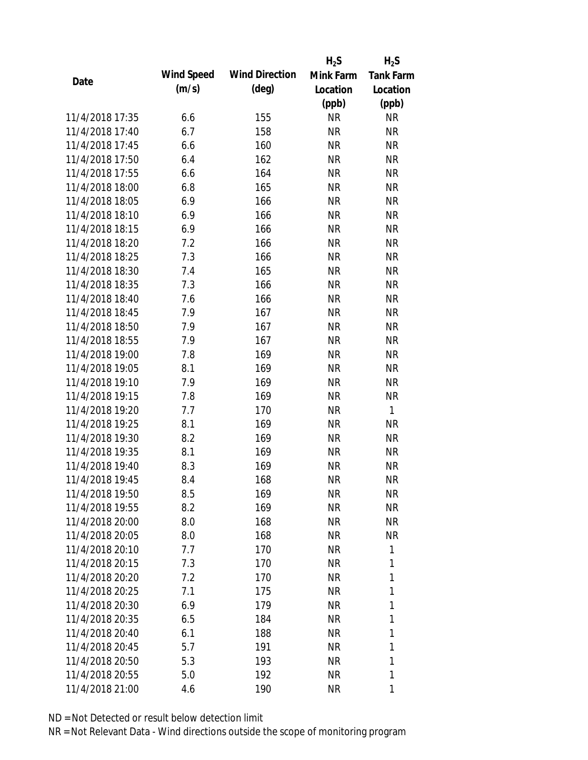| Date | Wind Speed (m/s) | Wind Direction (deg) | $H_2S$ Mink Farm Location (ppb) | $H_2S$ Tank Farm Location (ppb) |
|---|---|---|---|---|
| 11/4/2018 17:35 | 6.6 | 155 | NR | NR |
| 11/4/2018 17:40 | 6.7 | 158 | NR | NR |
| 11/4/2018 17:45 | 6.6 | 160 | NR | NR |
| 11/4/2018 17:50 | 6.4 | 162 | NR | NR |
| 11/4/2018 17:55 | 6.6 | 164 | NR | NR |
| 11/4/2018 18:00 | 6.8 | 165 | NR | NR |
| 11/4/2018 18:05 | 6.9 | 166 | NR | NR |
| 11/4/2018 18:10 | 6.9 | 166 | NR | NR |
| 11/4/2018 18:15 | 6.9 | 166 | NR | NR |
| 11/4/2018 18:20 | 7.2 | 166 | NR | NR |
| 11/4/2018 18:25 | 7.3 | 166 | NR | NR |
| 11/4/2018 18:30 | 7.4 | 165 | NR | NR |
| 11/4/2018 18:35 | 7.3 | 166 | NR | NR |
| 11/4/2018 18:40 | 7.6 | 166 | NR | NR |
| 11/4/2018 18:45 | 7.9 | 167 | NR | NR |
| 11/4/2018 18:50 | 7.9 | 167 | NR | NR |
| 11/4/2018 18:55 | 7.9 | 167 | NR | NR |
| 11/4/2018 19:00 | 7.8 | 169 | NR | NR |
| 11/4/2018 19:05 | 8.1 | 169 | NR | NR |
| 11/4/2018 19:10 | 7.9 | 169 | NR | NR |
| 11/4/2018 19:15 | 7.8 | 169 | NR | NR |
| 11/4/2018 19:20 | 7.7 | 170 | NR | 1 |
| 11/4/2018 19:25 | 8.1 | 169 | NR | NR |
| 11/4/2018 19:30 | 8.2 | 169 | NR | NR |
| 11/4/2018 19:35 | 8.1 | 169 | NR | NR |
| 11/4/2018 19:40 | 8.3 | 169 | NR | NR |
| 11/4/2018 19:45 | 8.4 | 168 | NR | NR |
| 11/4/2018 19:50 | 8.5 | 169 | NR | NR |
| 11/4/2018 19:55 | 8.2 | 169 | NR | NR |
| 11/4/2018 20:00 | 8.0 | 168 | NR | NR |
| 11/4/2018 20:05 | 8.0 | 168 | NR | NR |
| 11/4/2018 20:10 | 7.7 | 170 | NR | 1 |
| 11/4/2018 20:15 | 7.3 | 170 | NR | 1 |
| 11/4/2018 20:20 | 7.2 | 170 | NR | 1 |
| 11/4/2018 20:25 | 7.1 | 175 | NR | 1 |
| 11/4/2018 20:30 | 6.9 | 179 | NR | 1 |
| 11/4/2018 20:35 | 6.5 | 184 | NR | 1 |
| 11/4/2018 20:40 | 6.1 | 188 | NR | 1 |
| 11/4/2018 20:45 | 5.7 | 191 | NR | 1 |
| 11/4/2018 20:50 | 5.3 | 193 | NR | 1 |
| 11/4/2018 20:55 | 5.0 | 192 | NR | 1 |
| 11/4/2018 21:00 | 4.6 | 190 | NR | 1 |

ND = Not Detected or result below detection limit

NR = Not Relevant Data - Wind directions outside the scope of monitoring program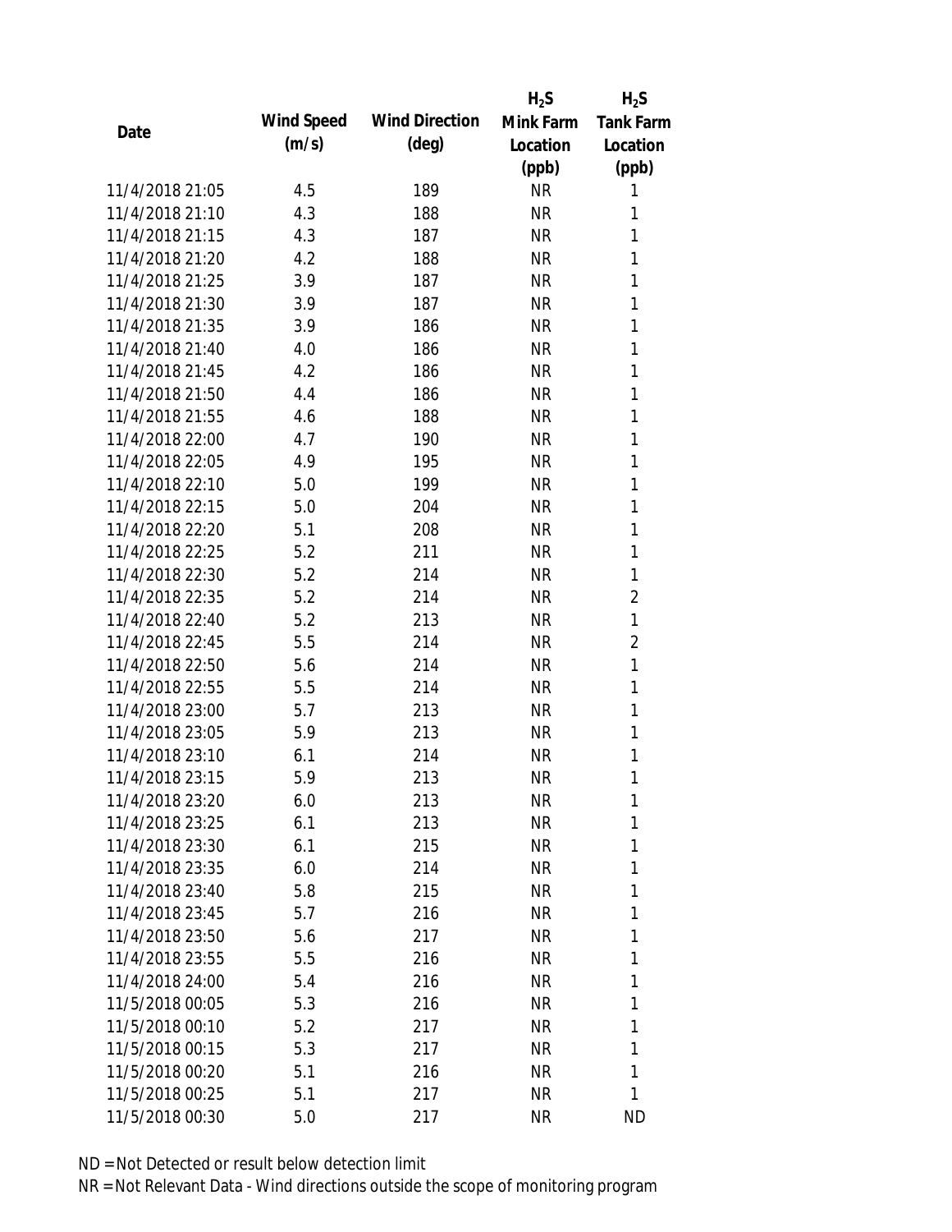| Date | Wind Speed (m/s) | Wind Direction (deg) | $H_2S$ Mink Farm Location (ppb) | $H_2S$ Tank Farm Location (ppb) |
|---|---|---|---|---|
| 11/4/2018 21:05 | 4.5 | 189 | NR | 1 |
| 11/4/2018 21:10 | 4.3 | 188 | NR | 1 |
| 11/4/2018 21:15 | 4.3 | 187 | NR | 1 |
| 11/4/2018 21:20 | 4.2 | 188 | NR | 1 |
| 11/4/2018 21:25 | 3.9 | 187 | NR | 1 |
| 11/4/2018 21:30 | 3.9 | 187 | NR | 1 |
| 11/4/2018 21:35 | 3.9 | 186 | NR | 1 |
| 11/4/2018 21:40 | 4.0 | 186 | NR | 1 |
| 11/4/2018 21:45 | 4.2 | 186 | NR | 1 |
| 11/4/2018 21:50 | 4.4 | 186 | NR | 1 |
| 11/4/2018 21:55 | 4.6 | 188 | NR | 1 |
| 11/4/2018 22:00 | 4.7 | 190 | NR | 1 |
| 11/4/2018 22:05 | 4.9 | 195 | NR | 1 |
| 11/4/2018 22:10 | 5.0 | 199 | NR | 1 |
| 11/4/2018 22:15 | 5.0 | 204 | NR | 1 |
| 11/4/2018 22:20 | 5.1 | 208 | NR | 1 |
| 11/4/2018 22:25 | 5.2 | 211 | NR | 1 |
| 11/4/2018 22:30 | 5.2 | 214 | NR | 1 |
| 11/4/2018 22:35 | 5.2 | 214 | NR | 2 |
| 11/4/2018 22:40 | 5.2 | 213 | NR | 1 |
| 11/4/2018 22:45 | 5.5 | 214 | NR | 2 |
| 11/4/2018 22:50 | 5.6 | 214 | NR | 1 |
| 11/4/2018 22:55 | 5.5 | 214 | NR | 1 |
| 11/4/2018 23:00 | 5.7 | 213 | NR | 1 |
| 11/4/2018 23:05 | 5.9 | 213 | NR | 1 |
| 11/4/2018 23:10 | 6.1 | 214 | NR | 1 |
| 11/4/2018 23:15 | 5.9 | 213 | NR | 1 |
| 11/4/2018 23:20 | 6.0 | 213 | NR | 1 |
| 11/4/2018 23:25 | 6.1 | 213 | NR | 1 |
| 11/4/2018 23:30 | 6.1 | 215 | NR | 1 |
| 11/4/2018 23:35 | 6.0 | 214 | NR | 1 |
| 11/4/2018 23:40 | 5.8 | 215 | NR | 1 |
| 11/4/2018 23:45 | 5.7 | 216 | NR | 1 |
| 11/4/2018 23:50 | 5.6 | 217 | NR | 1 |
| 11/4/2018 23:55 | 5.5 | 216 | NR | 1 |
| 11/4/2018 24:00 | 5.4 | 216 | NR | 1 |
| 11/5/2018 00:05 | 5.3 | 216 | NR | 1 |
| 11/5/2018 00:10 | 5.2 | 217 | NR | 1 |
| 11/5/2018 00:15 | 5.3 | 217 | NR | 1 |
| 11/5/2018 00:20 | 5.1 | 216 | NR | 1 |
| 11/5/2018 00:25 | 5.1 | 217 | NR | 1 |
| 11/5/2018 00:30 | 5.0 | 217 | NR | ND |

ND = Not Detected or result below detection limit

NR = Not Relevant Data - Wind directions outside the scope of monitoring program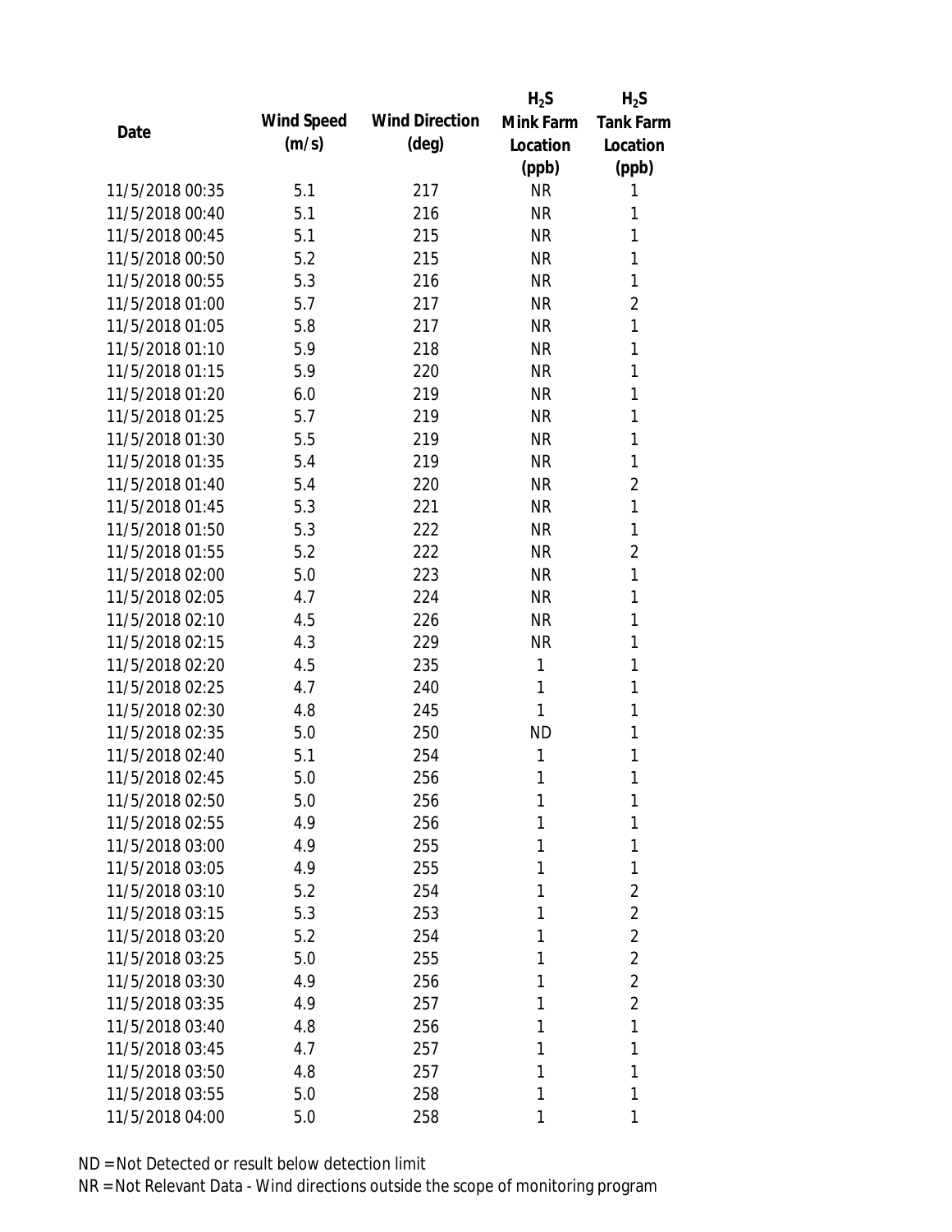| Date | Wind Speed (m/s) | Wind Direction (deg) | $H_2S$ Mink Farm Location (ppb) | $H_2S$ Tank Farm Location (ppb) |
|---|---|---|---|---|
| 11/5/2018 00:35 | 5.1 | 217 | NR | 1 |
| 11/5/2018 00:40 | 5.1 | 216 | NR | 1 |
| 11/5/2018 00:45 | 5.1 | 215 | NR | 1 |
| 11/5/2018 00:50 | 5.2 | 215 | NR | 1 |
| 11/5/2018 00:55 | 5.3 | 216 | NR | 1 |
| 11/5/2018 01:00 | 5.7 | 217 | NR | 2 |
| 11/5/2018 01:05 | 5.8 | 217 | NR | 1 |
| 11/5/2018 01:10 | 5.9 | 218 | NR | 1 |
| 11/5/2018 01:15 | 5.9 | 220 | NR | 1 |
| 11/5/2018 01:20 | 6.0 | 219 | NR | 1 |
| 11/5/2018 01:25 | 5.7 | 219 | NR | 1 |
| 11/5/2018 01:30 | 5.5 | 219 | NR | 1 |
| 11/5/2018 01:35 | 5.4 | 219 | NR | 1 |
| 11/5/2018 01:40 | 5.4 | 220 | NR | 2 |
| 11/5/2018 01:45 | 5.3 | 221 | NR | 1 |
| 11/5/2018 01:50 | 5.3 | 222 | NR | 1 |
| 11/5/2018 01:55 | 5.2 | 222 | NR | 2 |
| 11/5/2018 02:00 | 5.0 | 223 | NR | 1 |
| 11/5/2018 02:05 | 4.7 | 224 | NR | 1 |
| 11/5/2018 02:10 | 4.5 | 226 | NR | 1 |
| 11/5/2018 02:15 | 4.3 | 229 | NR | 1 |
| 11/5/2018 02:20 | 4.5 | 235 | 1 | 1 |
| 11/5/2018 02:25 | 4.7 | 240 | 1 | 1 |
| 11/5/2018 02:30 | 4.8 | 245 | 1 | 1 |
| 11/5/2018 02:35 | 5.0 | 250 | ND | 1 |
| 11/5/2018 02:40 | 5.1 | 254 | 1 | 1 |
| 11/5/2018 02:45 | 5.0 | 256 | 1 | 1 |
| 11/5/2018 02:50 | 5.0 | 256 | 1 | 1 |
| 11/5/2018 02:55 | 4.9 | 256 | 1 | 1 |
| 11/5/2018 03:00 | 4.9 | 255 | 1 | 1 |
| 11/5/2018 03:05 | 4.9 | 255 | 1 | 1 |
| 11/5/2018 03:10 | 5.2 | 254 | 1 | 2 |
| 11/5/2018 03:15 | 5.3 | 253 | 1 | 2 |
| 11/5/2018 03:20 | 5.2 | 254 | 1 | 2 |
| 11/5/2018 03:25 | 5.0 | 255 | 1 | 2 |
| 11/5/2018 03:30 | 4.9 | 256 | 1 | 2 |
| 11/5/2018 03:35 | 4.9 | 257 | 1 | 2 |
| 11/5/2018 03:40 | 4.8 | 256 | 1 | 1 |
| 11/5/2018 03:45 | 4.7 | 257 | 1 | 1 |
| 11/5/2018 03:50 | 4.8 | 257 | 1 | 1 |
| 11/5/2018 03:55 | 5.0 | 258 | 1 | 1 |
| 11/5/2018 04:00 | 5.0 | 258 | 1 | 1 |

ND = Not Detected or result below detection limit

NR = Not Relevant Data - Wind directions outside the scope of monitoring program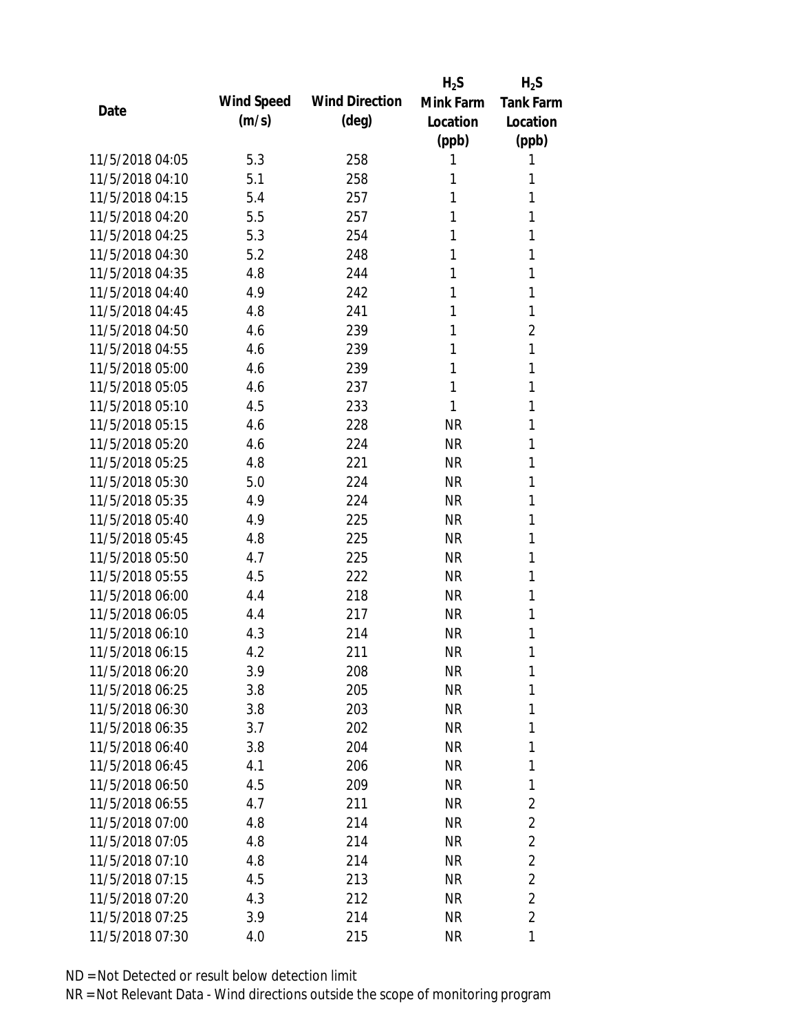| Date | Wind Speed (m/s) | Wind Direction (deg) | $H_2S$ Mink Farm Location (ppb) | $H_2S$ Tank Farm Location (ppb) |
|---|---|---|---|---|
| 11/5/2018 04:05 | 5.3 | 258 | 1 | 1 |
| 11/5/2018 04:10 | 5.1 | 258 | 1 | 1 |
| 11/5/2018 04:15 | 5.4 | 257 | 1 | 1 |
| 11/5/2018 04:20 | 5.5 | 257 | 1 | 1 |
| 11/5/2018 04:25 | 5.3 | 254 | 1 | 1 |
| 11/5/2018 04:30 | 5.2 | 248 | 1 | 1 |
| 11/5/2018 04:35 | 4.8 | 244 | 1 | 1 |
| 11/5/2018 04:40 | 4.9 | 242 | 1 | 1 |
| 11/5/2018 04:45 | 4.8 | 241 | 1 | 1 |
| 11/5/2018 04:50 | 4.6 | 239 | 1 | 2 |
| 11/5/2018 04:55 | 4.6 | 239 | 1 | 1 |
| 11/5/2018 05:00 | 4.6 | 239 | 1 | 1 |
| 11/5/2018 05:05 | 4.6 | 237 | 1 | 1 |
| 11/5/2018 05:10 | 4.5 | 233 | 1 | 1 |
| 11/5/2018 05:15 | 4.6 | 228 | NR | 1 |
| 11/5/2018 05:20 | 4.6 | 224 | NR | 1 |
| 11/5/2018 05:25 | 4.8 | 221 | NR | 1 |
| 11/5/2018 05:30 | 5.0 | 224 | NR | 1 |
| 11/5/2018 05:35 | 4.9 | 224 | NR | 1 |
| 11/5/2018 05:40 | 4.9 | 225 | NR | 1 |
| 11/5/2018 05:45 | 4.8 | 225 | NR | 1 |
| 11/5/2018 05:50 | 4.7 | 225 | NR | 1 |
| 11/5/2018 05:55 | 4.5 | 222 | NR | 1 |
| 11/5/2018 06:00 | 4.4 | 218 | NR | 1 |
| 11/5/2018 06:05 | 4.4 | 217 | NR | 1 |
| 11/5/2018 06:10 | 4.3 | 214 | NR | 1 |
| 11/5/2018 06:15 | 4.2 | 211 | NR | 1 |
| 11/5/2018 06:20 | 3.9 | 208 | NR | 1 |
| 11/5/2018 06:25 | 3.8 | 205 | NR | 1 |
| 11/5/2018 06:30 | 3.8 | 203 | NR | 1 |
| 11/5/2018 06:35 | 3.7 | 202 | NR | 1 |
| 11/5/2018 06:40 | 3.8 | 204 | NR | 1 |
| 11/5/2018 06:45 | 4.1 | 206 | NR | 1 |
| 11/5/2018 06:50 | 4.5 | 209 | NR | 1 |
| 11/5/2018 06:55 | 4.7 | 211 | NR | 2 |
| 11/5/2018 07:00 | 4.8 | 214 | NR | 2 |
| 11/5/2018 07:05 | 4.8 | 214 | NR | 2 |
| 11/5/2018 07:10 | 4.8 | 214 | NR | 2 |
| 11/5/2018 07:15 | 4.5 | 213 | NR | 2 |
| 11/5/2018 07:20 | 4.3 | 212 | NR | 2 |
| 11/5/2018 07:25 | 3.9 | 214 | NR | 2 |
| 11/5/2018 07:30 | 4.0 | 215 | NR | 1 |

ND = Not Detected or result below detection limit

NR = Not Relevant Data - Wind directions outside the scope of monitoring program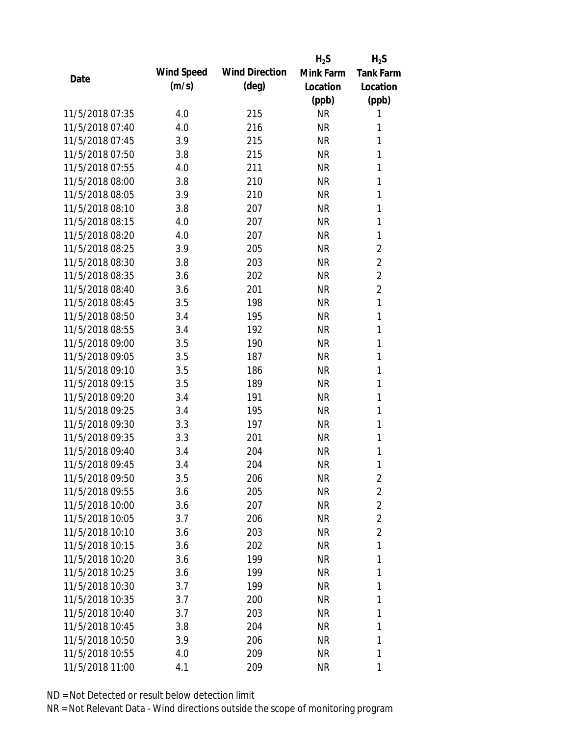| Date | Wind Speed (m/s) | Wind Direction (deg) | $H_2S$ Mink Farm Location (ppb) | $H_2S$ Tank Farm Location (ppb) |
| --- | --- | --- | --- | --- |
| 11/5/2018 07:35 | 4.0 | 215 | NR | 1 |
| 11/5/2018 07:40 | 4.0 | 216 | NR | 1 |
| 11/5/2018 07:45 | 3.9 | 215 | NR | 1 |
| 11/5/2018 07:50 | 3.8 | 215 | NR | 1 |
| 11/5/2018 07:55 | 4.0 | 211 | NR | 1 |
| 11/5/2018 08:00 | 3.8 | 210 | NR | 1 |
| 11/5/2018 08:05 | 3.9 | 210 | NR | 1 |
| 11/5/2018 08:10 | 3.8 | 207 | NR | 1 |
| 11/5/2018 08:15 | 4.0 | 207 | NR | 1 |
| 11/5/2018 08:20 | 4.0 | 207 | NR | 1 |
| 11/5/2018 08:25 | 3.9 | 205 | NR | 2 |
| 11/5/2018 08:30 | 3.8 | 203 | NR | 2 |
| 11/5/2018 08:35 | 3.6 | 202 | NR | 2 |
| 11/5/2018 08:40 | 3.6 | 201 | NR | 2 |
| 11/5/2018 08:45 | 3.5 | 198 | NR | 1 |
| 11/5/2018 08:50 | 3.4 | 195 | NR | 1 |
| 11/5/2018 08:55 | 3.4 | 192 | NR | 1 |
| 11/5/2018 09:00 | 3.5 | 190 | NR | 1 |
| 11/5/2018 09:05 | 3.5 | 187 | NR | 1 |
| 11/5/2018 09:10 | 3.5 | 186 | NR | 1 |
| 11/5/2018 09:15 | 3.5 | 189 | NR | 1 |
| 11/5/2018 09:20 | 3.4 | 191 | NR | 1 |
| 11/5/2018 09:25 | 3.4 | 195 | NR | 1 |
| 11/5/2018 09:30 | 3.3 | 197 | NR | 1 |
| 11/5/2018 09:35 | 3.3 | 201 | NR | 1 |
| 11/5/2018 09:40 | 3.4 | 204 | NR | 1 |
| 11/5/2018 09:45 | 3.4 | 204 | NR | 1 |
| 11/5/2018 09:50 | 3.5 | 206 | NR | 2 |
| 11/5/2018 09:55 | 3.6 | 205 | NR | 2 |
| 11/5/2018 10:00 | 3.6 | 207 | NR | 2 |
| 11/5/2018 10:05 | 3.7 | 206 | NR | 2 |
| 11/5/2018 10:10 | 3.6 | 203 | NR | 2 |
| 11/5/2018 10:15 | 3.6 | 202 | NR | 1 |
| 11/5/2018 10:20 | 3.6 | 199 | NR | 1 |
| 11/5/2018 10:25 | 3.6 | 199 | NR | 1 |
| 11/5/2018 10:30 | 3.7 | 199 | NR | 1 |
| 11/5/2018 10:35 | 3.7 | 200 | NR | 1 |
| 11/5/2018 10:40 | 3.7 | 203 | NR | 1 |
| 11/5/2018 10:45 | 3.8 | 204 | NR | 1 |
| 11/5/2018 10:50 | 3.9 | 206 | NR | 1 |
| 11/5/2018 10:55 | 4.0 | 209 | NR | 1 |
| 11/5/2018 11:00 | 4.1 | 209 | NR | 1 |

ND = Not Detected or result below detection limit

NR = Not Relevant Data - Wind directions outside the scope of monitoring program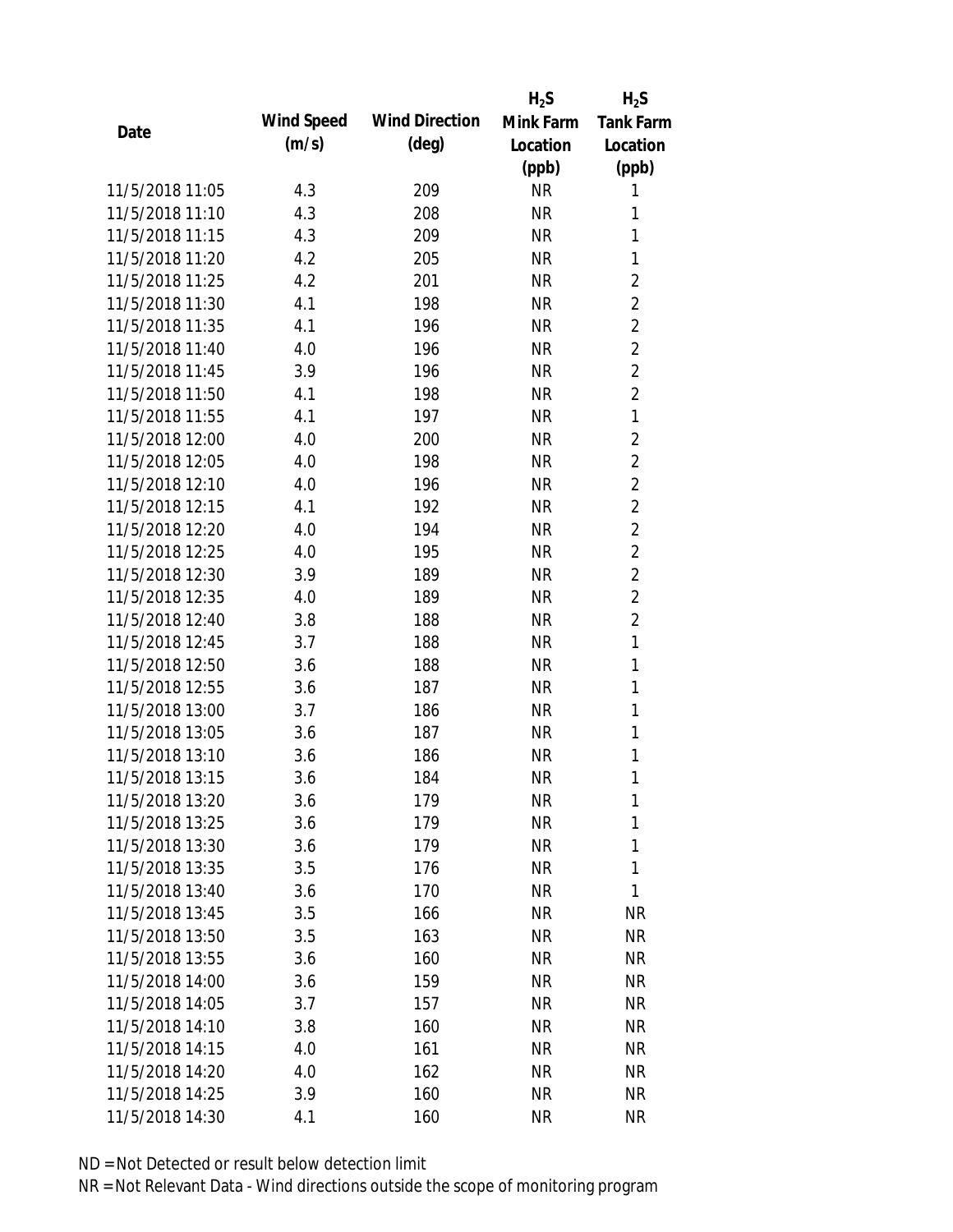| Date | Wind Speed (m/s) | Wind Direction (deg) | $H_2S$ Mink Farm Location (ppb) | $H_2S$ Tank Farm Location (ppb) |
|---|---|---|---|---|
| 11/5/2018 11:05 | 4.3 | 209 | NR | 1 |
| 11/5/2018 11:10 | 4.3 | 208 | NR | 1 |
| 11/5/2018 11:15 | 4.3 | 209 | NR | 1 |
| 11/5/2018 11:20 | 4.2 | 205 | NR | 1 |
| 11/5/2018 11:25 | 4.2 | 201 | NR | 2 |
| 11/5/2018 11:30 | 4.1 | 198 | NR | 2 |
| 11/5/2018 11:35 | 4.1 | 196 | NR | 2 |
| 11/5/2018 11:40 | 4.0 | 196 | NR | 2 |
| 11/5/2018 11:45 | 3.9 | 196 | NR | 2 |
| 11/5/2018 11:50 | 4.1 | 198 | NR | 2 |
| 11/5/2018 11:55 | 4.1 | 197 | NR | 1 |
| 11/5/2018 12:00 | 4.0 | 200 | NR | 2 |
| 11/5/2018 12:05 | 4.0 | 198 | NR | 2 |
| 11/5/2018 12:10 | 4.0 | 196 | NR | 2 |
| 11/5/2018 12:15 | 4.1 | 192 | NR | 2 |
| 11/5/2018 12:20 | 4.0 | 194 | NR | 2 |
| 11/5/2018 12:25 | 4.0 | 195 | NR | 2 |
| 11/5/2018 12:30 | 3.9 | 189 | NR | 2 |
| 11/5/2018 12:35 | 4.0 | 189 | NR | 2 |
| 11/5/2018 12:40 | 3.8 | 188 | NR | 2 |
| 11/5/2018 12:45 | 3.7 | 188 | NR | 1 |
| 11/5/2018 12:50 | 3.6 | 188 | NR | 1 |
| 11/5/2018 12:55 | 3.6 | 187 | NR | 1 |
| 11/5/2018 13:00 | 3.7 | 186 | NR | 1 |
| 11/5/2018 13:05 | 3.6 | 187 | NR | 1 |
| 11/5/2018 13:10 | 3.6 | 186 | NR | 1 |
| 11/5/2018 13:15 | 3.6 | 184 | NR | 1 |
| 11/5/2018 13:20 | 3.6 | 179 | NR | 1 |
| 11/5/2018 13:25 | 3.6 | 179 | NR | 1 |
| 11/5/2018 13:30 | 3.6 | 179 | NR | 1 |
| 11/5/2018 13:35 | 3.5 | 176 | NR | 1 |
| 11/5/2018 13:40 | 3.6 | 170 | NR | 1 |
| 11/5/2018 13:45 | 3.5 | 166 | NR | NR |
| 11/5/2018 13:50 | 3.5 | 163 | NR | NR |
| 11/5/2018 13:55 | 3.6 | 160 | NR | NR |
| 11/5/2018 14:00 | 3.6 | 159 | NR | NR |
| 11/5/2018 14:05 | 3.7 | 157 | NR | NR |
| 11/5/2018 14:10 | 3.8 | 160 | NR | NR |
| 11/5/2018 14:15 | 4.0 | 161 | NR | NR |
| 11/5/2018 14:20 | 4.0 | 162 | NR | NR |
| 11/5/2018 14:25 | 3.9 | 160 | NR | NR |
| 11/5/2018 14:30 | 4.1 | 160 | NR | NR |

ND = Not Detected or result below detection limit

NR = Not Relevant Data - Wind directions outside the scope of monitoring program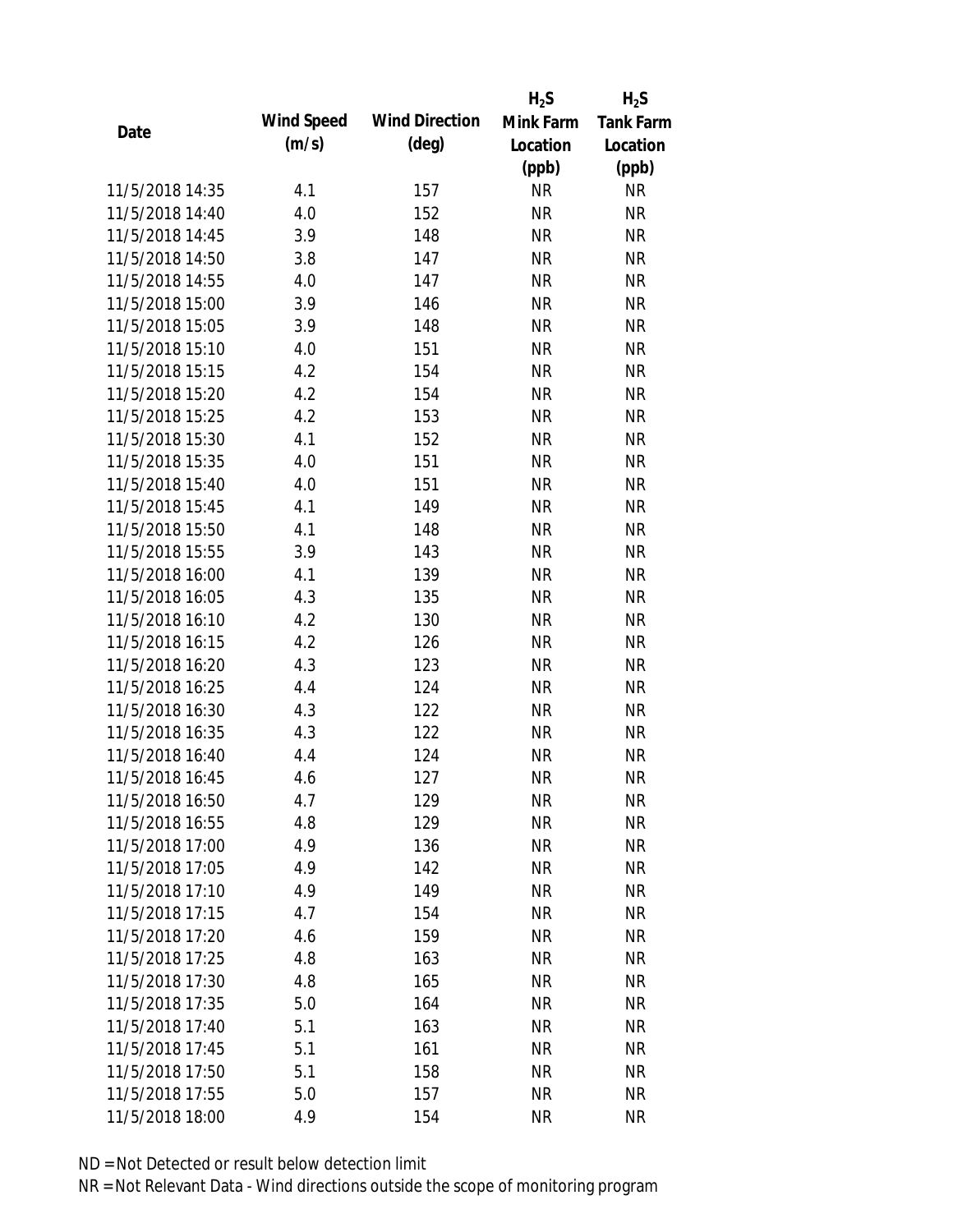| Date | Wind Speed (m/s) | Wind Direction (deg) | $H_2S$ Mink Farm Location (ppb) | $H_2S$ Tank Farm Location (ppb) |
|---|---|---|---|---|
| 11/5/2018 14:35 | 4.1 | 157 | NR | NR |
| 11/5/2018 14:40 | 4.0 | 152 | NR | NR |
| 11/5/2018 14:45 | 3.9 | 148 | NR | NR |
| 11/5/2018 14:50 | 3.8 | 147 | NR | NR |
| 11/5/2018 14:55 | 4.0 | 147 | NR | NR |
| 11/5/2018 15:00 | 3.9 | 146 | NR | NR |
| 11/5/2018 15:05 | 3.9 | 148 | NR | NR |
| 11/5/2018 15:10 | 4.0 | 151 | NR | NR |
| 11/5/2018 15:15 | 4.2 | 154 | NR | NR |
| 11/5/2018 15:20 | 4.2 | 154 | NR | NR |
| 11/5/2018 15:25 | 4.2 | 153 | NR | NR |
| 11/5/2018 15:30 | 4.1 | 152 | NR | NR |
| 11/5/2018 15:35 | 4.0 | 151 | NR | NR |
| 11/5/2018 15:40 | 4.0 | 151 | NR | NR |
| 11/5/2018 15:45 | 4.1 | 149 | NR | NR |
| 11/5/2018 15:50 | 4.1 | 148 | NR | NR |
| 11/5/2018 15:55 | 3.9 | 143 | NR | NR |
| 11/5/2018 16:00 | 4.1 | 139 | NR | NR |
| 11/5/2018 16:05 | 4.3 | 135 | NR | NR |
| 11/5/2018 16:10 | 4.2 | 130 | NR | NR |
| 11/5/2018 16:15 | 4.2 | 126 | NR | NR |
| 11/5/2018 16:20 | 4.3 | 123 | NR | NR |
| 11/5/2018 16:25 | 4.4 | 124 | NR | NR |
| 11/5/2018 16:30 | 4.3 | 122 | NR | NR |
| 11/5/2018 16:35 | 4.3 | 122 | NR | NR |
| 11/5/2018 16:40 | 4.4 | 124 | NR | NR |
| 11/5/2018 16:45 | 4.6 | 127 | NR | NR |
| 11/5/2018 16:50 | 4.7 | 129 | NR | NR |
| 11/5/2018 16:55 | 4.8 | 129 | NR | NR |
| 11/5/2018 17:00 | 4.9 | 136 | NR | NR |
| 11/5/2018 17:05 | 4.9 | 142 | NR | NR |
| 11/5/2018 17:10 | 4.9 | 149 | NR | NR |
| 11/5/2018 17:15 | 4.7 | 154 | NR | NR |
| 11/5/2018 17:20 | 4.6 | 159 | NR | NR |
| 11/5/2018 17:25 | 4.8 | 163 | NR | NR |
| 11/5/2018 17:30 | 4.8 | 165 | NR | NR |
| 11/5/2018 17:35 | 5.0 | 164 | NR | NR |
| 11/5/2018 17:40 | 5.1 | 163 | NR | NR |
| 11/5/2018 17:45 | 5.1 | 161 | NR | NR |
| 11/5/2018 17:50 | 5.1 | 158 | NR | NR |
| 11/5/2018 17:55 | 5.0 | 157 | NR | NR |
| 11/5/2018 18:00 | 4.9 | 154 | NR | NR |

ND = Not Detected or result below detection limit

NR = Not Relevant Data - Wind directions outside the scope of monitoring program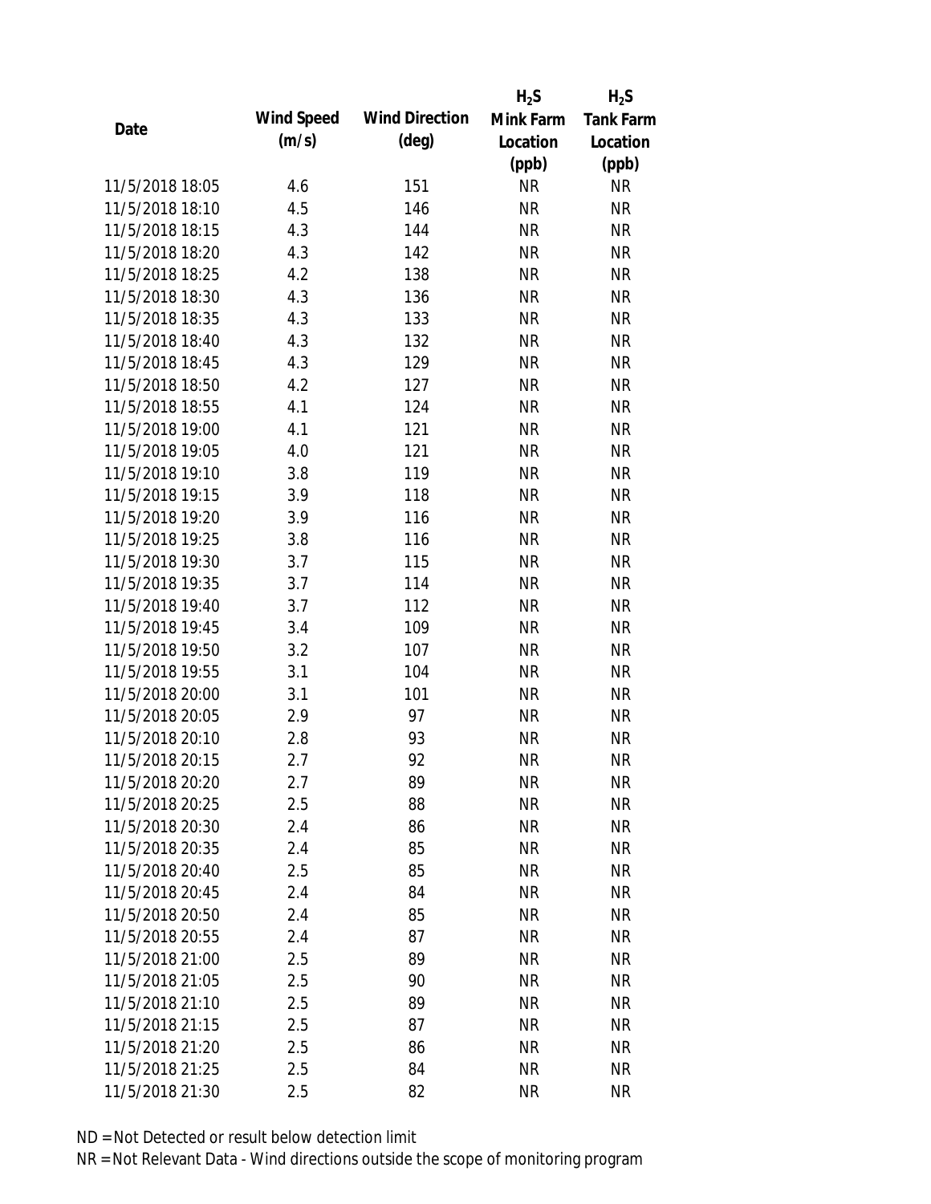| Date | Wind Speed (m/s) | Wind Direction (deg) | $H_2S$ Mink Farm Location (ppb) | $H_2S$ Tank Farm Location (ppb) |
|---|---|---|---|---|
| 11/5/2018 18:05 | 4.6 | 151 | NR | NR |
| 11/5/2018 18:10 | 4.5 | 146 | NR | NR |
| 11/5/2018 18:15 | 4.3 | 144 | NR | NR |
| 11/5/2018 18:20 | 4.3 | 142 | NR | NR |
| 11/5/2018 18:25 | 4.2 | 138 | NR | NR |
| 11/5/2018 18:30 | 4.3 | 136 | NR | NR |
| 11/5/2018 18:35 | 4.3 | 133 | NR | NR |
| 11/5/2018 18:40 | 4.3 | 132 | NR | NR |
| 11/5/2018 18:45 | 4.3 | 129 | NR | NR |
| 11/5/2018 18:50 | 4.2 | 127 | NR | NR |
| 11/5/2018 18:55 | 4.1 | 124 | NR | NR |
| 11/5/2018 19:00 | 4.1 | 121 | NR | NR |
| 11/5/2018 19:05 | 4.0 | 121 | NR | NR |
| 11/5/2018 19:10 | 3.8 | 119 | NR | NR |
| 11/5/2018 19:15 | 3.9 | 118 | NR | NR |
| 11/5/2018 19:20 | 3.9 | 116 | NR | NR |
| 11/5/2018 19:25 | 3.8 | 116 | NR | NR |
| 11/5/2018 19:30 | 3.7 | 115 | NR | NR |
| 11/5/2018 19:35 | 3.7 | 114 | NR | NR |
| 11/5/2018 19:40 | 3.7 | 112 | NR | NR |
| 11/5/2018 19:45 | 3.4 | 109 | NR | NR |
| 11/5/2018 19:50 | 3.2 | 107 | NR | NR |
| 11/5/2018 19:55 | 3.1 | 104 | NR | NR |
| 11/5/2018 20:00 | 3.1 | 101 | NR | NR |
| 11/5/2018 20:05 | 2.9 | 97 | NR | NR |
| 11/5/2018 20:10 | 2.8 | 93 | NR | NR |
| 11/5/2018 20:15 | 2.7 | 92 | NR | NR |
| 11/5/2018 20:20 | 2.7 | 89 | NR | NR |
| 11/5/2018 20:25 | 2.5 | 88 | NR | NR |
| 11/5/2018 20:30 | 2.4 | 86 | NR | NR |
| 11/5/2018 20:35 | 2.4 | 85 | NR | NR |
| 11/5/2018 20:40 | 2.5 | 85 | NR | NR |
| 11/5/2018 20:45 | 2.4 | 84 | NR | NR |
| 11/5/2018 20:50 | 2.4 | 85 | NR | NR |
| 11/5/2018 20:55 | 2.4 | 87 | NR | NR |
| 11/5/2018 21:00 | 2.5 | 89 | NR | NR |
| 11/5/2018 21:05 | 2.5 | 90 | NR | NR |
| 11/5/2018 21:10 | 2.5 | 89 | NR | NR |
| 11/5/2018 21:15 | 2.5 | 87 | NR | NR |
| 11/5/2018 21:20 | 2.5 | 86 | NR | NR |
| 11/5/2018 21:25 | 2.5 | 84 | NR | NR |
| 11/5/2018 21:30 | 2.5 | 82 | NR | NR |

ND = Not Detected or result below detection limit

NR = Not Relevant Data - Wind directions outside the scope of monitoring program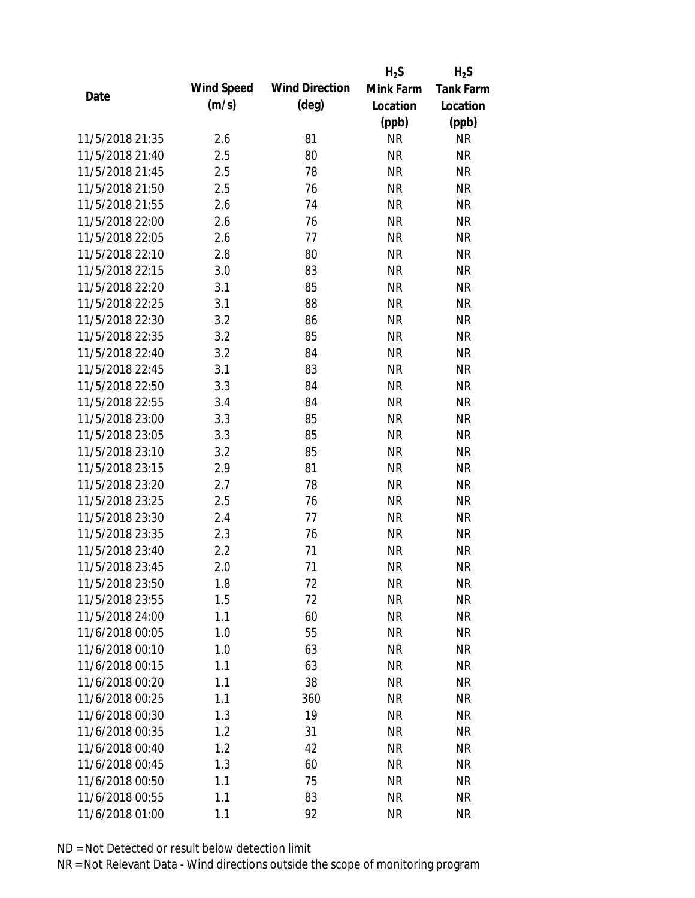| Date | Wind Speed (m/s) | Wind Direction (deg) | $H_2S$ Mink Farm Location (ppb) | $H_2S$ Tank Farm Location (ppb) |
|---|---|---|---|---|
| 11/5/2018 21:35 | 2.6 | 81 | NR | NR |
| 11/5/2018 21:40 | 2.5 | 80 | NR | NR |
| 11/5/2018 21:45 | 2.5 | 78 | NR | NR |
| 11/5/2018 21:50 | 2.5 | 76 | NR | NR |
| 11/5/2018 21:55 | 2.6 | 74 | NR | NR |
| 11/5/2018 22:00 | 2.6 | 76 | NR | NR |
| 11/5/2018 22:05 | 2.6 | 77 | NR | NR |
| 11/5/2018 22:10 | 2.8 | 80 | NR | NR |
| 11/5/2018 22:15 | 3.0 | 83 | NR | NR |
| 11/5/2018 22:20 | 3.1 | 85 | NR | NR |
| 11/5/2018 22:25 | 3.1 | 88 | NR | NR |
| 11/5/2018 22:30 | 3.2 | 86 | NR | NR |
| 11/5/2018 22:35 | 3.2 | 85 | NR | NR |
| 11/5/2018 22:40 | 3.2 | 84 | NR | NR |
| 11/5/2018 22:45 | 3.1 | 83 | NR | NR |
| 11/5/2018 22:50 | 3.3 | 84 | NR | NR |
| 11/5/2018 22:55 | 3.4 | 84 | NR | NR |
| 11/5/2018 23:00 | 3.3 | 85 | NR | NR |
| 11/5/2018 23:05 | 3.3 | 85 | NR | NR |
| 11/5/2018 23:10 | 3.2 | 85 | NR | NR |
| 11/5/2018 23:15 | 2.9 | 81 | NR | NR |
| 11/5/2018 23:20 | 2.7 | 78 | NR | NR |
| 11/5/2018 23:25 | 2.5 | 76 | NR | NR |
| 11/5/2018 23:30 | 2.4 | 77 | NR | NR |
| 11/5/2018 23:35 | 2.3 | 76 | NR | NR |
| 11/5/2018 23:40 | 2.2 | 71 | NR | NR |
| 11/5/2018 23:45 | 2.0 | 71 | NR | NR |
| 11/5/2018 23:50 | 1.8 | 72 | NR | NR |
| 11/5/2018 23:55 | 1.5 | 72 | NR | NR |
| 11/5/2018 24:00 | 1.1 | 60 | NR | NR |
| 11/6/2018 00:05 | 1.0 | 55 | NR | NR |
| 11/6/2018 00:10 | 1.0 | 63 | NR | NR |
| 11/6/2018 00:15 | 1.1 | 63 | NR | NR |
| 11/6/2018 00:20 | 1.1 | 38 | NR | NR |
| 11/6/2018 00:25 | 1.1 | 360 | NR | NR |
| 11/6/2018 00:30 | 1.3 | 19 | NR | NR |
| 11/6/2018 00:35 | 1.2 | 31 | NR | NR |
| 11/6/2018 00:40 | 1.2 | 42 | NR | NR |
| 11/6/2018 00:45 | 1.3 | 60 | NR | NR |
| 11/6/2018 00:50 | 1.1 | 75 | NR | NR |
| 11/6/2018 00:55 | 1.1 | 83 | NR | NR |
| 11/6/2018 01:00 | 1.1 | 92 | NR | NR |

ND = Not Detected or result below detection limit

NR = Not Relevant Data - Wind directions outside the scope of monitoring program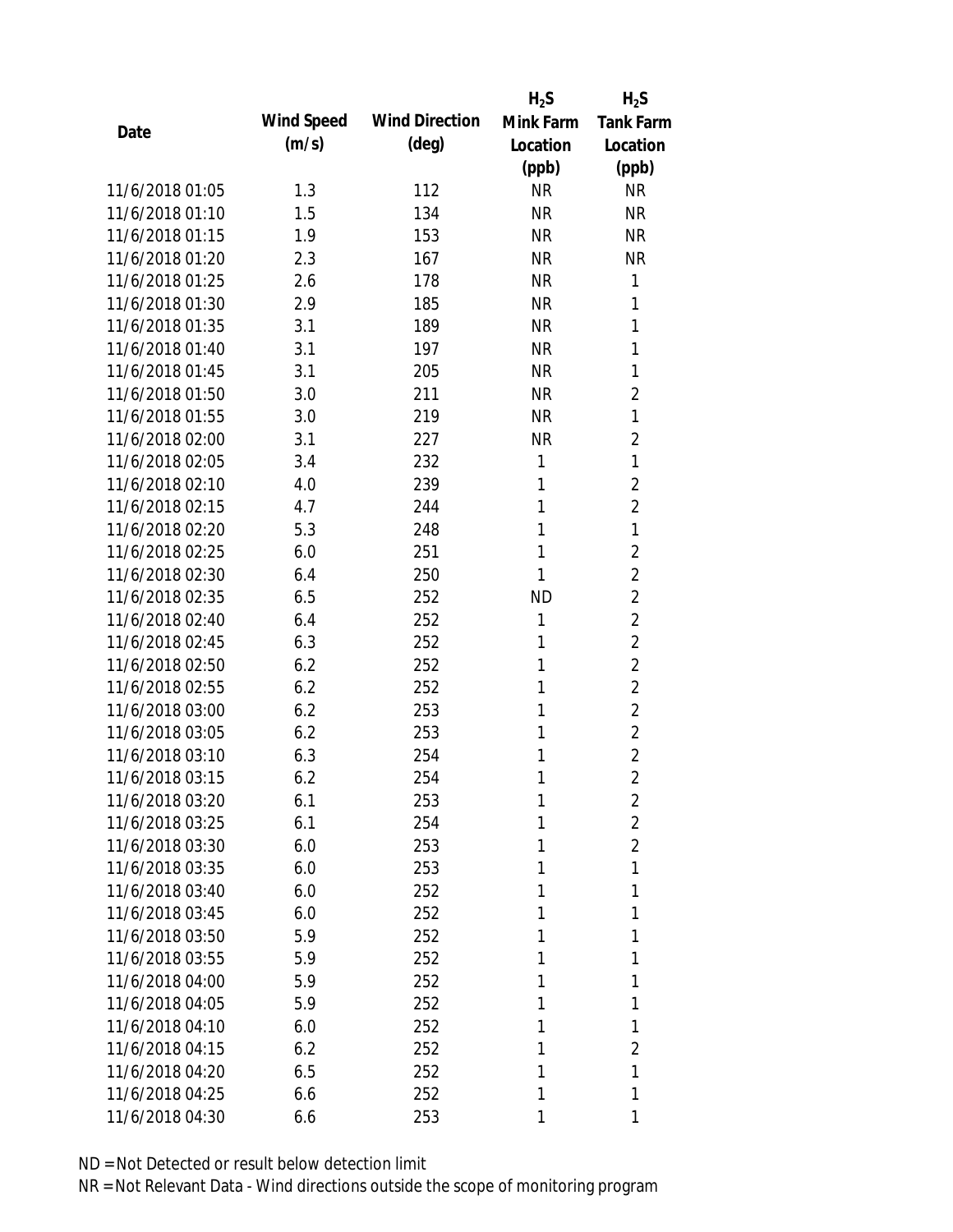| Date | Wind Speed (m/s) | Wind Direction (deg) | $H_2S$ Mink Farm Location (ppb) | $H_2S$ Tank Farm Location (ppb) |
|---|---|---|---|---|
| 11/6/2018 01:05 | 1.3 | 112 | NR | NR |
| 11/6/2018 01:10 | 1.5 | 134 | NR | NR |
| 11/6/2018 01:15 | 1.9 | 153 | NR | NR |
| 11/6/2018 01:20 | 2.3 | 167 | NR | NR |
| 11/6/2018 01:25 | 2.6 | 178 | NR | 1 |
| 11/6/2018 01:30 | 2.9 | 185 | NR | 1 |
| 11/6/2018 01:35 | 3.1 | 189 | NR | 1 |
| 11/6/2018 01:40 | 3.1 | 197 | NR | 1 |
| 11/6/2018 01:45 | 3.1 | 205 | NR | 1 |
| 11/6/2018 01:50 | 3.0 | 211 | NR | 2 |
| 11/6/2018 01:55 | 3.0 | 219 | NR | 1 |
| 11/6/2018 02:00 | 3.1 | 227 | NR | 2 |
| 11/6/2018 02:05 | 3.4 | 232 | 1 | 1 |
| 11/6/2018 02:10 | 4.0 | 239 | 1 | 2 |
| 11/6/2018 02:15 | 4.7 | 244 | 1 | 2 |
| 11/6/2018 02:20 | 5.3 | 248 | 1 | 1 |
| 11/6/2018 02:25 | 6.0 | 251 | 1 | 2 |
| 11/6/2018 02:30 | 6.4 | 250 | 1 | 2 |
| 11/6/2018 02:35 | 6.5 | 252 | ND | 2 |
| 11/6/2018 02:40 | 6.4 | 252 | 1 | 2 |
| 11/6/2018 02:45 | 6.3 | 252 | 1 | 2 |
| 11/6/2018 02:50 | 6.2 | 252 | 1 | 2 |
| 11/6/2018 02:55 | 6.2 | 252 | 1 | 2 |
| 11/6/2018 03:00 | 6.2 | 253 | 1 | 2 |
| 11/6/2018 03:05 | 6.2 | 253 | 1 | 2 |
| 11/6/2018 03:10 | 6.3 | 254 | 1 | 2 |
| 11/6/2018 03:15 | 6.2 | 254 | 1 | 2 |
| 11/6/2018 03:20 | 6.1 | 253 | 1 | 2 |
| 11/6/2018 03:25 | 6.1 | 254 | 1 | 2 |
| 11/6/2018 03:30 | 6.0 | 253 | 1 | 2 |
| 11/6/2018 03:35 | 6.0 | 253 | 1 | 1 |
| 11/6/2018 03:40 | 6.0 | 252 | 1 | 1 |
| 11/6/2018 03:45 | 6.0 | 252 | 1 | 1 |
| 11/6/2018 03:50 | 5.9 | 252 | 1 | 1 |
| 11/6/2018 03:55 | 5.9 | 252 | 1 | 1 |
| 11/6/2018 04:00 | 5.9 | 252 | 1 | 1 |
| 11/6/2018 04:05 | 5.9 | 252 | 1 | 1 |
| 11/6/2018 04:10 | 6.0 | 252 | 1 | 1 |
| 11/6/2018 04:15 | 6.2 | 252 | 1 | 2 |
| 11/6/2018 04:20 | 6.5 | 252 | 1 | 1 |
| 11/6/2018 04:25 | 6.6 | 252 | 1 | 1 |
| 11/6/2018 04:30 | 6.6 | 253 | 1 | 1 |

ND = Not Detected or result below detection limit

NR = Not Relevant Data - Wind directions outside the scope of monitoring program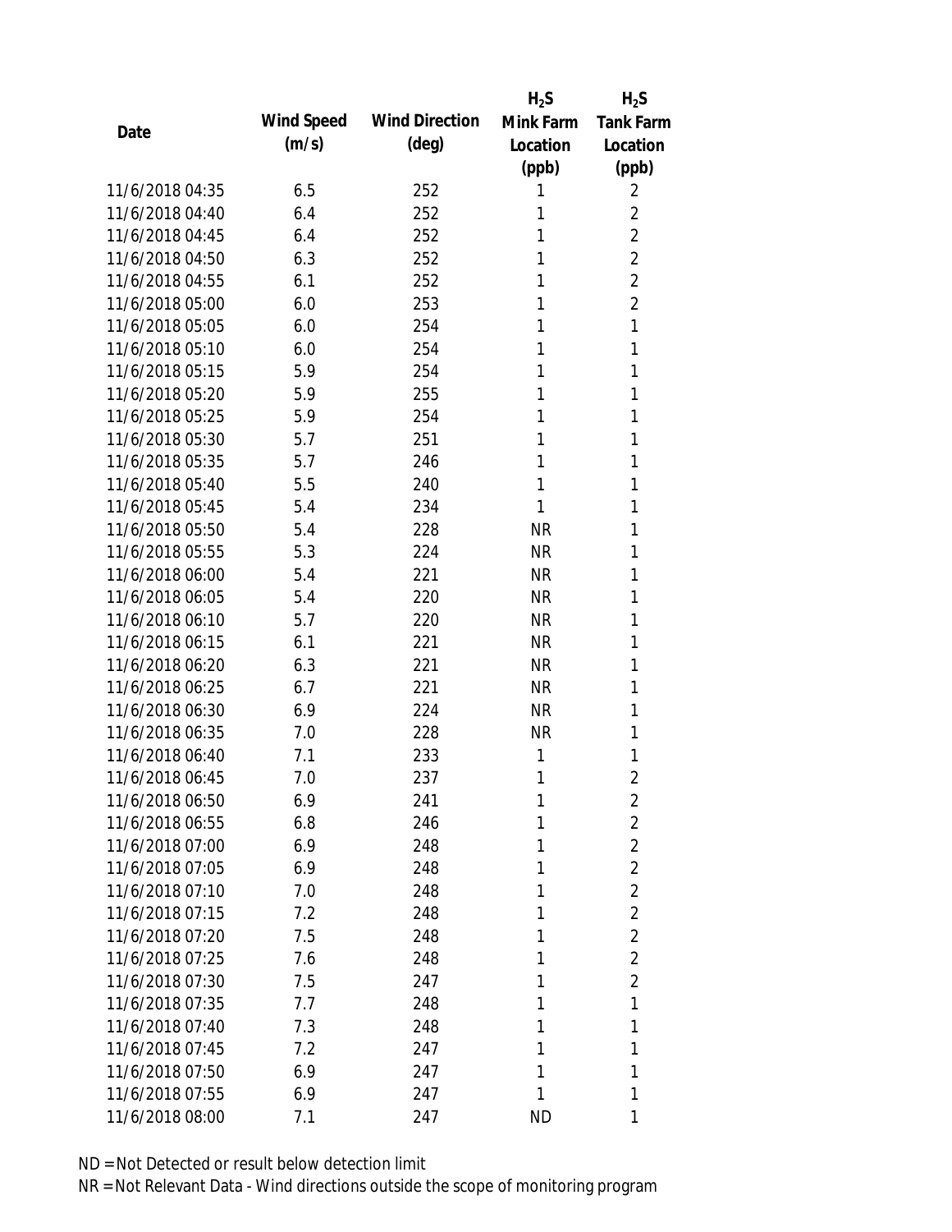| Date | Wind Speed (m/s) | Wind Direction (deg) | $H_2S$ Mink Farm Location (ppb) | $H_2S$ Tank Farm Location (ppb) |
|---|---|---|---|---|
| 11/6/2018 04:35 | 6.5 | 252 | 1 | 2 |
| 11/6/2018 04:40 | 6.4 | 252 | 1 | 2 |
| 11/6/2018 04:45 | 6.4 | 252 | 1 | 2 |
| 11/6/2018 04:50 | 6.3 | 252 | 1 | 2 |
| 11/6/2018 04:55 | 6.1 | 252 | 1 | 2 |
| 11/6/2018 05:00 | 6.0 | 253 | 1 | 2 |
| 11/6/2018 05:05 | 6.0 | 254 | 1 | 1 |
| 11/6/2018 05:10 | 6.0 | 254 | 1 | 1 |
| 11/6/2018 05:15 | 5.9 | 254 | 1 | 1 |
| 11/6/2018 05:20 | 5.9 | 255 | 1 | 1 |
| 11/6/2018 05:25 | 5.9 | 254 | 1 | 1 |
| 11/6/2018 05:30 | 5.7 | 251 | 1 | 1 |
| 11/6/2018 05:35 | 5.7 | 246 | 1 | 1 |
| 11/6/2018 05:40 | 5.5 | 240 | 1 | 1 |
| 11/6/2018 05:45 | 5.4 | 234 | 1 | 1 |
| 11/6/2018 05:50 | 5.4 | 228 | NR | 1 |
| 11/6/2018 05:55 | 5.3 | 224 | NR | 1 |
| 11/6/2018 06:00 | 5.4 | 221 | NR | 1 |
| 11/6/2018 06:05 | 5.4 | 220 | NR | 1 |
| 11/6/2018 06:10 | 5.7 | 220 | NR | 1 |
| 11/6/2018 06:15 | 6.1 | 221 | NR | 1 |
| 11/6/2018 06:20 | 6.3 | 221 | NR | 1 |
| 11/6/2018 06:25 | 6.7 | 221 | NR | 1 |
| 11/6/2018 06:30 | 6.9 | 224 | NR | 1 |
| 11/6/2018 06:35 | 7.0 | 228 | NR | 1 |
| 11/6/2018 06:40 | 7.1 | 233 | 1 | 1 |
| 11/6/2018 06:45 | 7.0 | 237 | 1 | 2 |
| 11/6/2018 06:50 | 6.9 | 241 | 1 | 2 |
| 11/6/2018 06:55 | 6.8 | 246 | 1 | 2 |
| 11/6/2018 07:00 | 6.9 | 248 | 1 | 2 |
| 11/6/2018 07:05 | 6.9 | 248 | 1 | 2 |
| 11/6/2018 07:10 | 7.0 | 248 | 1 | 2 |
| 11/6/2018 07:15 | 7.2 | 248 | 1 | 2 |
| 11/6/2018 07:20 | 7.5 | 248 | 1 | 2 |
| 11/6/2018 07:25 | 7.6 | 248 | 1 | 2 |
| 11/6/2018 07:30 | 7.5 | 247 | 1 | 2 |
| 11/6/2018 07:35 | 7.7 | 248 | 1 | 1 |
| 11/6/2018 07:40 | 7.3 | 248 | 1 | 1 |
| 11/6/2018 07:45 | 7.2 | 247 | 1 | 1 |
| 11/6/2018 07:50 | 6.9 | 247 | 1 | 1 |
| 11/6/2018 07:55 | 6.9 | 247 | 1 | 1 |
| 11/6/2018 08:00 | 7.1 | 247 | ND | 1 |

ND = Not Detected or result below detection limit

NR = Not Relevant Data - Wind directions outside the scope of monitoring program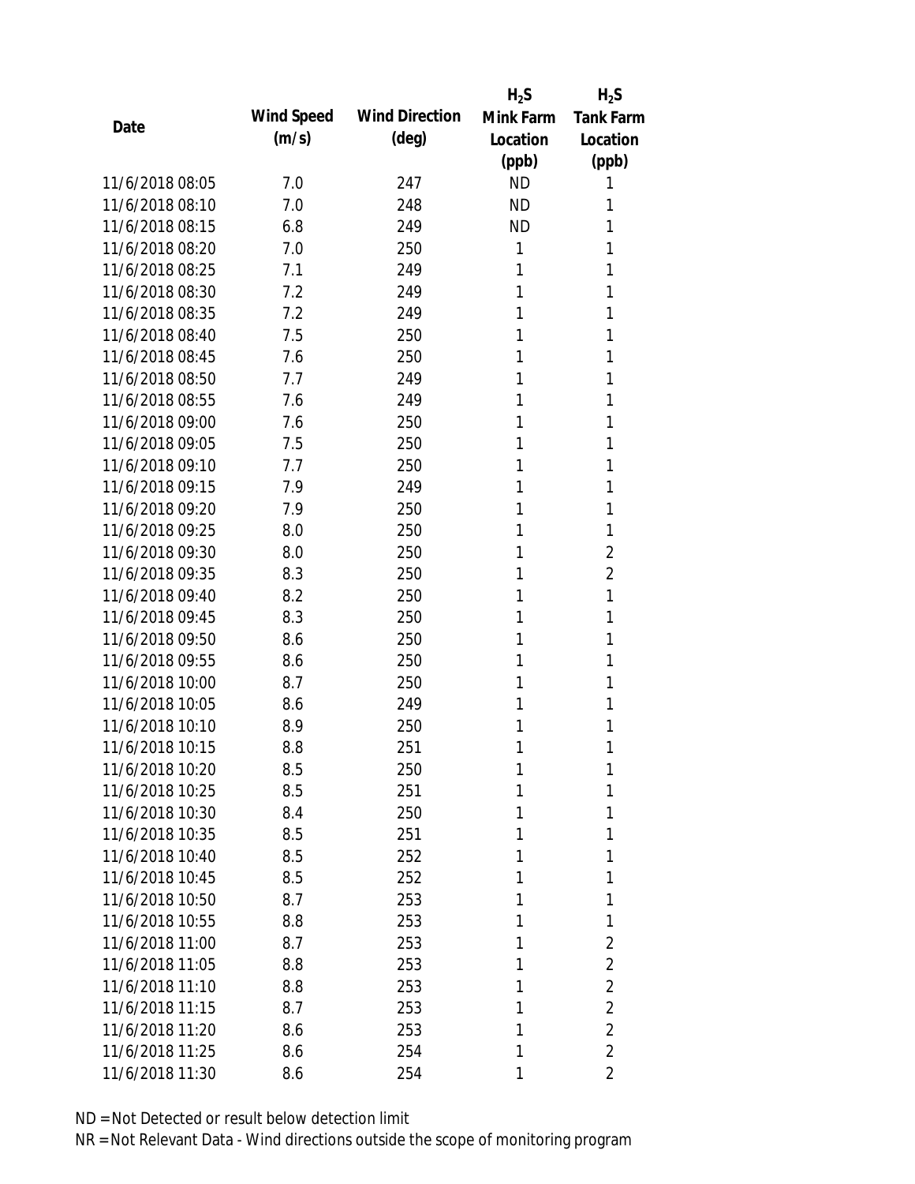| Date | Wind Speed (m/s) | Wind Direction (deg) | $H_2S$ Mink Farm Location (ppb) | $H_2S$ Tank Farm Location (ppb) |
|---|---|---|---|---|
| 11/6/2018 08:05 | 7.0 | 247 | ND | 1 |
| 11/6/2018 08:10 | 7.0 | 248 | ND | 1 |
| 11/6/2018 08:15 | 6.8 | 249 | ND | 1 |
| 11/6/2018 08:20 | 7.0 | 250 | 1 | 1 |
| 11/6/2018 08:25 | 7.1 | 249 | 1 | 1 |
| 11/6/2018 08:30 | 7.2 | 249 | 1 | 1 |
| 11/6/2018 08:35 | 7.2 | 249 | 1 | 1 |
| 11/6/2018 08:40 | 7.5 | 250 | 1 | 1 |
| 11/6/2018 08:45 | 7.6 | 250 | 1 | 1 |
| 11/6/2018 08:50 | 7.7 | 249 | 1 | 1 |
| 11/6/2018 08:55 | 7.6 | 249 | 1 | 1 |
| 11/6/2018 09:00 | 7.6 | 250 | 1 | 1 |
| 11/6/2018 09:05 | 7.5 | 250 | 1 | 1 |
| 11/6/2018 09:10 | 7.7 | 250 | 1 | 1 |
| 11/6/2018 09:15 | 7.9 | 249 | 1 | 1 |
| 11/6/2018 09:20 | 7.9 | 250 | 1 | 1 |
| 11/6/2018 09:25 | 8.0 | 250 | 1 | 1 |
| 11/6/2018 09:30 | 8.0 | 250 | 1 | 2 |
| 11/6/2018 09:35 | 8.3 | 250 | 1 | 2 |
| 11/6/2018 09:40 | 8.2 | 250 | 1 | 1 |
| 11/6/2018 09:45 | 8.3 | 250 | 1 | 1 |
| 11/6/2018 09:50 | 8.6 | 250 | 1 | 1 |
| 11/6/2018 09:55 | 8.6 | 250 | 1 | 1 |
| 11/6/2018 10:00 | 8.7 | 250 | 1 | 1 |
| 11/6/2018 10:05 | 8.6 | 249 | 1 | 1 |
| 11/6/2018 10:10 | 8.9 | 250 | 1 | 1 |
| 11/6/2018 10:15 | 8.8 | 251 | 1 | 1 |
| 11/6/2018 10:20 | 8.5 | 250 | 1 | 1 |
| 11/6/2018 10:25 | 8.5 | 251 | 1 | 1 |
| 11/6/2018 10:30 | 8.4 | 250 | 1 | 1 |
| 11/6/2018 10:35 | 8.5 | 251 | 1 | 1 |
| 11/6/2018 10:40 | 8.5 | 252 | 1 | 1 |
| 11/6/2018 10:45 | 8.5 | 252 | 1 | 1 |
| 11/6/2018 10:50 | 8.7 | 253 | 1 | 1 |
| 11/6/2018 10:55 | 8.8 | 253 | 1 | 1 |
| 11/6/2018 11:00 | 8.7 | 253 | 1 | 2 |
| 11/6/2018 11:05 | 8.8 | 253 | 1 | 2 |
| 11/6/2018 11:10 | 8.8 | 253 | 1 | 2 |
| 11/6/2018 11:15 | 8.7 | 253 | 1 | 2 |
| 11/6/2018 11:20 | 8.6 | 253 | 1 | 2 |
| 11/6/2018 11:25 | 8.6 | 254 | 1 | 2 |
| 11/6/2018 11:30 | 8.6 | 254 | 1 | 2 |

ND = Not Detected or result below detection limit

NR = Not Relevant Data - Wind directions outside the scope of monitoring program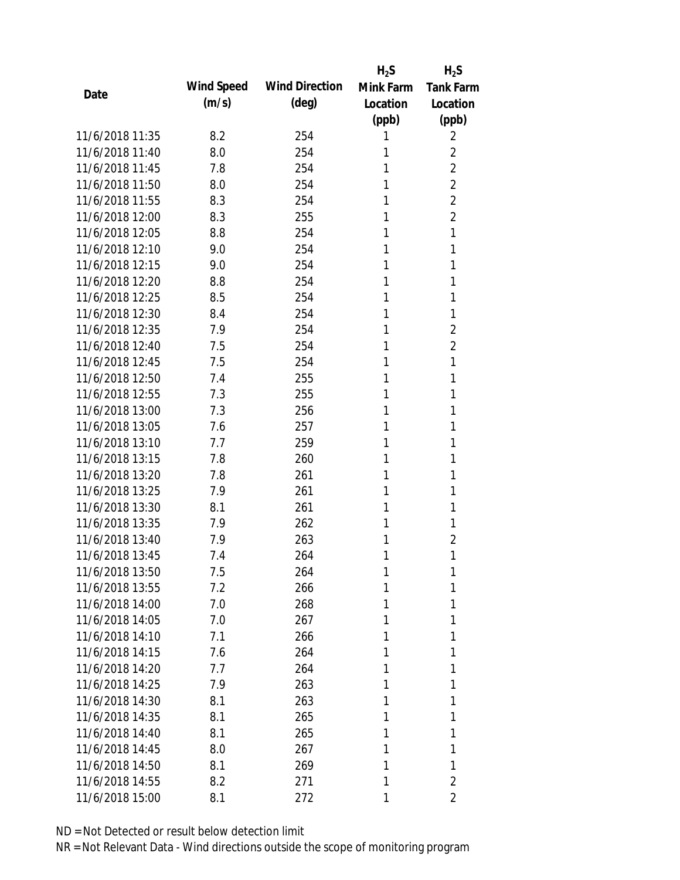| Date | Wind Speed (m/s) | Wind Direction (deg) | $H_2S$ Mink Farm Location (ppb) | $H_2S$ Tank Farm Location (ppb) |
|---|---|---|---|---|
| 11/6/2018 11:35 | 8.2 | 254 | 1 | 2 |
| 11/6/2018 11:40 | 8.0 | 254 | 1 | 2 |
| 11/6/2018 11:45 | 7.8 | 254 | 1 | 2 |
| 11/6/2018 11:50 | 8.0 | 254 | 1 | 2 |
| 11/6/2018 11:55 | 8.3 | 254 | 1 | 2 |
| 11/6/2018 12:00 | 8.3 | 255 | 1 | 2 |
| 11/6/2018 12:05 | 8.8 | 254 | 1 | 1 |
| 11/6/2018 12:10 | 9.0 | 254 | 1 | 1 |
| 11/6/2018 12:15 | 9.0 | 254 | 1 | 1 |
| 11/6/2018 12:20 | 8.8 | 254 | 1 | 1 |
| 11/6/2018 12:25 | 8.5 | 254 | 1 | 1 |
| 11/6/2018 12:30 | 8.4 | 254 | 1 | 1 |
| 11/6/2018 12:35 | 7.9 | 254 | 1 | 2 |
| 11/6/2018 12:40 | 7.5 | 254 | 1 | 2 |
| 11/6/2018 12:45 | 7.5 | 254 | 1 | 1 |
| 11/6/2018 12:50 | 7.4 | 255 | 1 | 1 |
| 11/6/2018 12:55 | 7.3 | 255 | 1 | 1 |
| 11/6/2018 13:00 | 7.3 | 256 | 1 | 1 |
| 11/6/2018 13:05 | 7.6 | 257 | 1 | 1 |
| 11/6/2018 13:10 | 7.7 | 259 | 1 | 1 |
| 11/6/2018 13:15 | 7.8 | 260 | 1 | 1 |
| 11/6/2018 13:20 | 7.8 | 261 | 1 | 1 |
| 11/6/2018 13:25 | 7.9 | 261 | 1 | 1 |
| 11/6/2018 13:30 | 8.1 | 261 | 1 | 1 |
| 11/6/2018 13:35 | 7.9 | 262 | 1 | 1 |
| 11/6/2018 13:40 | 7.9 | 263 | 1 | 2 |
| 11/6/2018 13:45 | 7.4 | 264 | 1 | 1 |
| 11/6/2018 13:50 | 7.5 | 264 | 1 | 1 |
| 11/6/2018 13:55 | 7.2 | 266 | 1 | 1 |
| 11/6/2018 14:00 | 7.0 | 268 | 1 | 1 |
| 11/6/2018 14:05 | 7.0 | 267 | 1 | 1 |
| 11/6/2018 14:10 | 7.1 | 266 | 1 | 1 |
| 11/6/2018 14:15 | 7.6 | 264 | 1 | 1 |
| 11/6/2018 14:20 | 7.7 | 264 | 1 | 1 |
| 11/6/2018 14:25 | 7.9 | 263 | 1 | 1 |
| 11/6/2018 14:30 | 8.1 | 263 | 1 | 1 |
| 11/6/2018 14:35 | 8.1 | 265 | 1 | 1 |
| 11/6/2018 14:40 | 8.1 | 265 | 1 | 1 |
| 11/6/2018 14:45 | 8.0 | 267 | 1 | 1 |
| 11/6/2018 14:50 | 8.1 | 269 | 1 | 1 |
| 11/6/2018 14:55 | 8.2 | 271 | 1 | 2 |
| 11/6/2018 15:00 | 8.1 | 272 | 1 | 2 |

ND = Not Detected or result below detection limit

NR = Not Relevant Data - Wind directions outside the scope of monitoring program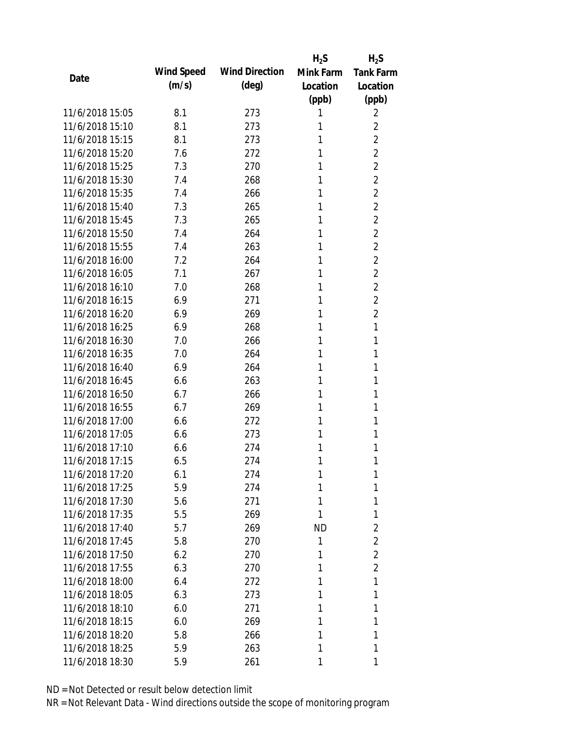| Date | Wind Speed (m/s) | Wind Direction (deg) | $H_2S$ Mink Farm Location (ppb) | $H_2S$ Tank Farm Location (ppb) |
|---|---|---|---|---|
| 11/6/2018 15:05 | 8.1 | 273 | 1 | 2 |
| 11/6/2018 15:10 | 8.1 | 273 | 1 | 2 |
| 11/6/2018 15:15 | 8.1 | 273 | 1 | 2 |
| 11/6/2018 15:20 | 7.6 | 272 | 1 | 2 |
| 11/6/2018 15:25 | 7.3 | 270 | 1 | 2 |
| 11/6/2018 15:30 | 7.4 | 268 | 1 | 2 |
| 11/6/2018 15:35 | 7.4 | 266 | 1 | 2 |
| 11/6/2018 15:40 | 7.3 | 265 | 1 | 2 |
| 11/6/2018 15:45 | 7.3 | 265 | 1 | 2 |
| 11/6/2018 15:50 | 7.4 | 264 | 1 | 2 |
| 11/6/2018 15:55 | 7.4 | 263 | 1 | 2 |
| 11/6/2018 16:00 | 7.2 | 264 | 1 | 2 |
| 11/6/2018 16:05 | 7.1 | 267 | 1 | 2 |
| 11/6/2018 16:10 | 7.0 | 268 | 1 | 2 |
| 11/6/2018 16:15 | 6.9 | 271 | 1 | 2 |
| 11/6/2018 16:20 | 6.9 | 269 | 1 | 2 |
| 11/6/2018 16:25 | 6.9 | 268 | 1 | 1 |
| 11/6/2018 16:30 | 7.0 | 266 | 1 | 1 |
| 11/6/2018 16:35 | 7.0 | 264 | 1 | 1 |
| 11/6/2018 16:40 | 6.9 | 264 | 1 | 1 |
| 11/6/2018 16:45 | 6.6 | 263 | 1 | 1 |
| 11/6/2018 16:50 | 6.7 | 266 | 1 | 1 |
| 11/6/2018 16:55 | 6.7 | 269 | 1 | 1 |
| 11/6/2018 17:00 | 6.6 | 272 | 1 | 1 |
| 11/6/2018 17:05 | 6.6 | 273 | 1 | 1 |
| 11/6/2018 17:10 | 6.6 | 274 | 1 | 1 |
| 11/6/2018 17:15 | 6.5 | 274 | 1 | 1 |
| 11/6/2018 17:20 | 6.1 | 274 | 1 | 1 |
| 11/6/2018 17:25 | 5.9 | 274 | 1 | 1 |
| 11/6/2018 17:30 | 5.6 | 271 | 1 | 1 |
| 11/6/2018 17:35 | 5.5 | 269 | 1 | 1 |
| 11/6/2018 17:40 | 5.7 | 269 | ND | 2 |
| 11/6/2018 17:45 | 5.8 | 270 | 1 | 2 |
| 11/6/2018 17:50 | 6.2 | 270 | 1 | 2 |
| 11/6/2018 17:55 | 6.3 | 270 | 1 | 2 |
| 11/6/2018 18:00 | 6.4 | 272 | 1 | 1 |
| 11/6/2018 18:05 | 6.3 | 273 | 1 | 1 |
| 11/6/2018 18:10 | 6.0 | 271 | 1 | 1 |
| 11/6/2018 18:15 | 6.0 | 269 | 1 | 1 |
| 11/6/2018 18:20 | 5.8 | 266 | 1 | 1 |
| 11/6/2018 18:25 | 5.9 | 263 | 1 | 1 |
| 11/6/2018 18:30 | 5.9 | 261 | 1 | 1 |

ND = Not Detected or result below detection limit

NR = Not Relevant Data - Wind directions outside the scope of monitoring program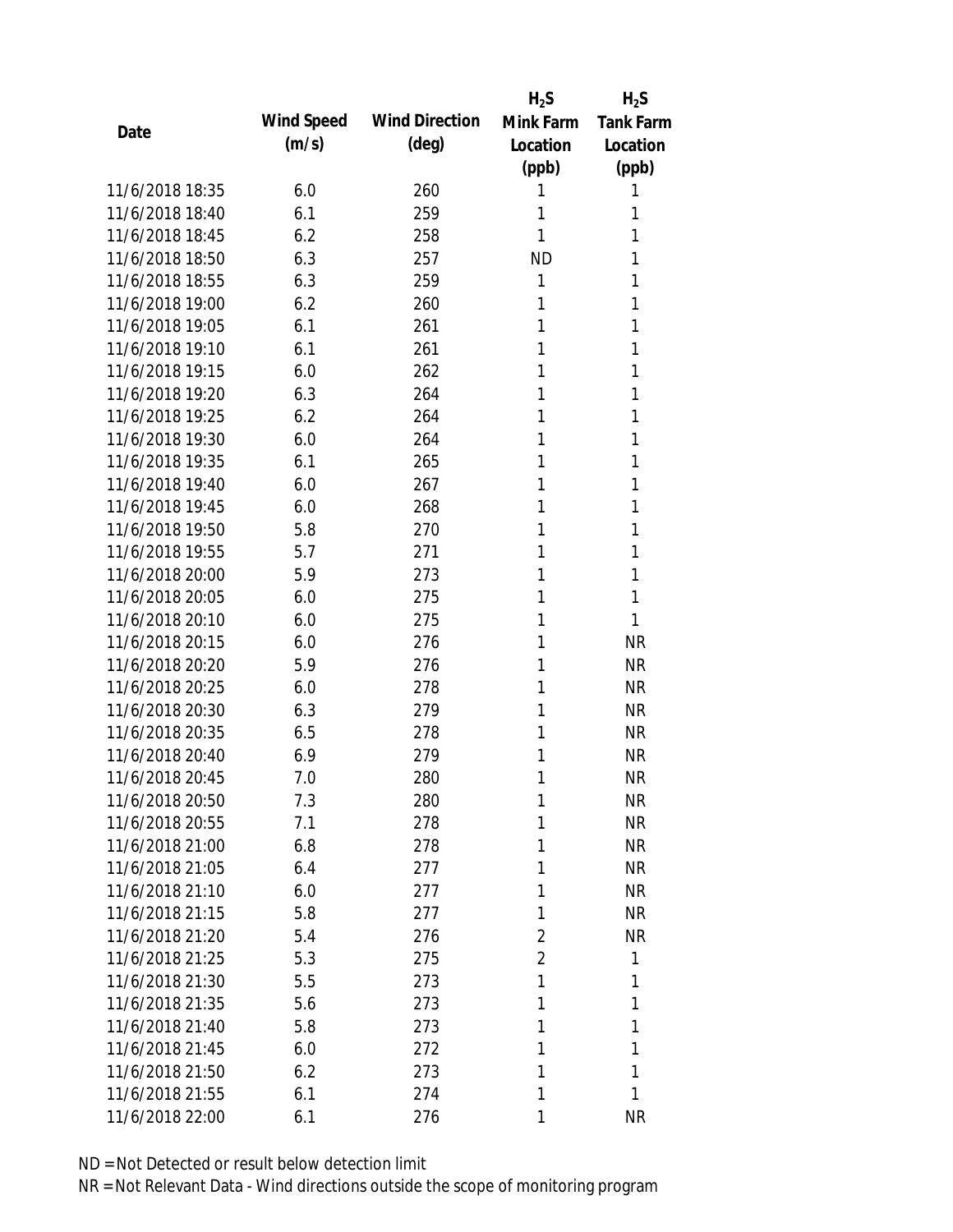| Date | Wind Speed (m/s) | Wind Direction (deg) | $H_2S$ Mink Farm Location (ppb) | $H_2S$ Tank Farm Location (ppb) |
|---|---|---|---|---|
| 11/6/2018 18:35 | 6.0 | 260 | 1 | 1 |
| 11/6/2018 18:40 | 6.1 | 259 | 1 | 1 |
| 11/6/2018 18:45 | 6.2 | 258 | 1 | 1 |
| 11/6/2018 18:50 | 6.3 | 257 | ND | 1 |
| 11/6/2018 18:55 | 6.3 | 259 | 1 | 1 |
| 11/6/2018 19:00 | 6.2 | 260 | 1 | 1 |
| 11/6/2018 19:05 | 6.1 | 261 | 1 | 1 |
| 11/6/2018 19:10 | 6.1 | 261 | 1 | 1 |
| 11/6/2018 19:15 | 6.0 | 262 | 1 | 1 |
| 11/6/2018 19:20 | 6.3 | 264 | 1 | 1 |
| 11/6/2018 19:25 | 6.2 | 264 | 1 | 1 |
| 11/6/2018 19:30 | 6.0 | 264 | 1 | 1 |
| 11/6/2018 19:35 | 6.1 | 265 | 1 | 1 |
| 11/6/2018 19:40 | 6.0 | 267 | 1 | 1 |
| 11/6/2018 19:45 | 6.0 | 268 | 1 | 1 |
| 11/6/2018 19:50 | 5.8 | 270 | 1 | 1 |
| 11/6/2018 19:55 | 5.7 | 271 | 1 | 1 |
| 11/6/2018 20:00 | 5.9 | 273 | 1 | 1 |
| 11/6/2018 20:05 | 6.0 | 275 | 1 | 1 |
| 11/6/2018 20:10 | 6.0 | 275 | 1 | 1 |
| 11/6/2018 20:15 | 6.0 | 276 | 1 | NR |
| 11/6/2018 20:20 | 5.9 | 276 | 1 | NR |
| 11/6/2018 20:25 | 6.0 | 278 | 1 | NR |
| 11/6/2018 20:30 | 6.3 | 279 | 1 | NR |
| 11/6/2018 20:35 | 6.5 | 278 | 1 | NR |
| 11/6/2018 20:40 | 6.9 | 279 | 1 | NR |
| 11/6/2018 20:45 | 7.0 | 280 | 1 | NR |
| 11/6/2018 20:50 | 7.3 | 280 | 1 | NR |
| 11/6/2018 20:55 | 7.1 | 278 | 1 | NR |
| 11/6/2018 21:00 | 6.8 | 278 | 1 | NR |
| 11/6/2018 21:05 | 6.4 | 277 | 1 | NR |
| 11/6/2018 21:10 | 6.0 | 277 | 1 | NR |
| 11/6/2018 21:15 | 5.8 | 277 | 1 | NR |
| 11/6/2018 21:20 | 5.4 | 276 | 2 | NR |
| 11/6/2018 21:25 | 5.3 | 275 | 2 | 1 |
| 11/6/2018 21:30 | 5.5 | 273 | 1 | 1 |
| 11/6/2018 21:35 | 5.6 | 273 | 1 | 1 |
| 11/6/2018 21:40 | 5.8 | 273 | 1 | 1 |
| 11/6/2018 21:45 | 6.0 | 272 | 1 | 1 |
| 11/6/2018 21:50 | 6.2 | 273 | 1 | 1 |
| 11/6/2018 21:55 | 6.1 | 274 | 1 | 1 |
| 11/6/2018 22:00 | 6.1 | 276 | 1 | NR |

ND = Not Detected or result below detection limit

NR = Not Relevant Data - Wind directions outside the scope of monitoring program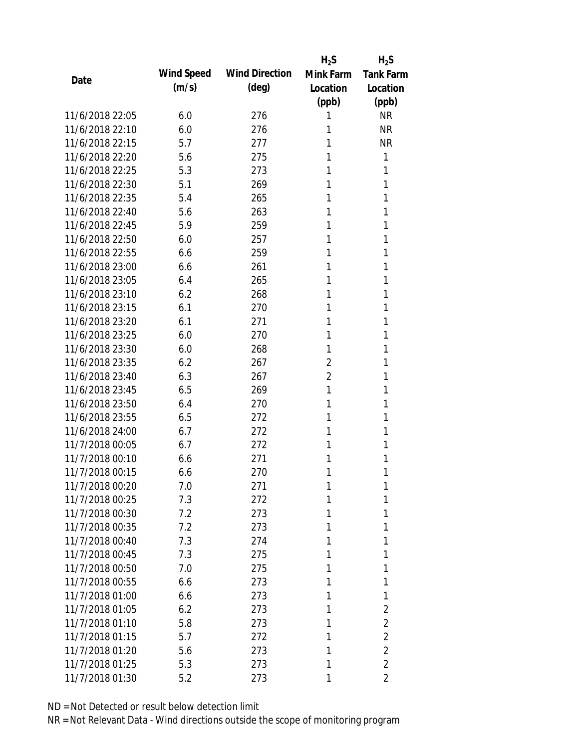| Date | Wind Speed (m/s) | Wind Direction (deg) | $H_2S$ Mink Farm Location (ppb) | $H_2S$ Tank Farm Location (ppb) |
|---|---|---|---|---|
| 11/6/2018 22:05 | 6.0 | 276 | 1 | NR |
| 11/6/2018 22:10 | 6.0 | 276 | 1 | NR |
| 11/6/2018 22:15 | 5.7 | 277 | 1 | NR |
| 11/6/2018 22:20 | 5.6 | 275 | 1 | 1 |
| 11/6/2018 22:25 | 5.3 | 273 | 1 | 1 |
| 11/6/2018 22:30 | 5.1 | 269 | 1 | 1 |
| 11/6/2018 22:35 | 5.4 | 265 | 1 | 1 |
| 11/6/2018 22:40 | 5.6 | 263 | 1 | 1 |
| 11/6/2018 22:45 | 5.9 | 259 | 1 | 1 |
| 11/6/2018 22:50 | 6.0 | 257 | 1 | 1 |
| 11/6/2018 22:55 | 6.6 | 259 | 1 | 1 |
| 11/6/2018 23:00 | 6.6 | 261 | 1 | 1 |
| 11/6/2018 23:05 | 6.4 | 265 | 1 | 1 |
| 11/6/2018 23:10 | 6.2 | 268 | 1 | 1 |
| 11/6/2018 23:15 | 6.1 | 270 | 1 | 1 |
| 11/6/2018 23:20 | 6.1 | 271 | 1 | 1 |
| 11/6/2018 23:25 | 6.0 | 270 | 1 | 1 |
| 11/6/2018 23:30 | 6.0 | 268 | 1 | 1 |
| 11/6/2018 23:35 | 6.2 | 267 | 2 | 1 |
| 11/6/2018 23:40 | 6.3 | 267 | 2 | 1 |
| 11/6/2018 23:45 | 6.5 | 269 | 1 | 1 |
| 11/6/2018 23:50 | 6.4 | 270 | 1 | 1 |
| 11/6/2018 23:55 | 6.5 | 272 | 1 | 1 |
| 11/6/2018 24:00 | 6.7 | 272 | 1 | 1 |
| 11/7/2018 00:05 | 6.7 | 272 | 1 | 1 |
| 11/7/2018 00:10 | 6.6 | 271 | 1 | 1 |
| 11/7/2018 00:15 | 6.6 | 270 | 1 | 1 |
| 11/7/2018 00:20 | 7.0 | 271 | 1 | 1 |
| 11/7/2018 00:25 | 7.3 | 272 | 1 | 1 |
| 11/7/2018 00:30 | 7.2 | 273 | 1 | 1 |
| 11/7/2018 00:35 | 7.2 | 273 | 1 | 1 |
| 11/7/2018 00:40 | 7.3 | 274 | 1 | 1 |
| 11/7/2018 00:45 | 7.3 | 275 | 1 | 1 |
| 11/7/2018 00:50 | 7.0 | 275 | 1 | 1 |
| 11/7/2018 00:55 | 6.6 | 273 | 1 | 1 |
| 11/7/2018 01:00 | 6.6 | 273 | 1 | 1 |
| 11/7/2018 01:05 | 6.2 | 273 | 1 | 2 |
| 11/7/2018 01:10 | 5.8 | 273 | 1 | 2 |
| 11/7/2018 01:15 | 5.7 | 272 | 1 | 2 |
| 11/7/2018 01:20 | 5.6 | 273 | 1 | 2 |
| 11/7/2018 01:25 | 5.3 | 273 | 1 | 2 |
| 11/7/2018 01:30 | 5.2 | 273 | 1 | 2 |

ND = Not Detected or result below detection limit

NR = Not Relevant Data - Wind directions outside the scope of monitoring program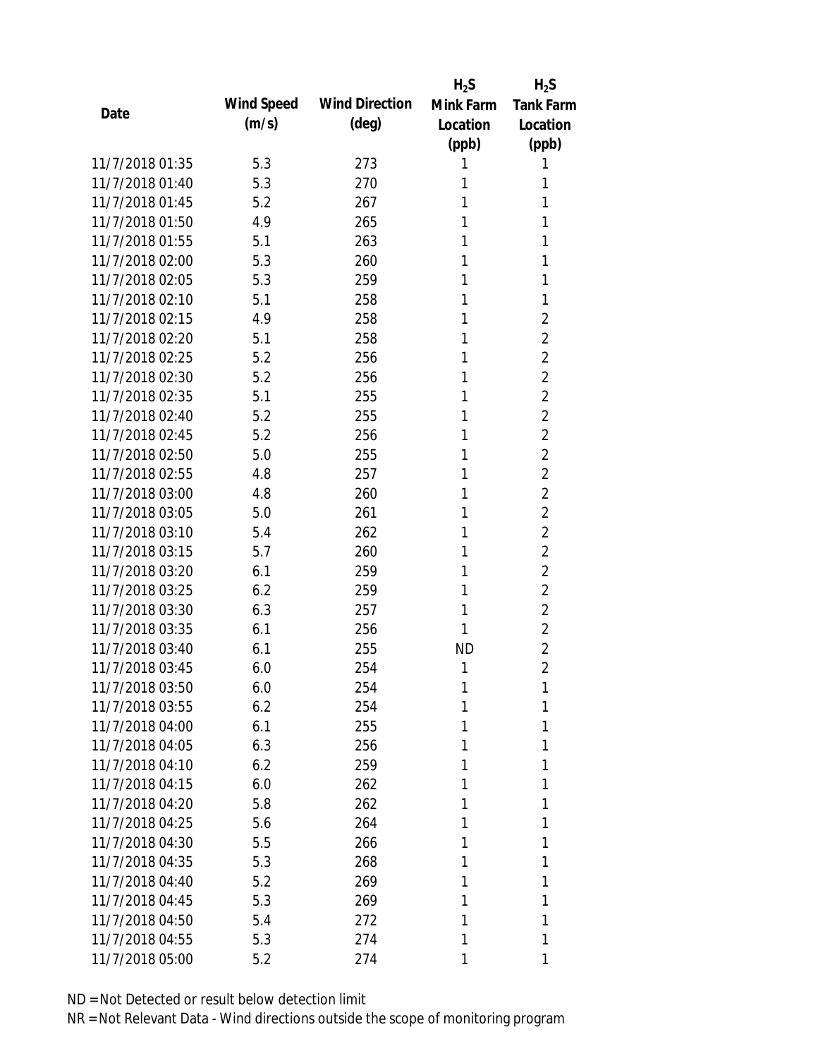| Date | Wind Speed (m/s) | Wind Direction (deg) | $H_2S$ Mink Farm Location (ppb) | $H_2S$ Tank Farm Location (ppb) |
|---|---|---|---|---|
| 11/7/2018 01:35 | 5.3 | 273 | 1 | 1 |
| 11/7/2018 01:40 | 5.3 | 270 | 1 | 1 |
| 11/7/2018 01:45 | 5.2 | 267 | 1 | 1 |
| 11/7/2018 01:50 | 4.9 | 265 | 1 | 1 |
| 11/7/2018 01:55 | 5.1 | 263 | 1 | 1 |
| 11/7/2018 02:00 | 5.3 | 260 | 1 | 1 |
| 11/7/2018 02:05 | 5.3 | 259 | 1 | 1 |
| 11/7/2018 02:10 | 5.1 | 258 | 1 | 1 |
| 11/7/2018 02:15 | 4.9 | 258 | 1 | 2 |
| 11/7/2018 02:20 | 5.1 | 258 | 1 | 2 |
| 11/7/2018 02:25 | 5.2 | 256 | 1 | 2 |
| 11/7/2018 02:30 | 5.2 | 256 | 1 | 2 |
| 11/7/2018 02:35 | 5.1 | 255 | 1 | 2 |
| 11/7/2018 02:40 | 5.2 | 255 | 1 | 2 |
| 11/7/2018 02:45 | 5.2 | 256 | 1 | 2 |
| 11/7/2018 02:50 | 5.0 | 255 | 1 | 2 |
| 11/7/2018 02:55 | 4.8 | 257 | 1 | 2 |
| 11/7/2018 03:00 | 4.8 | 260 | 1 | 2 |
| 11/7/2018 03:05 | 5.0 | 261 | 1 | 2 |
| 11/7/2018 03:10 | 5.4 | 262 | 1 | 2 |
| 11/7/2018 03:15 | 5.7 | 260 | 1 | 2 |
| 11/7/2018 03:20 | 6.1 | 259 | 1 | 2 |
| 11/7/2018 03:25 | 6.2 | 259 | 1 | 2 |
| 11/7/2018 03:30 | 6.3 | 257 | 1 | 2 |
| 11/7/2018 03:35 | 6.1 | 256 | 1 | 2 |
| 11/7/2018 03:40 | 6.1 | 255 | ND | 2 |
| 11/7/2018 03:45 | 6.0 | 254 | 1 | 2 |
| 11/7/2018 03:50 | 6.0 | 254 | 1 | 1 |
| 11/7/2018 03:55 | 6.2 | 254 | 1 | 1 |
| 11/7/2018 04:00 | 6.1 | 255 | 1 | 1 |
| 11/7/2018 04:05 | 6.3 | 256 | 1 | 1 |
| 11/7/2018 04:10 | 6.2 | 259 | 1 | 1 |
| 11/7/2018 04:15 | 6.0 | 262 | 1 | 1 |
| 11/7/2018 04:20 | 5.8 | 262 | 1 | 1 |
| 11/7/2018 04:25 | 5.6 | 264 | 1 | 1 |
| 11/7/2018 04:30 | 5.5 | 266 | 1 | 1 |
| 11/7/2018 04:35 | 5.3 | 268 | 1 | 1 |
| 11/7/2018 04:40 | 5.2 | 269 | 1 | 1 |
| 11/7/2018 04:45 | 5.3 | 269 | 1 | 1 |
| 11/7/2018 04:50 | 5.4 | 272 | 1 | 1 |
| 11/7/2018 04:55 | 5.3 | 274 | 1 | 1 |
| 11/7/2018 05:00 | 5.2 | 274 | 1 | 1 |

ND = Not Detected or result below detection limit

NR = Not Relevant Data - Wind directions outside the scope of monitoring program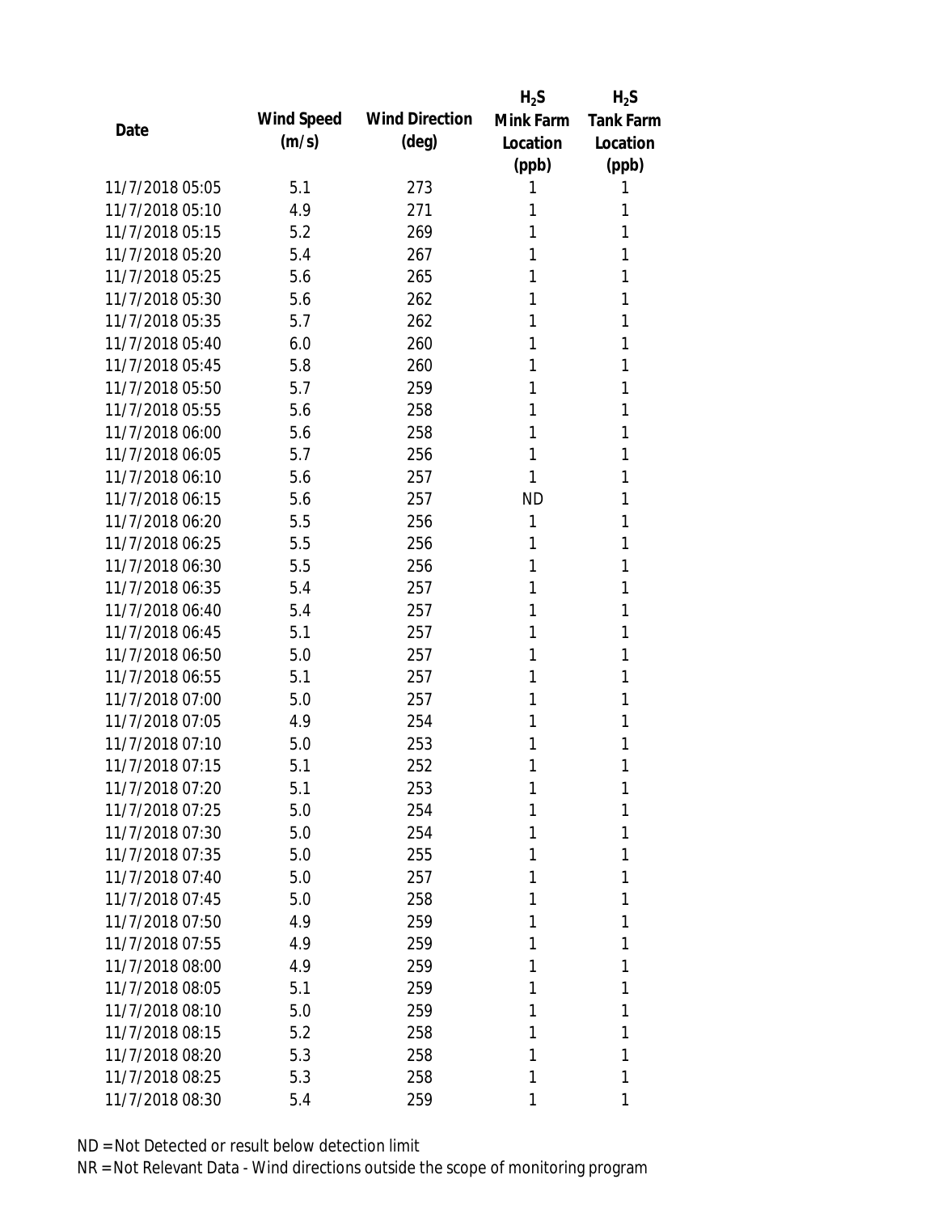| Date | Wind Speed (m/s) | Wind Direction (deg) | $H_2S$ Mink Farm Location (ppb) | $H_2S$ Tank Farm Location (ppb) |
|---|---|---|---|---|
| 11/7/2018 05:05 | 5.1 | 273 | 1 | 1 |
| 11/7/2018 05:10 | 4.9 | 271 | 1 | 1 |
| 11/7/2018 05:15 | 5.2 | 269 | 1 | 1 |
| 11/7/2018 05:20 | 5.4 | 267 | 1 | 1 |
| 11/7/2018 05:25 | 5.6 | 265 | 1 | 1 |
| 11/7/2018 05:30 | 5.6 | 262 | 1 | 1 |
| 11/7/2018 05:35 | 5.7 | 262 | 1 | 1 |
| 11/7/2018 05:40 | 6.0 | 260 | 1 | 1 |
| 11/7/2018 05:45 | 5.8 | 260 | 1 | 1 |
| 11/7/2018 05:50 | 5.7 | 259 | 1 | 1 |
| 11/7/2018 05:55 | 5.6 | 258 | 1 | 1 |
| 11/7/2018 06:00 | 5.6 | 258 | 1 | 1 |
| 11/7/2018 06:05 | 5.7 | 256 | 1 | 1 |
| 11/7/2018 06:10 | 5.6 | 257 | 1 | 1 |
| 11/7/2018 06:15 | 5.6 | 257 | ND | 1 |
| 11/7/2018 06:20 | 5.5 | 256 | 1 | 1 |
| 11/7/2018 06:25 | 5.5 | 256 | 1 | 1 |
| 11/7/2018 06:30 | 5.5 | 256 | 1 | 1 |
| 11/7/2018 06:35 | 5.4 | 257 | 1 | 1 |
| 11/7/2018 06:40 | 5.4 | 257 | 1 | 1 |
| 11/7/2018 06:45 | 5.1 | 257 | 1 | 1 |
| 11/7/2018 06:50 | 5.0 | 257 | 1 | 1 |
| 11/7/2018 06:55 | 5.1 | 257 | 1 | 1 |
| 11/7/2018 07:00 | 5.0 | 257 | 1 | 1 |
| 11/7/2018 07:05 | 4.9 | 254 | 1 | 1 |
| 11/7/2018 07:10 | 5.0 | 253 | 1 | 1 |
| 11/7/2018 07:15 | 5.1 | 252 | 1 | 1 |
| 11/7/2018 07:20 | 5.1 | 253 | 1 | 1 |
| 11/7/2018 07:25 | 5.0 | 254 | 1 | 1 |
| 11/7/2018 07:30 | 5.0 | 254 | 1 | 1 |
| 11/7/2018 07:35 | 5.0 | 255 | 1 | 1 |
| 11/7/2018 07:40 | 5.0 | 257 | 1 | 1 |
| 11/7/2018 07:45 | 5.0 | 258 | 1 | 1 |
| 11/7/2018 07:50 | 4.9 | 259 | 1 | 1 |
| 11/7/2018 07:55 | 4.9 | 259 | 1 | 1 |
| 11/7/2018 08:00 | 4.9 | 259 | 1 | 1 |
| 11/7/2018 08:05 | 5.1 | 259 | 1 | 1 |
| 11/7/2018 08:10 | 5.0 | 259 | 1 | 1 |
| 11/7/2018 08:15 | 5.2 | 258 | 1 | 1 |
| 11/7/2018 08:20 | 5.3 | 258 | 1 | 1 |
| 11/7/2018 08:25 | 5.3 | 258 | 1 | 1 |
| 11/7/2018 08:30 | 5.4 | 259 | 1 | 1 |

ND = Not Detected or result below detection limit

NR = Not Relevant Data - Wind directions outside the scope of monitoring program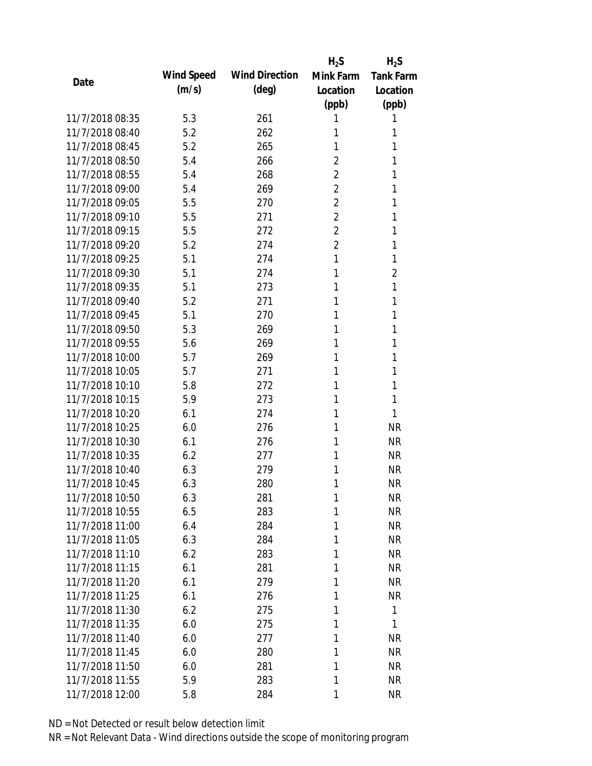| Date | Wind Speed (m/s) | Wind Direction (deg) | $H_2S$ Mink Farm Location (ppb) | $H_2S$ Tank Farm Location (ppb) |
|---|---|---|---|---|
| 11/7/2018 08:35 | 5.3 | 261 | 1 | 1 |
| 11/7/2018 08:40 | 5.2 | 262 | 1 | 1 |
| 11/7/2018 08:45 | 5.2 | 265 | 1 | 1 |
| 11/7/2018 08:50 | 5.4 | 266 | 2 | 1 |
| 11/7/2018 08:55 | 5.4 | 268 | 2 | 1 |
| 11/7/2018 09:00 | 5.4 | 269 | 2 | 1 |
| 11/7/2018 09:05 | 5.5 | 270 | 2 | 1 |
| 11/7/2018 09:10 | 5.5 | 271 | 2 | 1 |
| 11/7/2018 09:15 | 5.5 | 272 | 2 | 1 |
| 11/7/2018 09:20 | 5.2 | 274 | 2 | 1 |
| 11/7/2018 09:25 | 5.1 | 274 | 1 | 1 |
| 11/7/2018 09:30 | 5.1 | 274 | 1 | 2 |
| 11/7/2018 09:35 | 5.1 | 273 | 1 | 1 |
| 11/7/2018 09:40 | 5.2 | 271 | 1 | 1 |
| 11/7/2018 09:45 | 5.1 | 270 | 1 | 1 |
| 11/7/2018 09:50 | 5.3 | 269 | 1 | 1 |
| 11/7/2018 09:55 | 5.6 | 269 | 1 | 1 |
| 11/7/2018 10:00 | 5.7 | 269 | 1 | 1 |
| 11/7/2018 10:05 | 5.7 | 271 | 1 | 1 |
| 11/7/2018 10:10 | 5.8 | 272 | 1 | 1 |
| 11/7/2018 10:15 | 5.9 | 273 | 1 | 1 |
| 11/7/2018 10:20 | 6.1 | 274 | 1 | 1 |
| 11/7/2018 10:25 | 6.0 | 276 | 1 | NR |
| 11/7/2018 10:30 | 6.1 | 276 | 1 | NR |
| 11/7/2018 10:35 | 6.2 | 277 | 1 | NR |
| 11/7/2018 10:40 | 6.3 | 279 | 1 | NR |
| 11/7/2018 10:45 | 6.3 | 280 | 1 | NR |
| 11/7/2018 10:50 | 6.3 | 281 | 1 | NR |
| 11/7/2018 10:55 | 6.5 | 283 | 1 | NR |
| 11/7/2018 11:00 | 6.4 | 284 | 1 | NR |
| 11/7/2018 11:05 | 6.3 | 284 | 1 | NR |
| 11/7/2018 11:10 | 6.2 | 283 | 1 | NR |
| 11/7/2018 11:15 | 6.1 | 281 | 1 | NR |
| 11/7/2018 11:20 | 6.1 | 279 | 1 | NR |
| 11/7/2018 11:25 | 6.1 | 276 | 1 | NR |
| 11/7/2018 11:30 | 6.2 | 275 | 1 | 1 |
| 11/7/2018 11:35 | 6.0 | 275 | 1 | 1 |
| 11/7/2018 11:40 | 6.0 | 277 | 1 | NR |
| 11/7/2018 11:45 | 6.0 | 280 | 1 | NR |
| 11/7/2018 11:50 | 6.0 | 281 | 1 | NR |
| 11/7/2018 11:55 | 5.9 | 283 | 1 | NR |
| 11/7/2018 12:00 | 5.8 | 284 | 1 | NR |

ND = Not Detected or result below detection limit

NR = Not Relevant Data - Wind directions outside the scope of monitoring program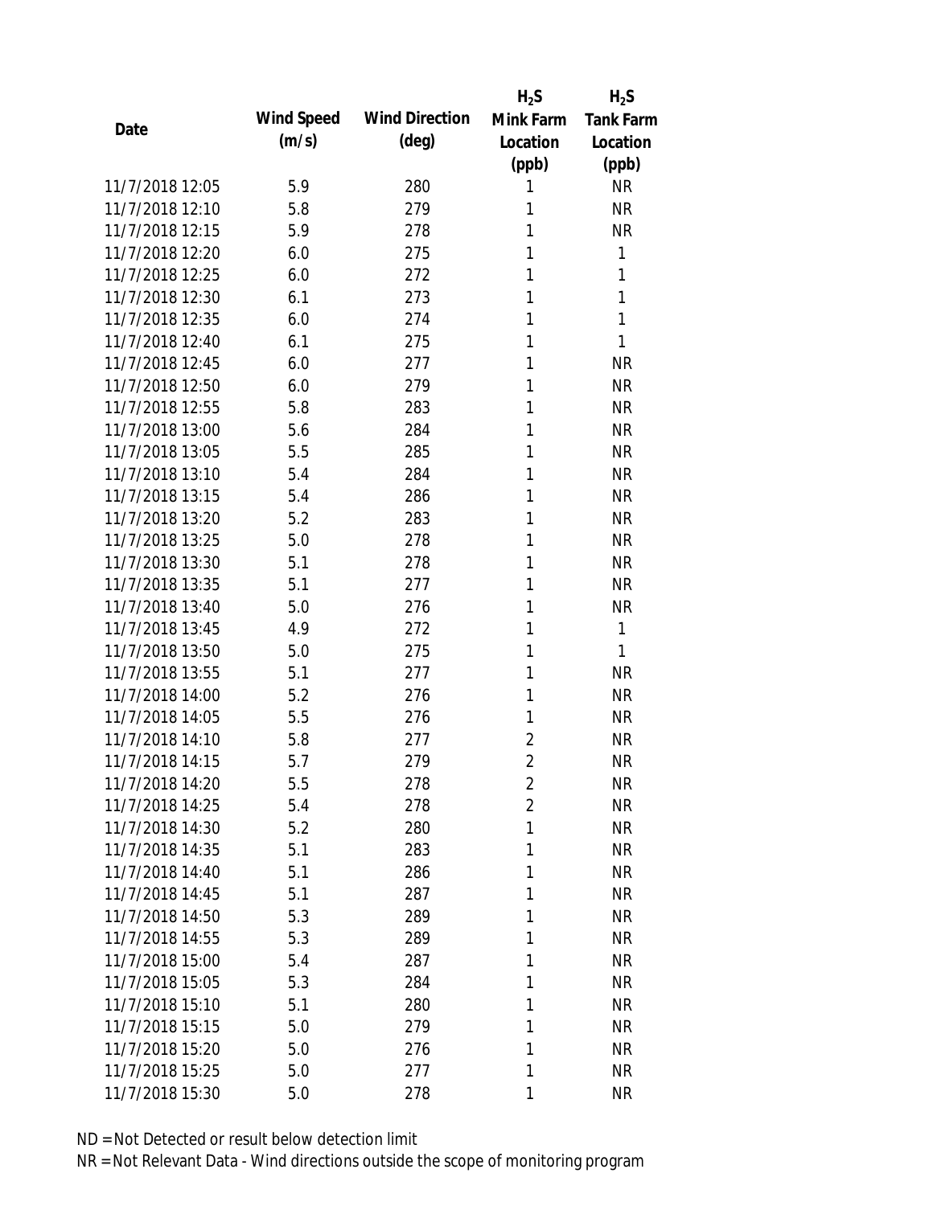| Date | Wind Speed (m/s) | Wind Direction (deg) | $H_2S$ Mink Farm Location (ppb) | $H_2S$ Tank Farm Location (ppb) |
|---|---|---|---|---|
| 11/7/2018 12:05 | 5.9 | 280 | 1 | NR |
| 11/7/2018 12:10 | 5.8 | 279 | 1 | NR |
| 11/7/2018 12:15 | 5.9 | 278 | 1 | NR |
| 11/7/2018 12:20 | 6.0 | 275 | 1 | 1 |
| 11/7/2018 12:25 | 6.0 | 272 | 1 | 1 |
| 11/7/2018 12:30 | 6.1 | 273 | 1 | 1 |
| 11/7/2018 12:35 | 6.0 | 274 | 1 | 1 |
| 11/7/2018 12:40 | 6.1 | 275 | 1 | 1 |
| 11/7/2018 12:45 | 6.0 | 277 | 1 | NR |
| 11/7/2018 12:50 | 6.0 | 279 | 1 | NR |
| 11/7/2018 12:55 | 5.8 | 283 | 1 | NR |
| 11/7/2018 13:00 | 5.6 | 284 | 1 | NR |
| 11/7/2018 13:05 | 5.5 | 285 | 1 | NR |
| 11/7/2018 13:10 | 5.4 | 284 | 1 | NR |
| 11/7/2018 13:15 | 5.4 | 286 | 1 | NR |
| 11/7/2018 13:20 | 5.2 | 283 | 1 | NR |
| 11/7/2018 13:25 | 5.0 | 278 | 1 | NR |
| 11/7/2018 13:30 | 5.1 | 278 | 1 | NR |
| 11/7/2018 13:35 | 5.1 | 277 | 1 | NR |
| 11/7/2018 13:40 | 5.0 | 276 | 1 | NR |
| 11/7/2018 13:45 | 4.9 | 272 | 1 | 1 |
| 11/7/2018 13:50 | 5.0 | 275 | 1 | 1 |
| 11/7/2018 13:55 | 5.1 | 277 | 1 | NR |
| 11/7/2018 14:00 | 5.2 | 276 | 1 | NR |
| 11/7/2018 14:05 | 5.5 | 276 | 1 | NR |
| 11/7/2018 14:10 | 5.8 | 277 | 2 | NR |
| 11/7/2018 14:15 | 5.7 | 279 | 2 | NR |
| 11/7/2018 14:20 | 5.5 | 278 | 2 | NR |
| 11/7/2018 14:25 | 5.4 | 278 | 2 | NR |
| 11/7/2018 14:30 | 5.2 | 280 | 1 | NR |
| 11/7/2018 14:35 | 5.1 | 283 | 1 | NR |
| 11/7/2018 14:40 | 5.1 | 286 | 1 | NR |
| 11/7/2018 14:45 | 5.1 | 287 | 1 | NR |
| 11/7/2018 14:50 | 5.3 | 289 | 1 | NR |
| 11/7/2018 14:55 | 5.3 | 289 | 1 | NR |
| 11/7/2018 15:00 | 5.4 | 287 | 1 | NR |
| 11/7/2018 15:05 | 5.3 | 284 | 1 | NR |
| 11/7/2018 15:10 | 5.1 | 280 | 1 | NR |
| 11/7/2018 15:15 | 5.0 | 279 | 1 | NR |
| 11/7/2018 15:20 | 5.0 | 276 | 1 | NR |
| 11/7/2018 15:25 | 5.0 | 277 | 1 | NR |
| 11/7/2018 15:30 | 5.0 | 278 | 1 | NR |

ND = Not Detected or result below detection limit
NR = Not Relevant Data - Wind directions outside the scope of monitoring program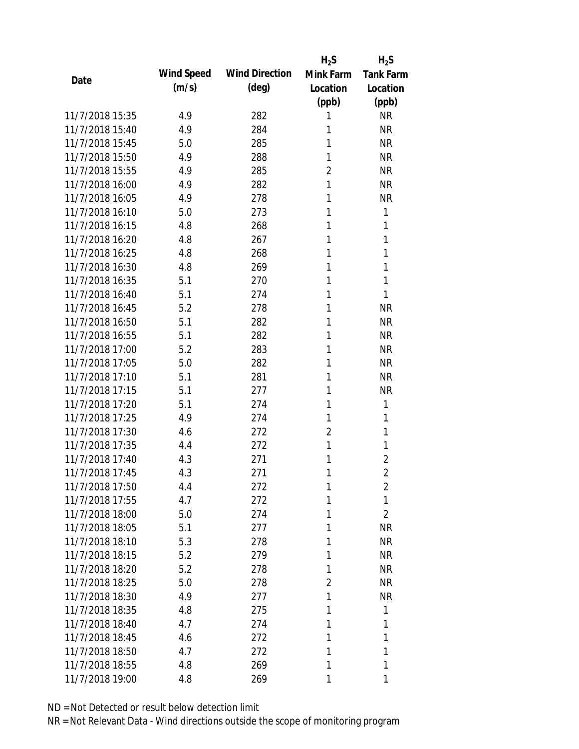| Date | Wind Speed (m/s) | Wind Direction (deg) | $H_2S$ Mink Farm Location (ppb) | $H_2S$ Tank Farm Location (ppb) |
| --- | --- | --- | --- | --- |
| 11/7/2018 15:35 | 4.9 | 282 | 1 | NR |
| 11/7/2018 15:40 | 4.9 | 284 | 1 | NR |
| 11/7/2018 15:45 | 5.0 | 285 | 1 | NR |
| 11/7/2018 15:50 | 4.9 | 288 | 1 | NR |
| 11/7/2018 15:55 | 4.9 | 285 | 2 | NR |
| 11/7/2018 16:00 | 4.9 | 282 | 1 | NR |
| 11/7/2018 16:05 | 4.9 | 278 | 1 | NR |
| 11/7/2018 16:10 | 5.0 | 273 | 1 | 1 |
| 11/7/2018 16:15 | 4.8 | 268 | 1 | 1 |
| 11/7/2018 16:20 | 4.8 | 267 | 1 | 1 |
| 11/7/2018 16:25 | 4.8 | 268 | 1 | 1 |
| 11/7/2018 16:30 | 4.8 | 269 | 1 | 1 |
| 11/7/2018 16:35 | 5.1 | 270 | 1 | 1 |
| 11/7/2018 16:40 | 5.1 | 274 | 1 | 1 |
| 11/7/2018 16:45 | 5.2 | 278 | 1 | NR |
| 11/7/2018 16:50 | 5.1 | 282 | 1 | NR |
| 11/7/2018 16:55 | 5.1 | 282 | 1 | NR |
| 11/7/2018 17:00 | 5.2 | 283 | 1 | NR |
| 11/7/2018 17:05 | 5.0 | 282 | 1 | NR |
| 11/7/2018 17:10 | 5.1 | 281 | 1 | NR |
| 11/7/2018 17:15 | 5.1 | 277 | 1 | NR |
| 11/7/2018 17:20 | 5.1 | 274 | 1 | 1 |
| 11/7/2018 17:25 | 4.9 | 274 | 1 | 1 |
| 11/7/2018 17:30 | 4.6 | 272 | 2 | 1 |
| 11/7/2018 17:35 | 4.4 | 272 | 1 | 1 |
| 11/7/2018 17:40 | 4.3 | 271 | 1 | 2 |
| 11/7/2018 17:45 | 4.3 | 271 | 1 | 2 |
| 11/7/2018 17:50 | 4.4 | 272 | 1 | 2 |
| 11/7/2018 17:55 | 4.7 | 272 | 1 | 1 |
| 11/7/2018 18:00 | 5.0 | 274 | 1 | 2 |
| 11/7/2018 18:05 | 5.1 | 277 | 1 | NR |
| 11/7/2018 18:10 | 5.3 | 278 | 1 | NR |
| 11/7/2018 18:15 | 5.2 | 279 | 1 | NR |
| 11/7/2018 18:20 | 5.2 | 278 | 1 | NR |
| 11/7/2018 18:25 | 5.0 | 278 | 2 | NR |
| 11/7/2018 18:30 | 4.9 | 277 | 1 | NR |
| 11/7/2018 18:35 | 4.8 | 275 | 1 | 1 |
| 11/7/2018 18:40 | 4.7 | 274 | 1 | 1 |
| 11/7/2018 18:45 | 4.6 | 272 | 1 | 1 |
| 11/7/2018 18:50 | 4.7 | 272 | 1 | 1 |
| 11/7/2018 18:55 | 4.8 | 269 | 1 | 1 |
| 11/7/2018 19:00 | 4.8 | 269 | 1 | 1 |

ND = Not Detected or result below detection limit

NR = Not Relevant Data - Wind directions outside the scope of monitoring program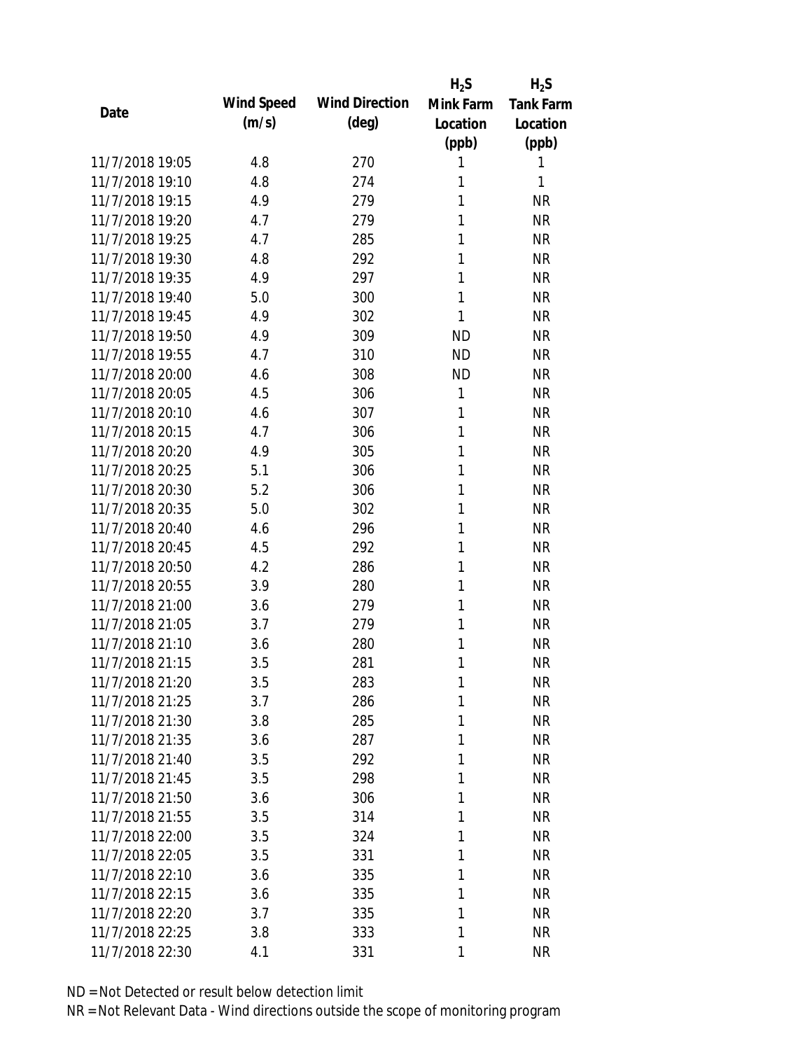| Date | Wind Speed (m/s) | Wind Direction (deg) | $H_2S$ Mink Farm Location (ppb) | $H_2S$ Tank Farm Location (ppb) |
|---|---|---|---|---|
| 11/7/2018 19:05 | 4.8 | 270 | 1 | 1 |
| 11/7/2018 19:10 | 4.8 | 274 | 1 | 1 |
| 11/7/2018 19:15 | 4.9 | 279 | 1 | NR |
| 11/7/2018 19:20 | 4.7 | 279 | 1 | NR |
| 11/7/2018 19:25 | 4.7 | 285 | 1 | NR |
| 11/7/2018 19:30 | 4.8 | 292 | 1 | NR |
| 11/7/2018 19:35 | 4.9 | 297 | 1 | NR |
| 11/7/2018 19:40 | 5.0 | 300 | 1 | NR |
| 11/7/2018 19:45 | 4.9 | 302 | 1 | NR |
| 11/7/2018 19:50 | 4.9 | 309 | ND | NR |
| 11/7/2018 19:55 | 4.7 | 310 | ND | NR |
| 11/7/2018 20:00 | 4.6 | 308 | ND | NR |
| 11/7/2018 20:05 | 4.5 | 306 | 1 | NR |
| 11/7/2018 20:10 | 4.6 | 307 | 1 | NR |
| 11/7/2018 20:15 | 4.7 | 306 | 1 | NR |
| 11/7/2018 20:20 | 4.9 | 305 | 1 | NR |
| 11/7/2018 20:25 | 5.1 | 306 | 1 | NR |
| 11/7/2018 20:30 | 5.2 | 306 | 1 | NR |
| 11/7/2018 20:35 | 5.0 | 302 | 1 | NR |
| 11/7/2018 20:40 | 4.6 | 296 | 1 | NR |
| 11/7/2018 20:45 | 4.5 | 292 | 1 | NR |
| 11/7/2018 20:50 | 4.2 | 286 | 1 | NR |
| 11/7/2018 20:55 | 3.9 | 280 | 1 | NR |
| 11/7/2018 21:00 | 3.6 | 279 | 1 | NR |
| 11/7/2018 21:05 | 3.7 | 279 | 1 | NR |
| 11/7/2018 21:10 | 3.6 | 280 | 1 | NR |
| 11/7/2018 21:15 | 3.5 | 281 | 1 | NR |
| 11/7/2018 21:20 | 3.5 | 283 | 1 | NR |
| 11/7/2018 21:25 | 3.7 | 286 | 1 | NR |
| 11/7/2018 21:30 | 3.8 | 285 | 1 | NR |
| 11/7/2018 21:35 | 3.6 | 287 | 1 | NR |
| 11/7/2018 21:40 | 3.5 | 292 | 1 | NR |
| 11/7/2018 21:45 | 3.5 | 298 | 1 | NR |
| 11/7/2018 21:50 | 3.6 | 306 | 1 | NR |
| 11/7/2018 21:55 | 3.5 | 314 | 1 | NR |
| 11/7/2018 22:00 | 3.5 | 324 | 1 | NR |
| 11/7/2018 22:05 | 3.5 | 331 | 1 | NR |
| 11/7/2018 22:10 | 3.6 | 335 | 1 | NR |
| 11/7/2018 22:15 | 3.6 | 335 | 1 | NR |
| 11/7/2018 22:20 | 3.7 | 335 | 1 | NR |
| 11/7/2018 22:25 | 3.8 | 333 | 1 | NR |
| 11/7/2018 22:30 | 4.1 | 331 | 1 | NR |

ND = Not Detected or result below detection limit

NR = Not Relevant Data - Wind directions outside the scope of monitoring program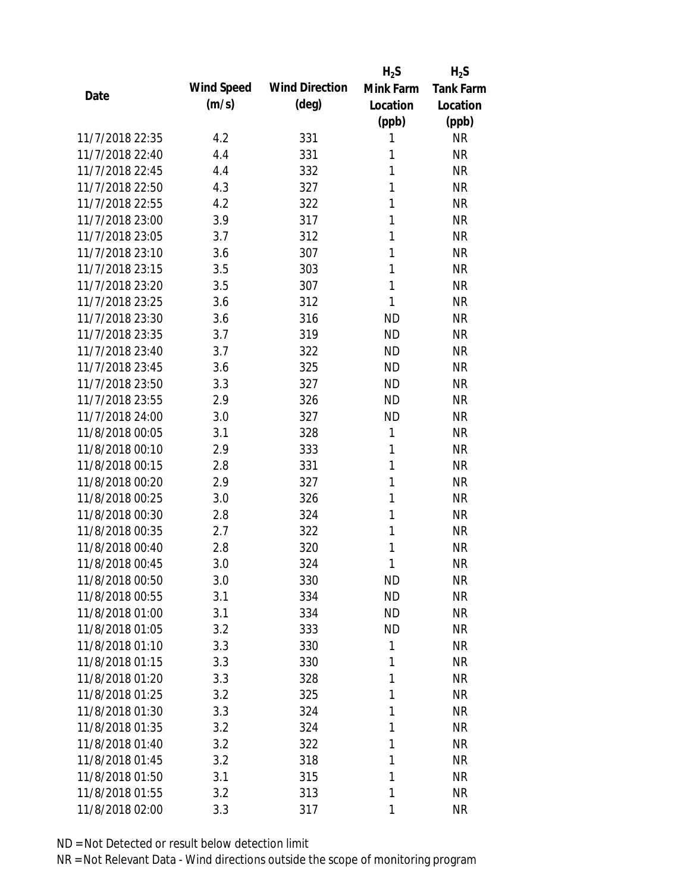| Date | Wind Speed (m/s) | Wind Direction (deg) | $H_2S$ Mink Farm Location (ppb) | $H_2S$ Tank Farm Location (ppb) |
|---|---|---|---|---|
| 11/7/2018 22:35 | 4.2 | 331 | 1 | NR |
| 11/7/2018 22:40 | 4.4 | 331 | 1 | NR |
| 11/7/2018 22:45 | 4.4 | 332 | 1 | NR |
| 11/7/2018 22:50 | 4.3 | 327 | 1 | NR |
| 11/7/2018 22:55 | 4.2 | 322 | 1 | NR |
| 11/7/2018 23:00 | 3.9 | 317 | 1 | NR |
| 11/7/2018 23:05 | 3.7 | 312 | 1 | NR |
| 11/7/2018 23:10 | 3.6 | 307 | 1 | NR |
| 11/7/2018 23:15 | 3.5 | 303 | 1 | NR |
| 11/7/2018 23:20 | 3.5 | 307 | 1 | NR |
| 11/7/2018 23:25 | 3.6 | 312 | 1 | NR |
| 11/7/2018 23:30 | 3.6 | 316 | ND | NR |
| 11/7/2018 23:35 | 3.7 | 319 | ND | NR |
| 11/7/2018 23:40 | 3.7 | 322 | ND | NR |
| 11/7/2018 23:45 | 3.6 | 325 | ND | NR |
| 11/7/2018 23:50 | 3.3 | 327 | ND | NR |
| 11/7/2018 23:55 | 2.9 | 326 | ND | NR |
| 11/7/2018 24:00 | 3.0 | 327 | ND | NR |
| 11/8/2018 00:05 | 3.1 | 328 | 1 | NR |
| 11/8/2018 00:10 | 2.9 | 333 | 1 | NR |
| 11/8/2018 00:15 | 2.8 | 331 | 1 | NR |
| 11/8/2018 00:20 | 2.9 | 327 | 1 | NR |
| 11/8/2018 00:25 | 3.0 | 326 | 1 | NR |
| 11/8/2018 00:30 | 2.8 | 324 | 1 | NR |
| 11/8/2018 00:35 | 2.7 | 322 | 1 | NR |
| 11/8/2018 00:40 | 2.8 | 320 | 1 | NR |
| 11/8/2018 00:45 | 3.0 | 324 | 1 | NR |
| 11/8/2018 00:50 | 3.0 | 330 | ND | NR |
| 11/8/2018 00:55 | 3.1 | 334 | ND | NR |
| 11/8/2018 01:00 | 3.1 | 334 | ND | NR |
| 11/8/2018 01:05 | 3.2 | 333 | ND | NR |
| 11/8/2018 01:10 | 3.3 | 330 | 1 | NR |
| 11/8/2018 01:15 | 3.3 | 330 | 1 | NR |
| 11/8/2018 01:20 | 3.3 | 328 | 1 | NR |
| 11/8/2018 01:25 | 3.2 | 325 | 1 | NR |
| 11/8/2018 01:30 | 3.3 | 324 | 1 | NR |
| 11/8/2018 01:35 | 3.2 | 324 | 1 | NR |
| 11/8/2018 01:40 | 3.2 | 322 | 1 | NR |
| 11/8/2018 01:45 | 3.2 | 318 | 1 | NR |
| 11/8/2018 01:50 | 3.1 | 315 | 1 | NR |
| 11/8/2018 01:55 | 3.2 | 313 | 1 | NR |
| 11/8/2018 02:00 | 3.3 | 317 | 1 | NR |

ND = Not Detected or result below detection limit

NR = Not Relevant Data - Wind directions outside the scope of monitoring program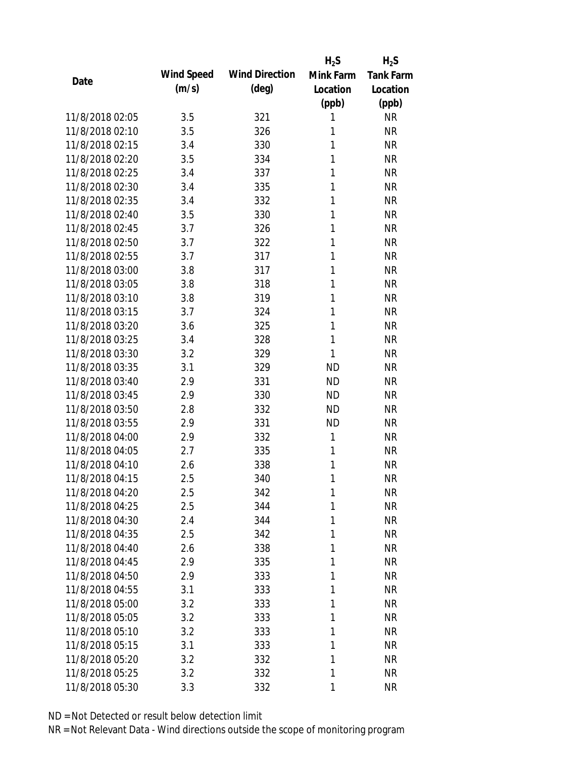| Date | Wind Speed (m/s) | Wind Direction (deg) | $H_2S$ Mink Farm Location (ppb) | $H_2S$ Tank Farm Location (ppb) |
|---|---|---|---|---|
| 11/8/2018 02:05 | 3.5 | 321 | 1 | NR |
| 11/8/2018 02:10 | 3.5 | 326 | 1 | NR |
| 11/8/2018 02:15 | 3.4 | 330 | 1 | NR |
| 11/8/2018 02:20 | 3.5 | 334 | 1 | NR |
| 11/8/2018 02:25 | 3.4 | 337 | 1 | NR |
| 11/8/2018 02:30 | 3.4 | 335 | 1 | NR |
| 11/8/2018 02:35 | 3.4 | 332 | 1 | NR |
| 11/8/2018 02:40 | 3.5 | 330 | 1 | NR |
| 11/8/2018 02:45 | 3.7 | 326 | 1 | NR |
| 11/8/2018 02:50 | 3.7 | 322 | 1 | NR |
| 11/8/2018 02:55 | 3.7 | 317 | 1 | NR |
| 11/8/2018 03:00 | 3.8 | 317 | 1 | NR |
| 11/8/2018 03:05 | 3.8 | 318 | 1 | NR |
| 11/8/2018 03:10 | 3.8 | 319 | 1 | NR |
| 11/8/2018 03:15 | 3.7 | 324 | 1 | NR |
| 11/8/2018 03:20 | 3.6 | 325 | 1 | NR |
| 11/8/2018 03:25 | 3.4 | 328 | 1 | NR |
| 11/8/2018 03:30 | 3.2 | 329 | 1 | NR |
| 11/8/2018 03:35 | 3.1 | 329 | ND | NR |
| 11/8/2018 03:40 | 2.9 | 331 | ND | NR |
| 11/8/2018 03:45 | 2.9 | 330 | ND | NR |
| 11/8/2018 03:50 | 2.8 | 332 | ND | NR |
| 11/8/2018 03:55 | 2.9 | 331 | ND | NR |
| 11/8/2018 04:00 | 2.9 | 332 | 1 | NR |
| 11/8/2018 04:05 | 2.7 | 335 | 1 | NR |
| 11/8/2018 04:10 | 2.6 | 338 | 1 | NR |
| 11/8/2018 04:15 | 2.5 | 340 | 1 | NR |
| 11/8/2018 04:20 | 2.5 | 342 | 1 | NR |
| 11/8/2018 04:25 | 2.5 | 344 | 1 | NR |
| 11/8/2018 04:30 | 2.4 | 344 | 1 | NR |
| 11/8/2018 04:35 | 2.5 | 342 | 1 | NR |
| 11/8/2018 04:40 | 2.6 | 338 | 1 | NR |
| 11/8/2018 04:45 | 2.9 | 335 | 1 | NR |
| 11/8/2018 04:50 | 2.9 | 333 | 1 | NR |
| 11/8/2018 04:55 | 3.1 | 333 | 1 | NR |
| 11/8/2018 05:00 | 3.2 | 333 | 1 | NR |
| 11/8/2018 05:05 | 3.2 | 333 | 1 | NR |
| 11/8/2018 05:10 | 3.2 | 333 | 1 | NR |
| 11/8/2018 05:15 | 3.1 | 333 | 1 | NR |
| 11/8/2018 05:20 | 3.2 | 332 | 1 | NR |
| 11/8/2018 05:25 | 3.2 | 332 | 1 | NR |
| 11/8/2018 05:30 | 3.3 | 332 | 1 | NR |

ND = Not Detected or result below detection limit

NR = Not Relevant Data - Wind directions outside the scope of monitoring program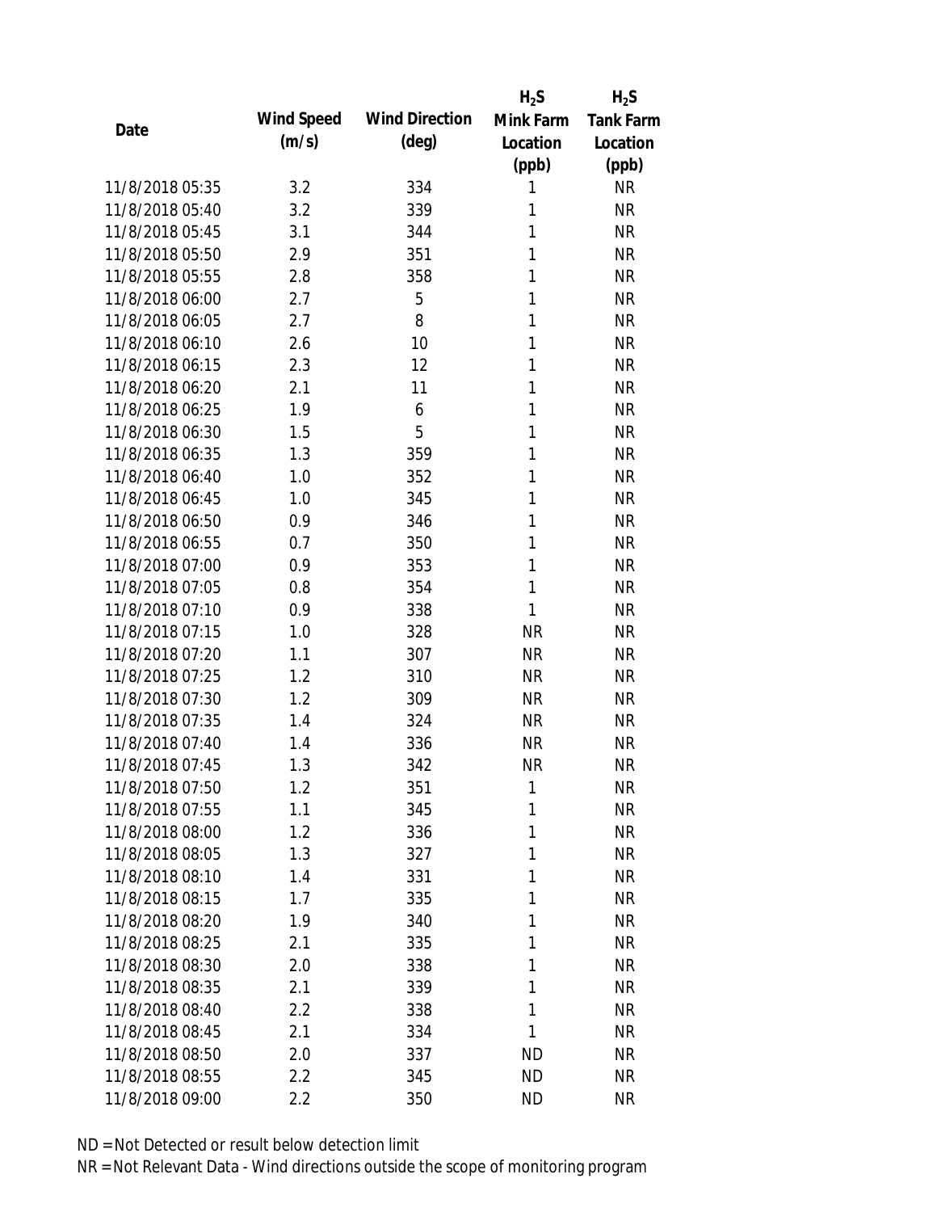| Date | Wind Speed (m/s) | Wind Direction (deg) | $H_2S$ Mink Farm Location (ppb) | $H_2S$ Tank Farm Location (ppb) |
|---|---|---|---|---|
| 11/8/2018 05:35 | 3.2 | 334 | 1 | NR |
| 11/8/2018 05:40 | 3.2 | 339 | 1 | NR |
| 11/8/2018 05:45 | 3.1 | 344 | 1 | NR |
| 11/8/2018 05:50 | 2.9 | 351 | 1 | NR |
| 11/8/2018 05:55 | 2.8 | 358 | 1 | NR |
| 11/8/2018 06:00 | 2.7 | 5 | 1 | NR |
| 11/8/2018 06:05 | 2.7 | 8 | 1 | NR |
| 11/8/2018 06:10 | 2.6 | 10 | 1 | NR |
| 11/8/2018 06:15 | 2.3 | 12 | 1 | NR |
| 11/8/2018 06:20 | 2.1 | 11 | 1 | NR |
| 11/8/2018 06:25 | 1.9 | 6 | 1 | NR |
| 11/8/2018 06:30 | 1.5 | 5 | 1 | NR |
| 11/8/2018 06:35 | 1.3 | 359 | 1 | NR |
| 11/8/2018 06:40 | 1.0 | 352 | 1 | NR |
| 11/8/2018 06:45 | 1.0 | 345 | 1 | NR |
| 11/8/2018 06:50 | 0.9 | 346 | 1 | NR |
| 11/8/2018 06:55 | 0.7 | 350 | 1 | NR |
| 11/8/2018 07:00 | 0.9 | 353 | 1 | NR |
| 11/8/2018 07:05 | 0.8 | 354 | 1 | NR |
| 11/8/2018 07:10 | 0.9 | 338 | 1 | NR |
| 11/8/2018 07:15 | 1.0 | 328 | NR | NR |
| 11/8/2018 07:20 | 1.1 | 307 | NR | NR |
| 11/8/2018 07:25 | 1.2 | 310 | NR | NR |
| 11/8/2018 07:30 | 1.2 | 309 | NR | NR |
| 11/8/2018 07:35 | 1.4 | 324 | NR | NR |
| 11/8/2018 07:40 | 1.4 | 336 | NR | NR |
| 11/8/2018 07:45 | 1.3 | 342 | NR | NR |
| 11/8/2018 07:50 | 1.2 | 351 | 1 | NR |
| 11/8/2018 07:55 | 1.1 | 345 | 1 | NR |
| 11/8/2018 08:00 | 1.2 | 336 | 1 | NR |
| 11/8/2018 08:05 | 1.3 | 327 | 1 | NR |
| 11/8/2018 08:10 | 1.4 | 331 | 1 | NR |
| 11/8/2018 08:15 | 1.7 | 335 | 1 | NR |
| 11/8/2018 08:20 | 1.9 | 340 | 1 | NR |
| 11/8/2018 08:25 | 2.1 | 335 | 1 | NR |
| 11/8/2018 08:30 | 2.0 | 338 | 1 | NR |
| 11/8/2018 08:35 | 2.1 | 339 | 1 | NR |
| 11/8/2018 08:40 | 2.2 | 338 | 1 | NR |
| 11/8/2018 08:45 | 2.1 | 334 | 1 | NR |
| 11/8/2018 08:50 | 2.0 | 337 | ND | NR |
| 11/8/2018 08:55 | 2.2 | 345 | ND | NR |
| 11/8/2018 09:00 | 2.2 | 350 | ND | NR |

ND = Not Detected or result below detection limit
NR = Not Relevant Data - Wind directions outside the scope of monitoring program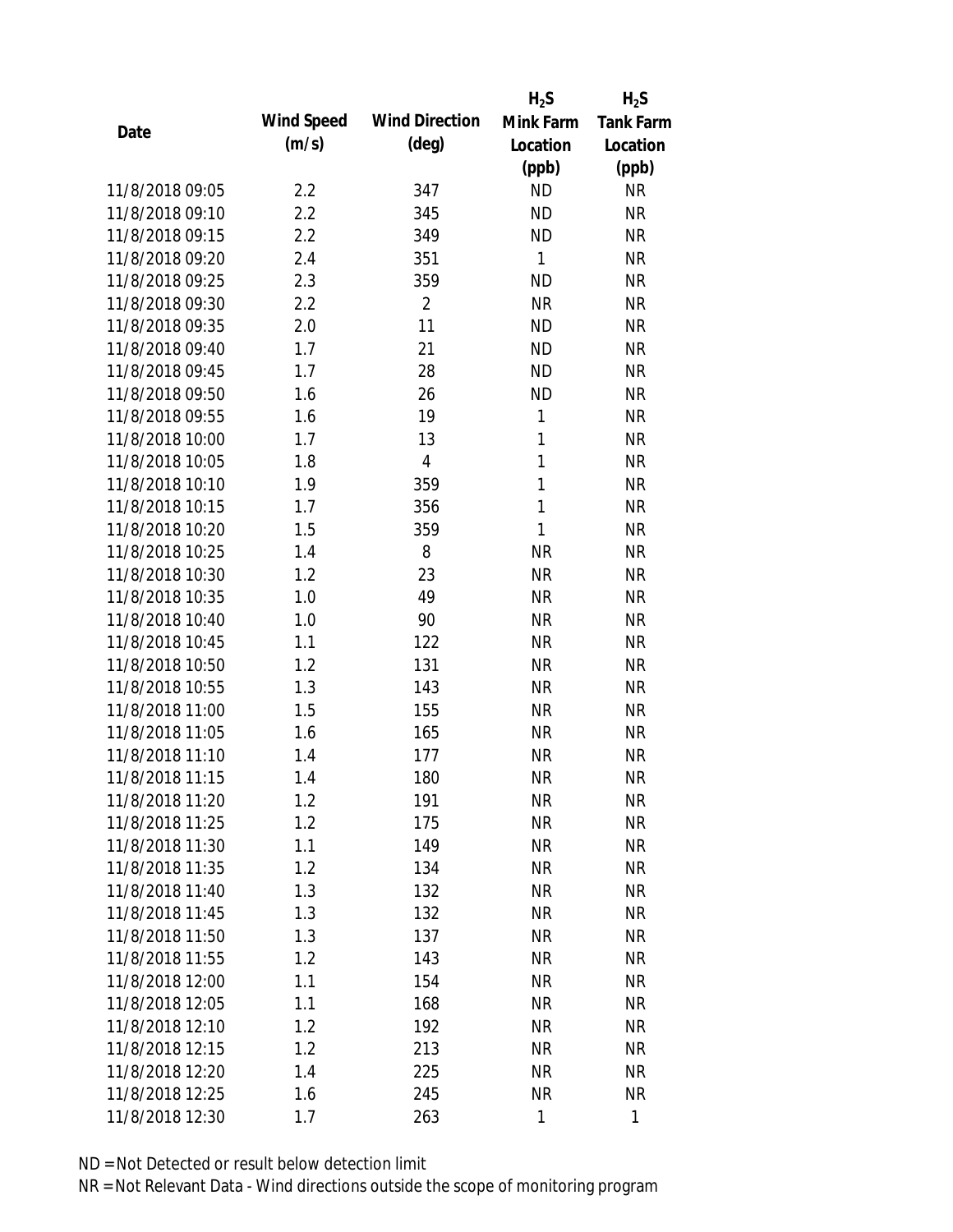| Date | Wind Speed (m/s) | Wind Direction (deg) | $H_2S$ Mink Farm Location (ppb) | $H_2S$ Tank Farm Location (ppb) |
|---|---|---|---|---|
| 11/8/2018 09:05 | 2.2 | 347 | ND | NR |
| 11/8/2018 09:10 | 2.2 | 345 | ND | NR |
| 11/8/2018 09:15 | 2.2 | 349 | ND | NR |
| 11/8/2018 09:20 | 2.4 | 351 | 1 | NR |
| 11/8/2018 09:25 | 2.3 | 359 | ND | NR |
| 11/8/2018 09:30 | 2.2 | 2 | NR | NR |
| 11/8/2018 09:35 | 2.0 | 11 | ND | NR |
| 11/8/2018 09:40 | 1.7 | 21 | ND | NR |
| 11/8/2018 09:45 | 1.7 | 28 | ND | NR |
| 11/8/2018 09:50 | 1.6 | 26 | ND | NR |
| 11/8/2018 09:55 | 1.6 | 19 | 1 | NR |
| 11/8/2018 10:00 | 1.7 | 13 | 1 | NR |
| 11/8/2018 10:05 | 1.8 | 4 | 1 | NR |
| 11/8/2018 10:10 | 1.9 | 359 | 1 | NR |
| 11/8/2018 10:15 | 1.7 | 356 | 1 | NR |
| 11/8/2018 10:20 | 1.5 | 359 | 1 | NR |
| 11/8/2018 10:25 | 1.4 | 8 | NR | NR |
| 11/8/2018 10:30 | 1.2 | 23 | NR | NR |
| 11/8/2018 10:35 | 1.0 | 49 | NR | NR |
| 11/8/2018 10:40 | 1.0 | 90 | NR | NR |
| 11/8/2018 10:45 | 1.1 | 122 | NR | NR |
| 11/8/2018 10:50 | 1.2 | 131 | NR | NR |
| 11/8/2018 10:55 | 1.3 | 143 | NR | NR |
| 11/8/2018 11:00 | 1.5 | 155 | NR | NR |
| 11/8/2018 11:05 | 1.6 | 165 | NR | NR |
| 11/8/2018 11:10 | 1.4 | 177 | NR | NR |
| 11/8/2018 11:15 | 1.4 | 180 | NR | NR |
| 11/8/2018 11:20 | 1.2 | 191 | NR | NR |
| 11/8/2018 11:25 | 1.2 | 175 | NR | NR |
| 11/8/2018 11:30 | 1.1 | 149 | NR | NR |
| 11/8/2018 11:35 | 1.2 | 134 | NR | NR |
| 11/8/2018 11:40 | 1.3 | 132 | NR | NR |
| 11/8/2018 11:45 | 1.3 | 132 | NR | NR |
| 11/8/2018 11:50 | 1.3 | 137 | NR | NR |
| 11/8/2018 11:55 | 1.2 | 143 | NR | NR |
| 11/8/2018 12:00 | 1.1 | 154 | NR | NR |
| 11/8/2018 12:05 | 1.1 | 168 | NR | NR |
| 11/8/2018 12:10 | 1.2 | 192 | NR | NR |
| 11/8/2018 12:15 | 1.2 | 213 | NR | NR |
| 11/8/2018 12:20 | 1.4 | 225 | NR | NR |
| 11/8/2018 12:25 | 1.6 | 245 | NR | NR |
| 11/8/2018 12:30 | 1.7 | 263 | 1 | 1 |

ND = Not Detected or result below detection limit

NR = Not Relevant Data - Wind directions outside the scope of monitoring program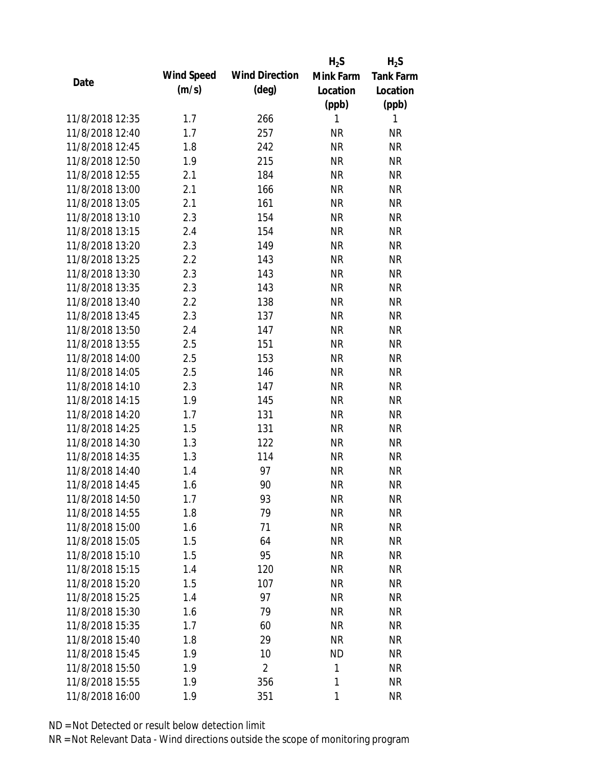| Date | Wind Speed (m/s) | Wind Direction (deg) | $H_2S$ Mink Farm Location (ppb) | $H_2S$ Tank Farm Location (ppb) |
|---|---|---|---|---|
| 11/8/2018 12:35 | 1.7 | 266 | 1 | 1 |
| 11/8/2018 12:40 | 1.7 | 257 | NR | NR |
| 11/8/2018 12:45 | 1.8 | 242 | NR | NR |
| 11/8/2018 12:50 | 1.9 | 215 | NR | NR |
| 11/8/2018 12:55 | 2.1 | 184 | NR | NR |
| 11/8/2018 13:00 | 2.1 | 166 | NR | NR |
| 11/8/2018 13:05 | 2.1 | 161 | NR | NR |
| 11/8/2018 13:10 | 2.3 | 154 | NR | NR |
| 11/8/2018 13:15 | 2.4 | 154 | NR | NR |
| 11/8/2018 13:20 | 2.3 | 149 | NR | NR |
| 11/8/2018 13:25 | 2.2 | 143 | NR | NR |
| 11/8/2018 13:30 | 2.3 | 143 | NR | NR |
| 11/8/2018 13:35 | 2.3 | 143 | NR | NR |
| 11/8/2018 13:40 | 2.2 | 138 | NR | NR |
| 11/8/2018 13:45 | 2.3 | 137 | NR | NR |
| 11/8/2018 13:50 | 2.4 | 147 | NR | NR |
| 11/8/2018 13:55 | 2.5 | 151 | NR | NR |
| 11/8/2018 14:00 | 2.5 | 153 | NR | NR |
| 11/8/2018 14:05 | 2.5 | 146 | NR | NR |
| 11/8/2018 14:10 | 2.3 | 147 | NR | NR |
| 11/8/2018 14:15 | 1.9 | 145 | NR | NR |
| 11/8/2018 14:20 | 1.7 | 131 | NR | NR |
| 11/8/2018 14:25 | 1.5 | 131 | NR | NR |
| 11/8/2018 14:30 | 1.3 | 122 | NR | NR |
| 11/8/2018 14:35 | 1.3 | 114 | NR | NR |
| 11/8/2018 14:40 | 1.4 | 97 | NR | NR |
| 11/8/2018 14:45 | 1.6 | 90 | NR | NR |
| 11/8/2018 14:50 | 1.7 | 93 | NR | NR |
| 11/8/2018 14:55 | 1.8 | 79 | NR | NR |
| 11/8/2018 15:00 | 1.6 | 71 | NR | NR |
| 11/8/2018 15:05 | 1.5 | 64 | NR | NR |
| 11/8/2018 15:10 | 1.5 | 95 | NR | NR |
| 11/8/2018 15:15 | 1.4 | 120 | NR | NR |
| 11/8/2018 15:20 | 1.5 | 107 | NR | NR |
| 11/8/2018 15:25 | 1.4 | 97 | NR | NR |
| 11/8/2018 15:30 | 1.6 | 79 | NR | NR |
| 11/8/2018 15:35 | 1.7 | 60 | NR | NR |
| 11/8/2018 15:40 | 1.8 | 29 | NR | NR |
| 11/8/2018 15:45 | 1.9 | 10 | ND | NR |
| 11/8/2018 15:50 | 1.9 | 2 | 1 | NR |
| 11/8/2018 15:55 | 1.9 | 356 | 1 | NR |
| 11/8/2018 16:00 | 1.9 | 351 | 1 | NR |

ND = Not Detected or result below detection limit

NR = Not Relevant Data - Wind directions outside the scope of monitoring program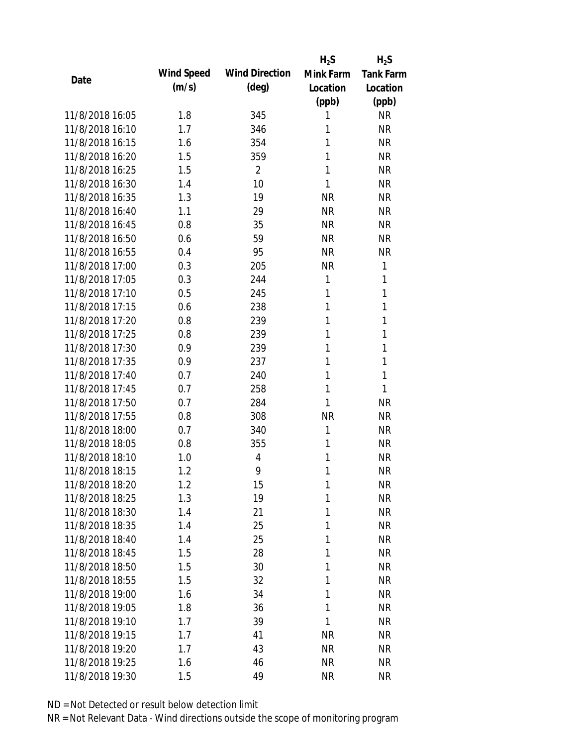| Date | Wind Speed (m/s) | Wind Direction (deg) | $H_2S$ Mink Farm Location (ppb) | $H_2S$ Tank Farm Location (ppb) |
|---|---|---|---|---|
| 11/8/2018 16:05 | 1.8 | 345 | 1 | NR |
| 11/8/2018 16:10 | 1.7 | 346 | 1 | NR |
| 11/8/2018 16:15 | 1.6 | 354 | 1 | NR |
| 11/8/2018 16:20 | 1.5 | 359 | 1 | NR |
| 11/8/2018 16:25 | 1.5 | 2 | 1 | NR |
| 11/8/2018 16:30 | 1.4 | 10 | 1 | NR |
| 11/8/2018 16:35 | 1.3 | 19 | NR | NR |
| 11/8/2018 16:40 | 1.1 | 29 | NR | NR |
| 11/8/2018 16:45 | 0.8 | 35 | NR | NR |
| 11/8/2018 16:50 | 0.6 | 59 | NR | NR |
| 11/8/2018 16:55 | 0.4 | 95 | NR | NR |
| 11/8/2018 17:00 | 0.3 | 205 | NR | 1 |
| 11/8/2018 17:05 | 0.3 | 244 | 1 | 1 |
| 11/8/2018 17:10 | 0.5 | 245 | 1 | 1 |
| 11/8/2018 17:15 | 0.6 | 238 | 1 | 1 |
| 11/8/2018 17:20 | 0.8 | 239 | 1 | 1 |
| 11/8/2018 17:25 | 0.8 | 239 | 1 | 1 |
| 11/8/2018 17:30 | 0.9 | 239 | 1 | 1 |
| 11/8/2018 17:35 | 0.9 | 237 | 1 | 1 |
| 11/8/2018 17:40 | 0.7 | 240 | 1 | 1 |
| 11/8/2018 17:45 | 0.7 | 258 | 1 | 1 |
| 11/8/2018 17:50 | 0.7 | 284 | 1 | NR |
| 11/8/2018 17:55 | 0.8 | 308 | NR | NR |
| 11/8/2018 18:00 | 0.7 | 340 | 1 | NR |
| 11/8/2018 18:05 | 0.8 | 355 | 1 | NR |
| 11/8/2018 18:10 | 1.0 | 4 | 1 | NR |
| 11/8/2018 18:15 | 1.2 | 9 | 1 | NR |
| 11/8/2018 18:20 | 1.2 | 15 | 1 | NR |
| 11/8/2018 18:25 | 1.3 | 19 | 1 | NR |
| 11/8/2018 18:30 | 1.4 | 21 | 1 | NR |
| 11/8/2018 18:35 | 1.4 | 25 | 1 | NR |
| 11/8/2018 18:40 | 1.4 | 25 | 1 | NR |
| 11/8/2018 18:45 | 1.5 | 28 | 1 | NR |
| 11/8/2018 18:50 | 1.5 | 30 | 1 | NR |
| 11/8/2018 18:55 | 1.5 | 32 | 1 | NR |
| 11/8/2018 19:00 | 1.6 | 34 | 1 | NR |
| 11/8/2018 19:05 | 1.8 | 36 | 1 | NR |
| 11/8/2018 19:10 | 1.7 | 39 | 1 | NR |
| 11/8/2018 19:15 | 1.7 | 41 | NR | NR |
| 11/8/2018 19:20 | 1.7 | 43 | NR | NR |
| 11/8/2018 19:25 | 1.6 | 46 | NR | NR |
| 11/8/2018 19:30 | 1.5 | 49 | NR | NR |

ND = Not Detected or result below detection limit
NR = Not Relevant Data - Wind directions outside the scope of monitoring program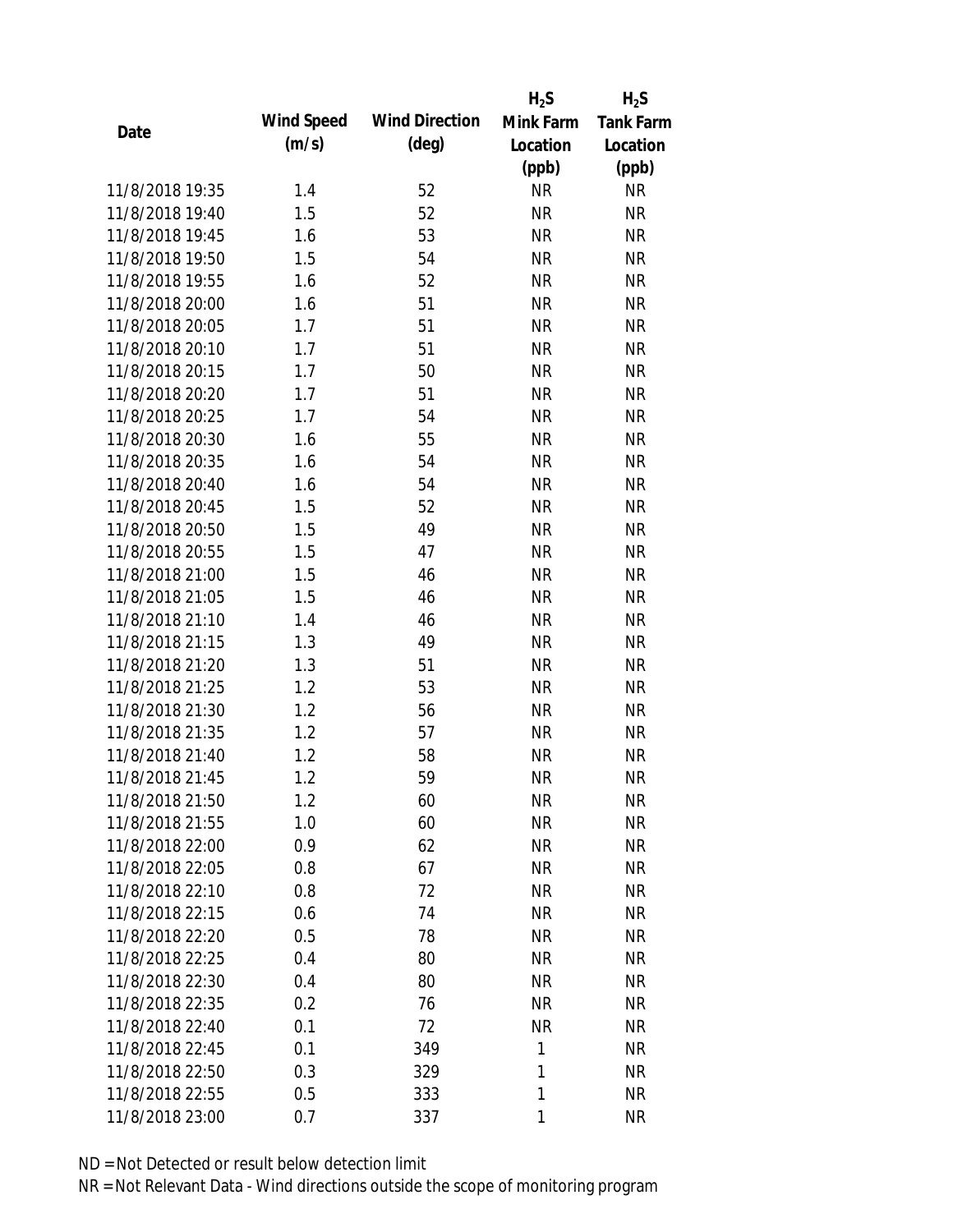| Date | Wind Speed (m/s) | Wind Direction (deg) | $H_2S$ Mink Farm Location (ppb) | $H_2S$ Tank Farm Location (ppb) |
|---|---|---|---|---|
| 11/8/2018 19:35 | 1.4 | 52 | NR | NR |
| 11/8/2018 19:40 | 1.5 | 52 | NR | NR |
| 11/8/2018 19:45 | 1.6 | 53 | NR | NR |
| 11/8/2018 19:50 | 1.5 | 54 | NR | NR |
| 11/8/2018 19:55 | 1.6 | 52 | NR | NR |
| 11/8/2018 20:00 | 1.6 | 51 | NR | NR |
| 11/8/2018 20:05 | 1.7 | 51 | NR | NR |
| 11/8/2018 20:10 | 1.7 | 51 | NR | NR |
| 11/8/2018 20:15 | 1.7 | 50 | NR | NR |
| 11/8/2018 20:20 | 1.7 | 51 | NR | NR |
| 11/8/2018 20:25 | 1.7 | 54 | NR | NR |
| 11/8/2018 20:30 | 1.6 | 55 | NR | NR |
| 11/8/2018 20:35 | 1.6 | 54 | NR | NR |
| 11/8/2018 20:40 | 1.6 | 54 | NR | NR |
| 11/8/2018 20:45 | 1.5 | 52 | NR | NR |
| 11/8/2018 20:50 | 1.5 | 49 | NR | NR |
| 11/8/2018 20:55 | 1.5 | 47 | NR | NR |
| 11/8/2018 21:00 | 1.5 | 46 | NR | NR |
| 11/8/2018 21:05 | 1.5 | 46 | NR | NR |
| 11/8/2018 21:10 | 1.4 | 46 | NR | NR |
| 11/8/2018 21:15 | 1.3 | 49 | NR | NR |
| 11/8/2018 21:20 | 1.3 | 51 | NR | NR |
| 11/8/2018 21:25 | 1.2 | 53 | NR | NR |
| 11/8/2018 21:30 | 1.2 | 56 | NR | NR |
| 11/8/2018 21:35 | 1.2 | 57 | NR | NR |
| 11/8/2018 21:40 | 1.2 | 58 | NR | NR |
| 11/8/2018 21:45 | 1.2 | 59 | NR | NR |
| 11/8/2018 21:50 | 1.2 | 60 | NR | NR |
| 11/8/2018 21:55 | 1.0 | 60 | NR | NR |
| 11/8/2018 22:00 | 0.9 | 62 | NR | NR |
| 11/8/2018 22:05 | 0.8 | 67 | NR | NR |
| 11/8/2018 22:10 | 0.8 | 72 | NR | NR |
| 11/8/2018 22:15 | 0.6 | 74 | NR | NR |
| 11/8/2018 22:20 | 0.5 | 78 | NR | NR |
| 11/8/2018 22:25 | 0.4 | 80 | NR | NR |
| 11/8/2018 22:30 | 0.4 | 80 | NR | NR |
| 11/8/2018 22:35 | 0.2 | 76 | NR | NR |
| 11/8/2018 22:40 | 0.1 | 72 | NR | NR |
| 11/8/2018 22:45 | 0.1 | 349 | 1 | NR |
| 11/8/2018 22:50 | 0.3 | 329 | 1 | NR |
| 11/8/2018 22:55 | 0.5 | 333 | 1 | NR |
| 11/8/2018 23:00 | 0.7 | 337 | 1 | NR |

ND = Not Detected or result below detection limit

NR = Not Relevant Data - Wind directions outside the scope of monitoring program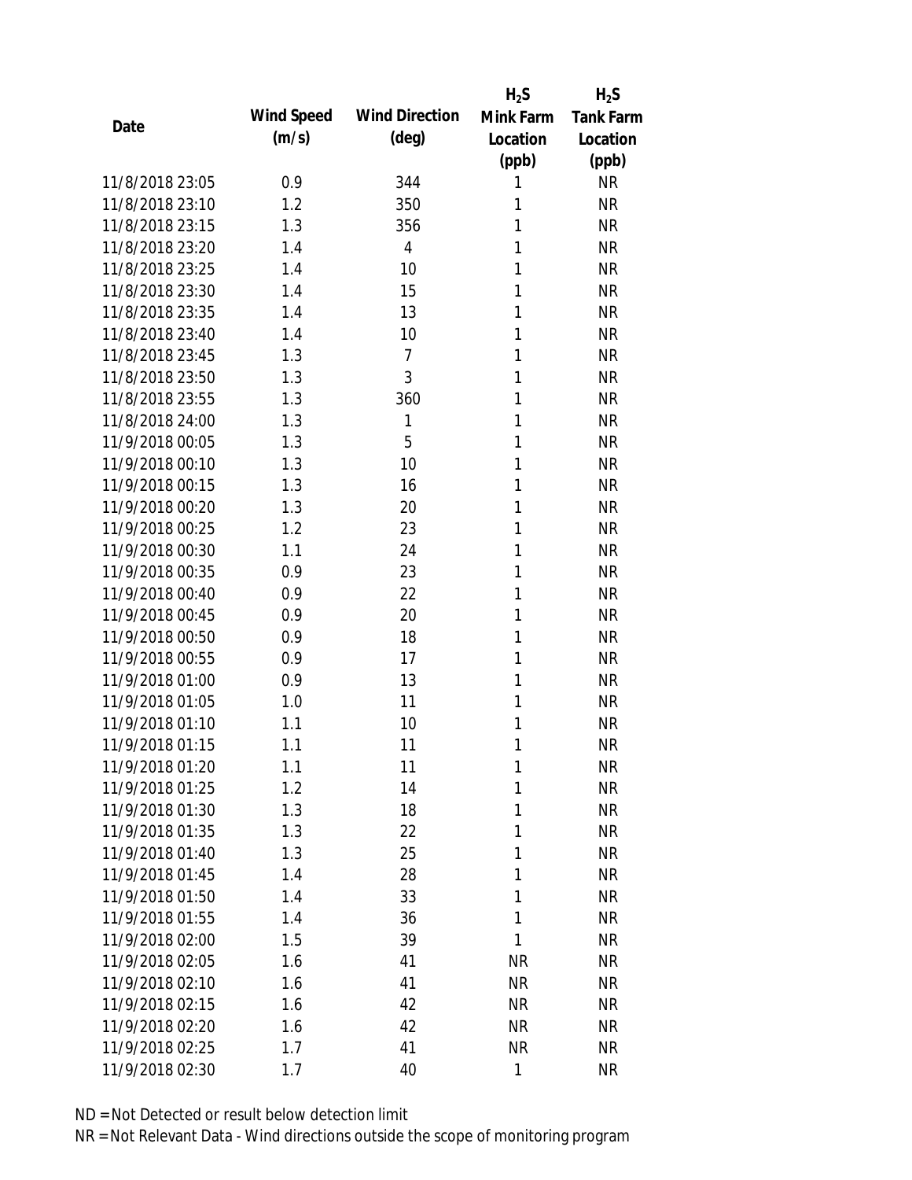| Date | Wind Speed (m/s) | Wind Direction (deg) | $H_2S$ Mink Farm Location (ppb) | $H_2S$ Tank Farm Location (ppb) |
|---|---|---|---|---|
| 11/8/2018 23:05 | 0.9 | 344 | 1 | NR |
| 11/8/2018 23:10 | 1.2 | 350 | 1 | NR |
| 11/8/2018 23:15 | 1.3 | 356 | 1 | NR |
| 11/8/2018 23:20 | 1.4 | 4 | 1 | NR |
| 11/8/2018 23:25 | 1.4 | 10 | 1 | NR |
| 11/8/2018 23:30 | 1.4 | 15 | 1 | NR |
| 11/8/2018 23:35 | 1.4 | 13 | 1 | NR |
| 11/8/2018 23:40 | 1.4 | 10 | 1 | NR |
| 11/8/2018 23:45 | 1.3 | 7 | 1 | NR |
| 11/8/2018 23:50 | 1.3 | 3 | 1 | NR |
| 11/8/2018 23:55 | 1.3 | 360 | 1 | NR |
| 11/8/2018 24:00 | 1.3 | 1 | 1 | NR |
| 11/9/2018 00:05 | 1.3 | 5 | 1 | NR |
| 11/9/2018 00:10 | 1.3 | 10 | 1 | NR |
| 11/9/2018 00:15 | 1.3 | 16 | 1 | NR |
| 11/9/2018 00:20 | 1.3 | 20 | 1 | NR |
| 11/9/2018 00:25 | 1.2 | 23 | 1 | NR |
| 11/9/2018 00:30 | 1.1 | 24 | 1 | NR |
| 11/9/2018 00:35 | 0.9 | 23 | 1 | NR |
| 11/9/2018 00:40 | 0.9 | 22 | 1 | NR |
| 11/9/2018 00:45 | 0.9 | 20 | 1 | NR |
| 11/9/2018 00:50 | 0.9 | 18 | 1 | NR |
| 11/9/2018 00:55 | 0.9 | 17 | 1 | NR |
| 11/9/2018 01:00 | 0.9 | 13 | 1 | NR |
| 11/9/2018 01:05 | 1.0 | 11 | 1 | NR |
| 11/9/2018 01:10 | 1.1 | 10 | 1 | NR |
| 11/9/2018 01:15 | 1.1 | 11 | 1 | NR |
| 11/9/2018 01:20 | 1.1 | 11 | 1 | NR |
| 11/9/2018 01:25 | 1.2 | 14 | 1 | NR |
| 11/9/2018 01:30 | 1.3 | 18 | 1 | NR |
| 11/9/2018 01:35 | 1.3 | 22 | 1 | NR |
| 11/9/2018 01:40 | 1.3 | 25 | 1 | NR |
| 11/9/2018 01:45 | 1.4 | 28 | 1 | NR |
| 11/9/2018 01:50 | 1.4 | 33 | 1 | NR |
| 11/9/2018 01:55 | 1.4 | 36 | 1 | NR |
| 11/9/2018 02:00 | 1.5 | 39 | 1 | NR |
| 11/9/2018 02:05 | 1.6 | 41 | NR | NR |
| 11/9/2018 02:10 | 1.6 | 41 | NR | NR |
| 11/9/2018 02:15 | 1.6 | 42 | NR | NR |
| 11/9/2018 02:20 | 1.6 | 42 | NR | NR |
| 11/9/2018 02:25 | 1.7 | 41 | NR | NR |
| 11/9/2018 02:30 | 1.7 | 40 | 1 | NR |

ND = Not Detected or result below detection limit

NR = Not Relevant Data - Wind directions outside the scope of monitoring program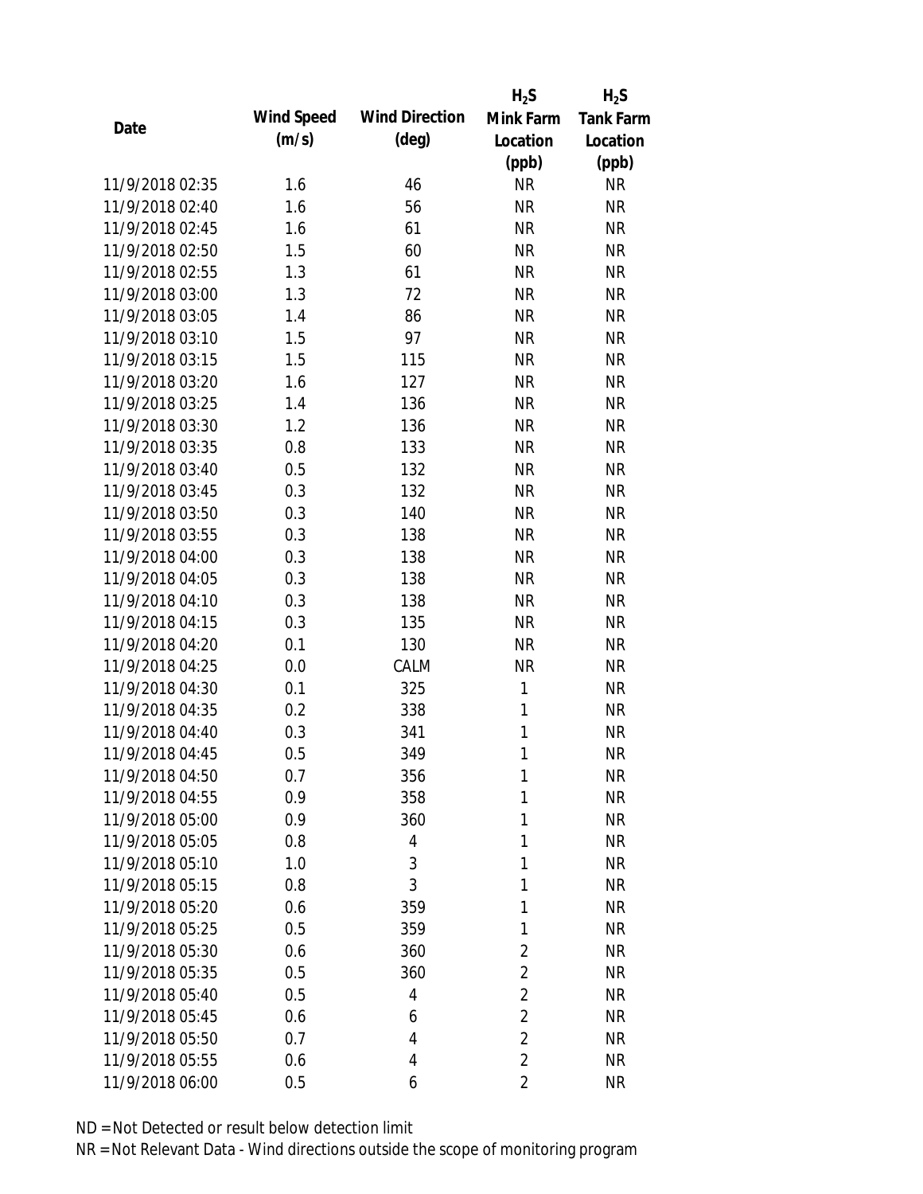| Date | Wind Speed (m/s) | Wind Direction (deg) | $H_2S$ Mink Farm Location (ppb) | $H_2S$ Tank Farm Location (ppb) |
|---|---|---|---|---|
| 11/9/2018 02:35 | 1.6 | 46 | NR | NR |
| 11/9/2018 02:40 | 1.6 | 56 | NR | NR |
| 11/9/2018 02:45 | 1.6 | 61 | NR | NR |
| 11/9/2018 02:50 | 1.5 | 60 | NR | NR |
| 11/9/2018 02:55 | 1.3 | 61 | NR | NR |
| 11/9/2018 03:00 | 1.3 | 72 | NR | NR |
| 11/9/2018 03:05 | 1.4 | 86 | NR | NR |
| 11/9/2018 03:10 | 1.5 | 97 | NR | NR |
| 11/9/2018 03:15 | 1.5 | 115 | NR | NR |
| 11/9/2018 03:20 | 1.6 | 127 | NR | NR |
| 11/9/2018 03:25 | 1.4 | 136 | NR | NR |
| 11/9/2018 03:30 | 1.2 | 136 | NR | NR |
| 11/9/2018 03:35 | 0.8 | 133 | NR | NR |
| 11/9/2018 03:40 | 0.5 | 132 | NR | NR |
| 11/9/2018 03:45 | 0.3 | 132 | NR | NR |
| 11/9/2018 03:50 | 0.3 | 140 | NR | NR |
| 11/9/2018 03:55 | 0.3 | 138 | NR | NR |
| 11/9/2018 04:00 | 0.3 | 138 | NR | NR |
| 11/9/2018 04:05 | 0.3 | 138 | NR | NR |
| 11/9/2018 04:10 | 0.3 | 138 | NR | NR |
| 11/9/2018 04:15 | 0.3 | 135 | NR | NR |
| 11/9/2018 04:20 | 0.1 | 130 | NR | NR |
| 11/9/2018 04:25 | 0.0 | CALM | NR | NR |
| 11/9/2018 04:30 | 0.1 | 325 | 1 | NR |
| 11/9/2018 04:35 | 0.2 | 338 | 1 | NR |
| 11/9/2018 04:40 | 0.3 | 341 | 1 | NR |
| 11/9/2018 04:45 | 0.5 | 349 | 1 | NR |
| 11/9/2018 04:50 | 0.7 | 356 | 1 | NR |
| 11/9/2018 04:55 | 0.9 | 358 | 1 | NR |
| 11/9/2018 05:00 | 0.9 | 360 | 1 | NR |
| 11/9/2018 05:05 | 0.8 | 4 | 1 | NR |
| 11/9/2018 05:10 | 1.0 | 3 | 1 | NR |
| 11/9/2018 05:15 | 0.8 | 3 | 1 | NR |
| 11/9/2018 05:20 | 0.6 | 359 | 1 | NR |
| 11/9/2018 05:25 | 0.5 | 359 | 1 | NR |
| 11/9/2018 05:30 | 0.6 | 360 | 2 | NR |
| 11/9/2018 05:35 | 0.5 | 360 | 2 | NR |
| 11/9/2018 05:40 | 0.5 | 4 | 2 | NR |
| 11/9/2018 05:45 | 0.6 | 6 | 2 | NR |
| 11/9/2018 05:50 | 0.7 | 4 | 2 | NR |
| 11/9/2018 05:55 | 0.6 | 4 | 2 | NR |
| 11/9/2018 06:00 | 0.5 | 6 | 2 | NR |

ND = Not Detected or result below detection limit

NR = Not Relevant Data - Wind directions outside the scope of monitoring program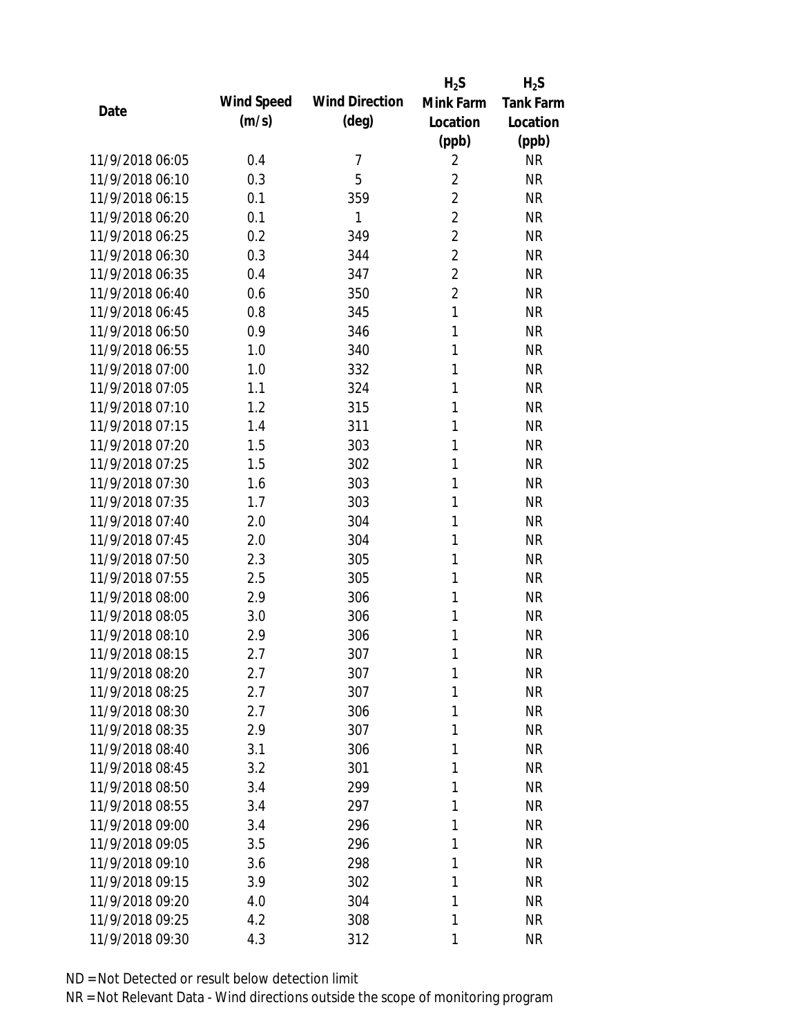| Date | Wind Speed (m/s) | Wind Direction (deg) | $H_2S$ Mink Farm Location (ppb) | $H_2S$ Tank Farm Location (ppb) |
|---|---|---|---|---|
| 11/9/2018 06:05 | 0.4 | 7 | 2 | NR |
| 11/9/2018 06:10 | 0.3 | 5 | 2 | NR |
| 11/9/2018 06:15 | 0.1 | 359 | 2 | NR |
| 11/9/2018 06:20 | 0.1 | 1 | 2 | NR |
| 11/9/2018 06:25 | 0.2 | 349 | 2 | NR |
| 11/9/2018 06:30 | 0.3 | 344 | 2 | NR |
| 11/9/2018 06:35 | 0.4 | 347 | 2 | NR |
| 11/9/2018 06:40 | 0.6 | 350 | 2 | NR |
| 11/9/2018 06:45 | 0.8 | 345 | 1 | NR |
| 11/9/2018 06:50 | 0.9 | 346 | 1 | NR |
| 11/9/2018 06:55 | 1.0 | 340 | 1 | NR |
| 11/9/2018 07:00 | 1.0 | 332 | 1 | NR |
| 11/9/2018 07:05 | 1.1 | 324 | 1 | NR |
| 11/9/2018 07:10 | 1.2 | 315 | 1 | NR |
| 11/9/2018 07:15 | 1.4 | 311 | 1 | NR |
| 11/9/2018 07:20 | 1.5 | 303 | 1 | NR |
| 11/9/2018 07:25 | 1.5 | 302 | 1 | NR |
| 11/9/2018 07:30 | 1.6 | 303 | 1 | NR |
| 11/9/2018 07:35 | 1.7 | 303 | 1 | NR |
| 11/9/2018 07:40 | 2.0 | 304 | 1 | NR |
| 11/9/2018 07:45 | 2.0 | 304 | 1 | NR |
| 11/9/2018 07:50 | 2.3 | 305 | 1 | NR |
| 11/9/2018 07:55 | 2.5 | 305 | 1 | NR |
| 11/9/2018 08:00 | 2.9 | 306 | 1 | NR |
| 11/9/2018 08:05 | 3.0 | 306 | 1 | NR |
| 11/9/2018 08:10 | 2.9 | 306 | 1 | NR |
| 11/9/2018 08:15 | 2.7 | 307 | 1 | NR |
| 11/9/2018 08:20 | 2.7 | 307 | 1 | NR |
| 11/9/2018 08:25 | 2.7 | 307 | 1 | NR |
| 11/9/2018 08:30 | 2.7 | 306 | 1 | NR |
| 11/9/2018 08:35 | 2.9 | 307 | 1 | NR |
| 11/9/2018 08:40 | 3.1 | 306 | 1 | NR |
| 11/9/2018 08:45 | 3.2 | 301 | 1 | NR |
| 11/9/2018 08:50 | 3.4 | 299 | 1 | NR |
| 11/9/2018 08:55 | 3.4 | 297 | 1 | NR |
| 11/9/2018 09:00 | 3.4 | 296 | 1 | NR |
| 11/9/2018 09:05 | 3.5 | 296 | 1 | NR |
| 11/9/2018 09:10 | 3.6 | 298 | 1 | NR |
| 11/9/2018 09:15 | 3.9 | 302 | 1 | NR |
| 11/9/2018 09:20 | 4.0 | 304 | 1 | NR |
| 11/9/2018 09:25 | 4.2 | 308 | 1 | NR |
| 11/9/2018 09:30 | 4.3 | 312 | 1 | NR |

ND = Not Detected or result below detection limit

NR = Not Relevant Data - Wind directions outside the scope of monitoring program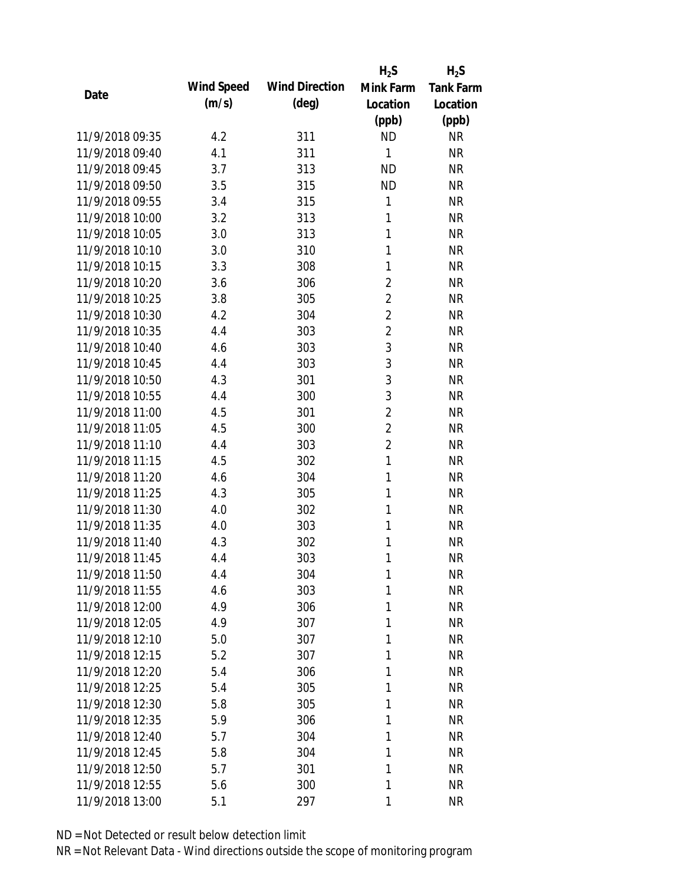| Date | Wind Speed (m/s) | Wind Direction (deg) | $H_2S$ Mink Farm Location (ppb) | $H_2S$ Tank Farm Location (ppb) |
|---|---|---|---|---|
| 11/9/2018 09:35 | 4.2 | 311 | ND | NR |
| 11/9/2018 09:40 | 4.1 | 311 | 1 | NR |
| 11/9/2018 09:45 | 3.7 | 313 | ND | NR |
| 11/9/2018 09:50 | 3.5 | 315 | ND | NR |
| 11/9/2018 09:55 | 3.4 | 315 | 1 | NR |
| 11/9/2018 10:00 | 3.2 | 313 | 1 | NR |
| 11/9/2018 10:05 | 3.0 | 313 | 1 | NR |
| 11/9/2018 10:10 | 3.0 | 310 | 1 | NR |
| 11/9/2018 10:15 | 3.3 | 308 | 1 | NR |
| 11/9/2018 10:20 | 3.6 | 306 | 2 | NR |
| 11/9/2018 10:25 | 3.8 | 305 | 2 | NR |
| 11/9/2018 10:30 | 4.2 | 304 | 2 | NR |
| 11/9/2018 10:35 | 4.4 | 303 | 2 | NR |
| 11/9/2018 10:40 | 4.6 | 303 | 3 | NR |
| 11/9/2018 10:45 | 4.4 | 303 | 3 | NR |
| 11/9/2018 10:50 | 4.3 | 301 | 3 | NR |
| 11/9/2018 10:55 | 4.4 | 300 | 3 | NR |
| 11/9/2018 11:00 | 4.5 | 301 | 2 | NR |
| 11/9/2018 11:05 | 4.5 | 300 | 2 | NR |
| 11/9/2018 11:10 | 4.4 | 303 | 2 | NR |
| 11/9/2018 11:15 | 4.5 | 302 | 1 | NR |
| 11/9/2018 11:20 | 4.6 | 304 | 1 | NR |
| 11/9/2018 11:25 | 4.3 | 305 | 1 | NR |
| 11/9/2018 11:30 | 4.0 | 302 | 1 | NR |
| 11/9/2018 11:35 | 4.0 | 303 | 1 | NR |
| 11/9/2018 11:40 | 4.3 | 302 | 1 | NR |
| 11/9/2018 11:45 | 4.4 | 303 | 1 | NR |
| 11/9/2018 11:50 | 4.4 | 304 | 1 | NR |
| 11/9/2018 11:55 | 4.6 | 303 | 1 | NR |
| 11/9/2018 12:00 | 4.9 | 306 | 1 | NR |
| 11/9/2018 12:05 | 4.9 | 307 | 1 | NR |
| 11/9/2018 12:10 | 5.0 | 307 | 1 | NR |
| 11/9/2018 12:15 | 5.2 | 307 | 1 | NR |
| 11/9/2018 12:20 | 5.4 | 306 | 1 | NR |
| 11/9/2018 12:25 | 5.4 | 305 | 1 | NR |
| 11/9/2018 12:30 | 5.8 | 305 | 1 | NR |
| 11/9/2018 12:35 | 5.9 | 306 | 1 | NR |
| 11/9/2018 12:40 | 5.7 | 304 | 1 | NR |
| 11/9/2018 12:45 | 5.8 | 304 | 1 | NR |
| 11/9/2018 12:50 | 5.7 | 301 | 1 | NR |
| 11/9/2018 12:55 | 5.6 | 300 | 1 | NR |
| 11/9/2018 13:00 | 5.1 | 297 | 1 | NR |

ND = Not Detected or result below detection limit

NR = Not Relevant Data - Wind directions outside the scope of monitoring program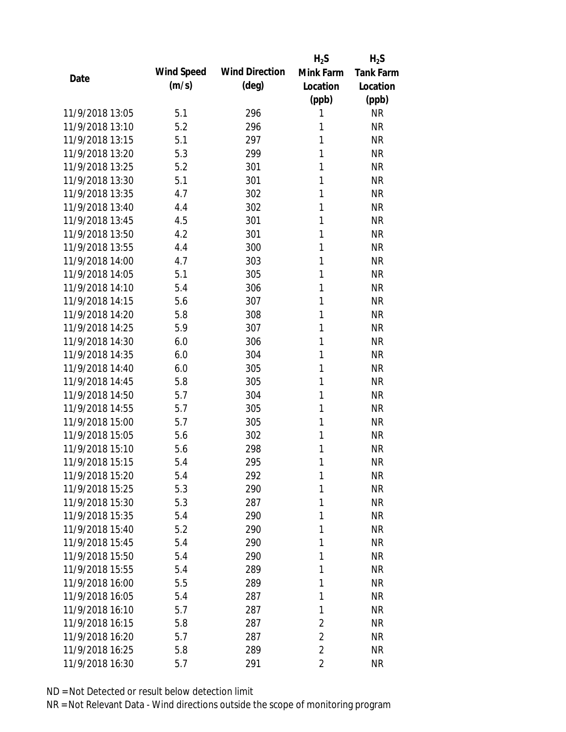| Date | Wind Speed (m/s) | Wind Direction (deg) | $H_2S$ Mink Farm Location (ppb) | $H_2S$ Tank Farm Location (ppb) |
|---|---|---|---|---|
| 11/9/2018 13:05 | 5.1 | 296 | 1 | NR |
| 11/9/2018 13:10 | 5.2 | 296 | 1 | NR |
| 11/9/2018 13:15 | 5.1 | 297 | 1 | NR |
| 11/9/2018 13:20 | 5.3 | 299 | 1 | NR |
| 11/9/2018 13:25 | 5.2 | 301 | 1 | NR |
| 11/9/2018 13:30 | 5.1 | 301 | 1 | NR |
| 11/9/2018 13:35 | 4.7 | 302 | 1 | NR |
| 11/9/2018 13:40 | 4.4 | 302 | 1 | NR |
| 11/9/2018 13:45 | 4.5 | 301 | 1 | NR |
| 11/9/2018 13:50 | 4.2 | 301 | 1 | NR |
| 11/9/2018 13:55 | 4.4 | 300 | 1 | NR |
| 11/9/2018 14:00 | 4.7 | 303 | 1 | NR |
| 11/9/2018 14:05 | 5.1 | 305 | 1 | NR |
| 11/9/2018 14:10 | 5.4 | 306 | 1 | NR |
| 11/9/2018 14:15 | 5.6 | 307 | 1 | NR |
| 11/9/2018 14:20 | 5.8 | 308 | 1 | NR |
| 11/9/2018 14:25 | 5.9 | 307 | 1 | NR |
| 11/9/2018 14:30 | 6.0 | 306 | 1 | NR |
| 11/9/2018 14:35 | 6.0 | 304 | 1 | NR |
| 11/9/2018 14:40 | 6.0 | 305 | 1 | NR |
| 11/9/2018 14:45 | 5.8 | 305 | 1 | NR |
| 11/9/2018 14:50 | 5.7 | 304 | 1 | NR |
| 11/9/2018 14:55 | 5.7 | 305 | 1 | NR |
| 11/9/2018 15:00 | 5.7 | 305 | 1 | NR |
| 11/9/2018 15:05 | 5.6 | 302 | 1 | NR |
| 11/9/2018 15:10 | 5.6 | 298 | 1 | NR |
| 11/9/2018 15:15 | 5.4 | 295 | 1 | NR |
| 11/9/2018 15:20 | 5.4 | 292 | 1 | NR |
| 11/9/2018 15:25 | 5.3 | 290 | 1 | NR |
| 11/9/2018 15:30 | 5.3 | 287 | 1 | NR |
| 11/9/2018 15:35 | 5.4 | 290 | 1 | NR |
| 11/9/2018 15:40 | 5.2 | 290 | 1 | NR |
| 11/9/2018 15:45 | 5.4 | 290 | 1 | NR |
| 11/9/2018 15:50 | 5.4 | 290 | 1 | NR |
| 11/9/2018 15:55 | 5.4 | 289 | 1 | NR |
| 11/9/2018 16:00 | 5.5 | 289 | 1 | NR |
| 11/9/2018 16:05 | 5.4 | 287 | 1 | NR |
| 11/9/2018 16:10 | 5.7 | 287 | 1 | NR |
| 11/9/2018 16:15 | 5.8 | 287 | 2 | NR |
| 11/9/2018 16:20 | 5.7 | 287 | 2 | NR |
| 11/9/2018 16:25 | 5.8 | 289 | 2 | NR |
| 11/9/2018 16:30 | 5.7 | 291 | 2 | NR |

ND = Not Detected or result below detection limit

NR = Not Relevant Data - Wind directions outside the scope of monitoring program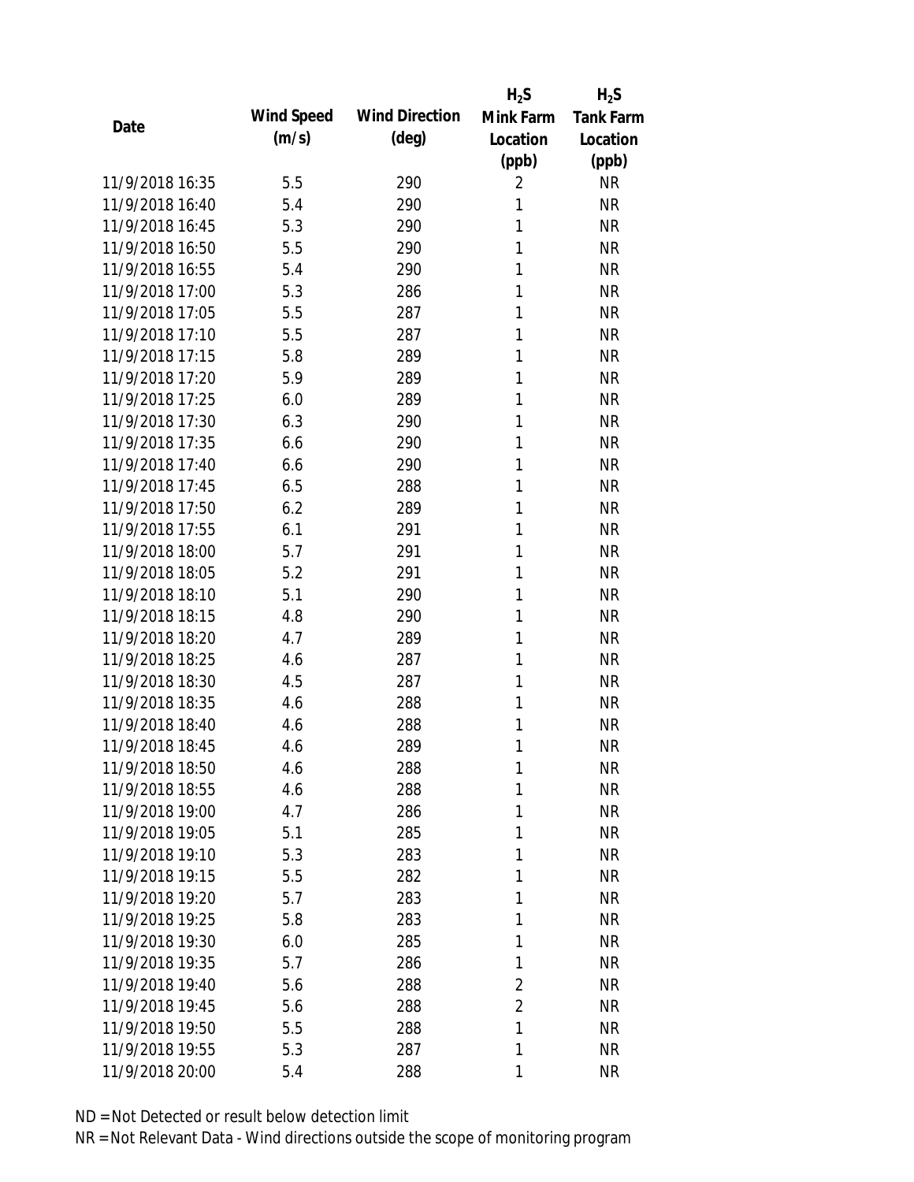| Date | Wind Speed (m/s) | Wind Direction (deg) | $H_2S$ Mink Farm Location (ppb) | $H_2S$ Tank Farm Location (ppb) |
|---|---|---|---|---|
| 11/9/2018 16:35 | 5.5 | 290 | 2 | NR |
| 11/9/2018 16:40 | 5.4 | 290 | 1 | NR |
| 11/9/2018 16:45 | 5.3 | 290 | 1 | NR |
| 11/9/2018 16:50 | 5.5 | 290 | 1 | NR |
| 11/9/2018 16:55 | 5.4 | 290 | 1 | NR |
| 11/9/2018 17:00 | 5.3 | 286 | 1 | NR |
| 11/9/2018 17:05 | 5.5 | 287 | 1 | NR |
| 11/9/2018 17:10 | 5.5 | 287 | 1 | NR |
| 11/9/2018 17:15 | 5.8 | 289 | 1 | NR |
| 11/9/2018 17:20 | 5.9 | 289 | 1 | NR |
| 11/9/2018 17:25 | 6.0 | 289 | 1 | NR |
| 11/9/2018 17:30 | 6.3 | 290 | 1 | NR |
| 11/9/2018 17:35 | 6.6 | 290 | 1 | NR |
| 11/9/2018 17:40 | 6.6 | 290 | 1 | NR |
| 11/9/2018 17:45 | 6.5 | 288 | 1 | NR |
| 11/9/2018 17:50 | 6.2 | 289 | 1 | NR |
| 11/9/2018 17:55 | 6.1 | 291 | 1 | NR |
| 11/9/2018 18:00 | 5.7 | 291 | 1 | NR |
| 11/9/2018 18:05 | 5.2 | 291 | 1 | NR |
| 11/9/2018 18:10 | 5.1 | 290 | 1 | NR |
| 11/9/2018 18:15 | 4.8 | 290 | 1 | NR |
| 11/9/2018 18:20 | 4.7 | 289 | 1 | NR |
| 11/9/2018 18:25 | 4.6 | 287 | 1 | NR |
| 11/9/2018 18:30 | 4.5 | 287 | 1 | NR |
| 11/9/2018 18:35 | 4.6 | 288 | 1 | NR |
| 11/9/2018 18:40 | 4.6 | 288 | 1 | NR |
| 11/9/2018 18:45 | 4.6 | 289 | 1 | NR |
| 11/9/2018 18:50 | 4.6 | 288 | 1 | NR |
| 11/9/2018 18:55 | 4.6 | 288 | 1 | NR |
| 11/9/2018 19:00 | 4.7 | 286 | 1 | NR |
| 11/9/2018 19:05 | 5.1 | 285 | 1 | NR |
| 11/9/2018 19:10 | 5.3 | 283 | 1 | NR |
| 11/9/2018 19:15 | 5.5 | 282 | 1 | NR |
| 11/9/2018 19:20 | 5.7 | 283 | 1 | NR |
| 11/9/2018 19:25 | 5.8 | 283 | 1 | NR |
| 11/9/2018 19:30 | 6.0 | 285 | 1 | NR |
| 11/9/2018 19:35 | 5.7 | 286 | 1 | NR |
| 11/9/2018 19:40 | 5.6 | 288 | 2 | NR |
| 11/9/2018 19:45 | 5.6 | 288 | 2 | NR |
| 11/9/2018 19:50 | 5.5 | 288 | 1 | NR |
| 11/9/2018 19:55 | 5.3 | 287 | 1 | NR |
| 11/9/2018 20:00 | 5.4 | 288 | 1 | NR |

ND = Not Detected or result below detection limit

NR = Not Relevant Data - Wind directions outside the scope of monitoring program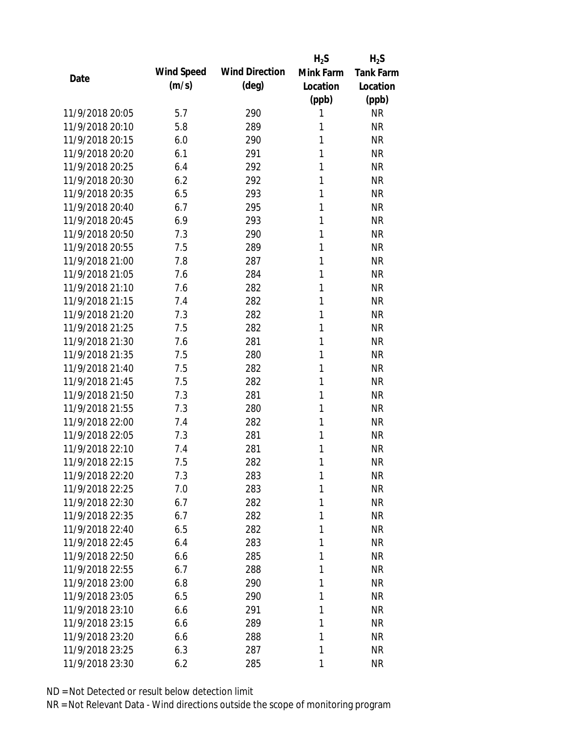| Date | Wind Speed (m/s) | Wind Direction (deg) | $H_2S$ Mink Farm Location (ppb) | $H_2S$ Tank Farm Location (ppb) |
|---|---|---|---|---|
| 11/9/2018 20:05 | 5.7 | 290 | 1 | NR |
| 11/9/2018 20:10 | 5.8 | 289 | 1 | NR |
| 11/9/2018 20:15 | 6.0 | 290 | 1 | NR |
| 11/9/2018 20:20 | 6.1 | 291 | 1 | NR |
| 11/9/2018 20:25 | 6.4 | 292 | 1 | NR |
| 11/9/2018 20:30 | 6.2 | 292 | 1 | NR |
| 11/9/2018 20:35 | 6.5 | 293 | 1 | NR |
| 11/9/2018 20:40 | 6.7 | 295 | 1 | NR |
| 11/9/2018 20:45 | 6.9 | 293 | 1 | NR |
| 11/9/2018 20:50 | 7.3 | 290 | 1 | NR |
| 11/9/2018 20:55 | 7.5 | 289 | 1 | NR |
| 11/9/2018 21:00 | 7.8 | 287 | 1 | NR |
| 11/9/2018 21:05 | 7.6 | 284 | 1 | NR |
| 11/9/2018 21:10 | 7.6 | 282 | 1 | NR |
| 11/9/2018 21:15 | 7.4 | 282 | 1 | NR |
| 11/9/2018 21:20 | 7.3 | 282 | 1 | NR |
| 11/9/2018 21:25 | 7.5 | 282 | 1 | NR |
| 11/9/2018 21:30 | 7.6 | 281 | 1 | NR |
| 11/9/2018 21:35 | 7.5 | 280 | 1 | NR |
| 11/9/2018 21:40 | 7.5 | 282 | 1 | NR |
| 11/9/2018 21:45 | 7.5 | 282 | 1 | NR |
| 11/9/2018 21:50 | 7.3 | 281 | 1 | NR |
| 11/9/2018 21:55 | 7.3 | 280 | 1 | NR |
| 11/9/2018 22:00 | 7.4 | 282 | 1 | NR |
| 11/9/2018 22:05 | 7.3 | 281 | 1 | NR |
| 11/9/2018 22:10 | 7.4 | 281 | 1 | NR |
| 11/9/2018 22:15 | 7.5 | 282 | 1 | NR |
| 11/9/2018 22:20 | 7.3 | 283 | 1 | NR |
| 11/9/2018 22:25 | 7.0 | 283 | 1 | NR |
| 11/9/2018 22:30 | 6.7 | 282 | 1 | NR |
| 11/9/2018 22:35 | 6.7 | 282 | 1 | NR |
| 11/9/2018 22:40 | 6.5 | 282 | 1 | NR |
| 11/9/2018 22:45 | 6.4 | 283 | 1 | NR |
| 11/9/2018 22:50 | 6.6 | 285 | 1 | NR |
| 11/9/2018 22:55 | 6.7 | 288 | 1 | NR |
| 11/9/2018 23:00 | 6.8 | 290 | 1 | NR |
| 11/9/2018 23:05 | 6.5 | 290 | 1 | NR |
| 11/9/2018 23:10 | 6.6 | 291 | 1 | NR |
| 11/9/2018 23:15 | 6.6 | 289 | 1 | NR |
| 11/9/2018 23:20 | 6.6 | 288 | 1 | NR |
| 11/9/2018 23:25 | 6.3 | 287 | 1 | NR |
| 11/9/2018 23:30 | 6.2 | 285 | 1 | NR |

ND = Not Detected or result below detection limit

NR = Not Relevant Data - Wind directions outside the scope of monitoring program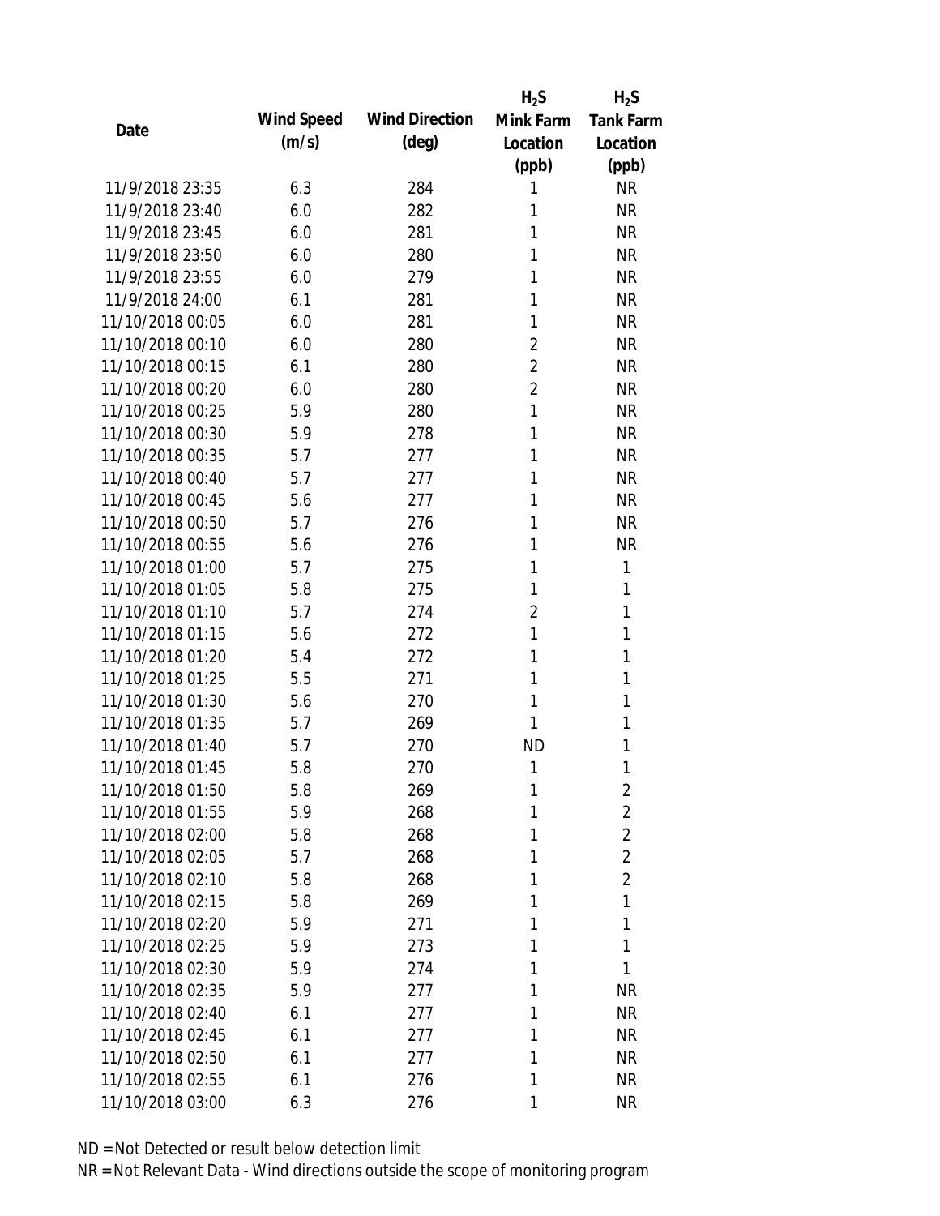| Date | Wind Speed (m/s) | Wind Direction (deg) | $H_2S$ Mink Farm Location (ppb) | $H_2S$ Tank Farm Location (ppb) |
|---|---|---|---|---|
| 11/9/2018 23:35 | 6.3 | 284 | 1 | NR |
| 11/9/2018 23:40 | 6.0 | 282 | 1 | NR |
| 11/9/2018 23:45 | 6.0 | 281 | 1 | NR |
| 11/9/2018 23:50 | 6.0 | 280 | 1 | NR |
| 11/9/2018 23:55 | 6.0 | 279 | 1 | NR |
| 11/9/2018 24:00 | 6.1 | 281 | 1 | NR |
| 11/10/2018 00:05 | 6.0 | 281 | 1 | NR |
| 11/10/2018 00:10 | 6.0 | 280 | 2 | NR |
| 11/10/2018 00:15 | 6.1 | 280 | 2 | NR |
| 11/10/2018 00:20 | 6.0 | 280 | 2 | NR |
| 11/10/2018 00:25 | 5.9 | 280 | 1 | NR |
| 11/10/2018 00:30 | 5.9 | 278 | 1 | NR |
| 11/10/2018 00:35 | 5.7 | 277 | 1 | NR |
| 11/10/2018 00:40 | 5.7 | 277 | 1 | NR |
| 11/10/2018 00:45 | 5.6 | 277 | 1 | NR |
| 11/10/2018 00:50 | 5.7 | 276 | 1 | NR |
| 11/10/2018 00:55 | 5.6 | 276 | 1 | NR |
| 11/10/2018 01:00 | 5.7 | 275 | 1 | 1 |
| 11/10/2018 01:05 | 5.8 | 275 | 1 | 1 |
| 11/10/2018 01:10 | 5.7 | 274 | 2 | 1 |
| 11/10/2018 01:15 | 5.6 | 272 | 1 | 1 |
| 11/10/2018 01:20 | 5.4 | 272 | 1 | 1 |
| 11/10/2018 01:25 | 5.5 | 271 | 1 | 1 |
| 11/10/2018 01:30 | 5.6 | 270 | 1 | 1 |
| 11/10/2018 01:35 | 5.7 | 269 | 1 | 1 |
| 11/10/2018 01:40 | 5.7 | 270 | ND | 1 |
| 11/10/2018 01:45 | 5.8 | 270 | 1 | 1 |
| 11/10/2018 01:50 | 5.8 | 269 | 1 | 2 |
| 11/10/2018 01:55 | 5.9 | 268 | 1 | 2 |
| 11/10/2018 02:00 | 5.8 | 268 | 1 | 2 |
| 11/10/2018 02:05 | 5.7 | 268 | 1 | 2 |
| 11/10/2018 02:10 | 5.8 | 268 | 1 | 2 |
| 11/10/2018 02:15 | 5.8 | 269 | 1 | 1 |
| 11/10/2018 02:20 | 5.9 | 271 | 1 | 1 |
| 11/10/2018 02:25 | 5.9 | 273 | 1 | 1 |
| 11/10/2018 02:30 | 5.9 | 274 | 1 | 1 |
| 11/10/2018 02:35 | 5.9 | 277 | 1 | NR |
| 11/10/2018 02:40 | 6.1 | 277 | 1 | NR |
| 11/10/2018 02:45 | 6.1 | 277 | 1 | NR |
| 11/10/2018 02:50 | 6.1 | 277 | 1 | NR |
| 11/10/2018 02:55 | 6.1 | 276 | 1 | NR |
| 11/10/2018 03:00 | 6.3 | 276 | 1 | NR |

ND = Not Detected or result below detection limit

NR = Not Relevant Data - Wind directions outside the scope of monitoring program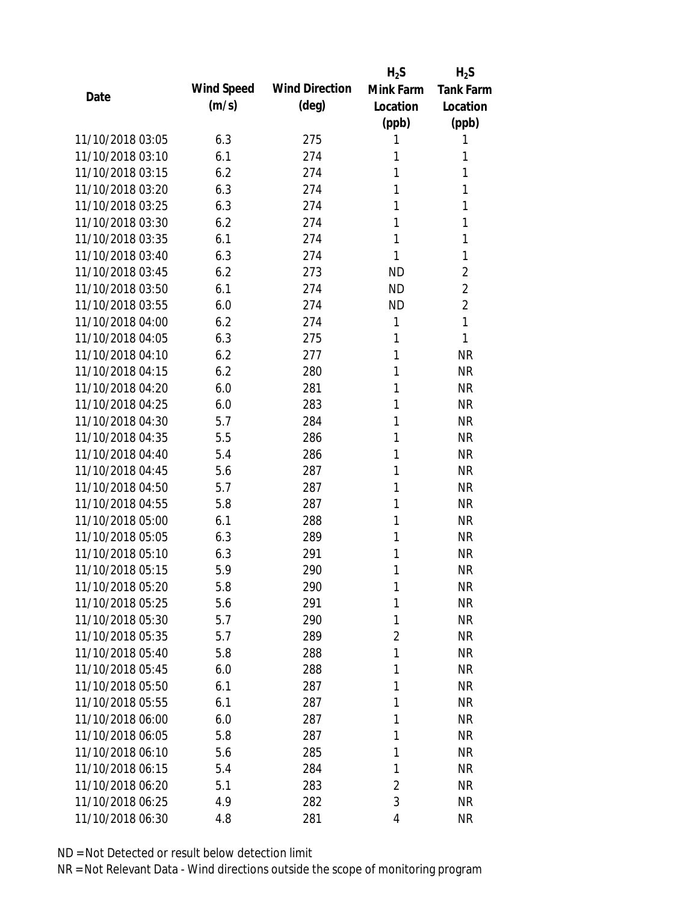| Date | Wind Speed (m/s) | Wind Direction (deg) | $H_2S$ Mink Farm Location (ppb) | $H_2S$ Tank Farm Location (ppb) |
|---|---|---|---|---|
| 11/10/2018 03:05 | 6.3 | 275 | 1 | 1 |
| 11/10/2018 03:10 | 6.1 | 274 | 1 | 1 |
| 11/10/2018 03:15 | 6.2 | 274 | 1 | 1 |
| 11/10/2018 03:20 | 6.3 | 274 | 1 | 1 |
| 11/10/2018 03:25 | 6.3 | 274 | 1 | 1 |
| 11/10/2018 03:30 | 6.2 | 274 | 1 | 1 |
| 11/10/2018 03:35 | 6.1 | 274 | 1 | 1 |
| 11/10/2018 03:40 | 6.3 | 274 | 1 | 1 |
| 11/10/2018 03:45 | 6.2 | 273 | ND | 2 |
| 11/10/2018 03:50 | 6.1 | 274 | ND | 2 |
| 11/10/2018 03:55 | 6.0 | 274 | ND | 2 |
| 11/10/2018 04:00 | 6.2 | 274 | 1 | 1 |
| 11/10/2018 04:05 | 6.3 | 275 | 1 | 1 |
| 11/10/2018 04:10 | 6.2 | 277 | 1 | NR |
| 11/10/2018 04:15 | 6.2 | 280 | 1 | NR |
| 11/10/2018 04:20 | 6.0 | 281 | 1 | NR |
| 11/10/2018 04:25 | 6.0 | 283 | 1 | NR |
| 11/10/2018 04:30 | 5.7 | 284 | 1 | NR |
| 11/10/2018 04:35 | 5.5 | 286 | 1 | NR |
| 11/10/2018 04:40 | 5.4 | 286 | 1 | NR |
| 11/10/2018 04:45 | 5.6 | 287 | 1 | NR |
| 11/10/2018 04:50 | 5.7 | 287 | 1 | NR |
| 11/10/2018 04:55 | 5.8 | 287 | 1 | NR |
| 11/10/2018 05:00 | 6.1 | 288 | 1 | NR |
| 11/10/2018 05:05 | 6.3 | 289 | 1 | NR |
| 11/10/2018 05:10 | 6.3 | 291 | 1 | NR |
| 11/10/2018 05:15 | 5.9 | 290 | 1 | NR |
| 11/10/2018 05:20 | 5.8 | 290 | 1 | NR |
| 11/10/2018 05:25 | 5.6 | 291 | 1 | NR |
| 11/10/2018 05:30 | 5.7 | 290 | 1 | NR |
| 11/10/2018 05:35 | 5.7 | 289 | 2 | NR |
| 11/10/2018 05:40 | 5.8 | 288 | 1 | NR |
| 11/10/2018 05:45 | 6.0 | 288 | 1 | NR |
| 11/10/2018 05:50 | 6.1 | 287 | 1 | NR |
| 11/10/2018 05:55 | 6.1 | 287 | 1 | NR |
| 11/10/2018 06:00 | 6.0 | 287 | 1 | NR |
| 11/10/2018 06:05 | 5.8 | 287 | 1 | NR |
| 11/10/2018 06:10 | 5.6 | 285 | 1 | NR |
| 11/10/2018 06:15 | 5.4 | 284 | 1 | NR |
| 11/10/2018 06:20 | 5.1 | 283 | 2 | NR |
| 11/10/2018 06:25 | 4.9 | 282 | 3 | NR |
| 11/10/2018 06:30 | 4.8 | 281 | 4 | NR |

ND = Not Detected or result below detection limit

NR = Not Relevant Data - Wind directions outside the scope of monitoring program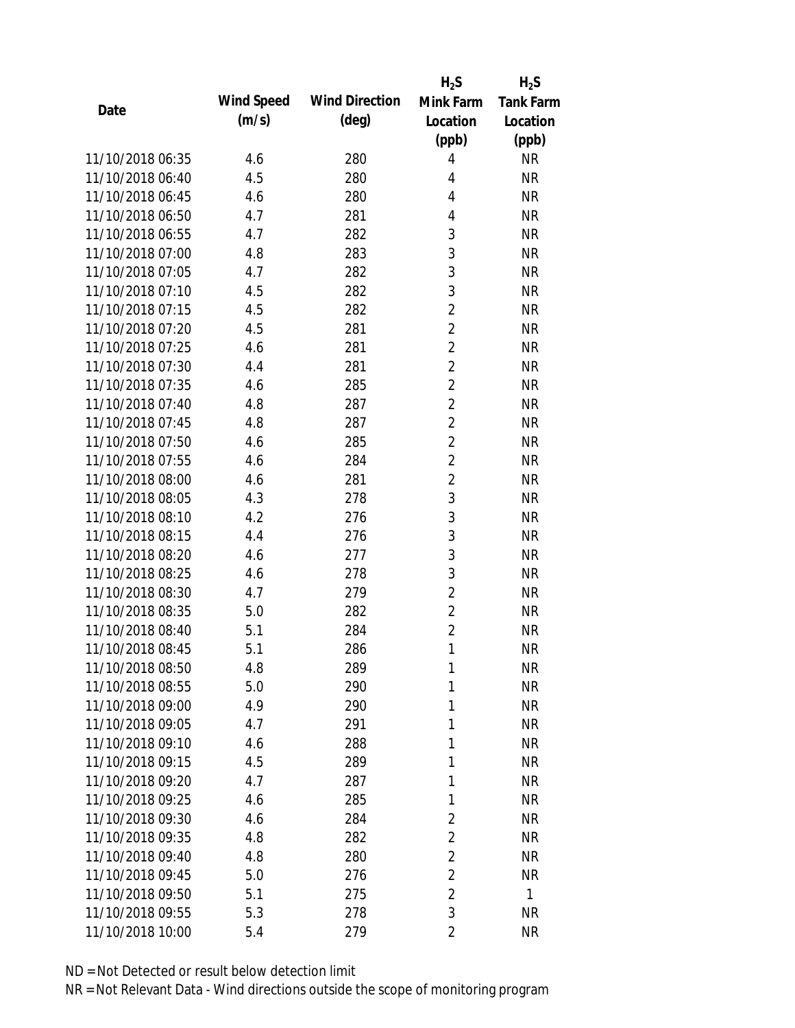| Date | Wind Speed (m/s) | Wind Direction (deg) | $H_2S$ Mink Farm Location (ppb) | $H_2S$ Tank Farm Location (ppb) |
|---|---|---|---|---|
| 11/10/2018 06:35 | 4.6 | 280 | 4 | NR |
| 11/10/2018 06:40 | 4.5 | 280 | 4 | NR |
| 11/10/2018 06:45 | 4.6 | 280 | 4 | NR |
| 11/10/2018 06:50 | 4.7 | 281 | 4 | NR |
| 11/10/2018 06:55 | 4.7 | 282 | 3 | NR |
| 11/10/2018 07:00 | 4.8 | 283 | 3 | NR |
| 11/10/2018 07:05 | 4.7 | 282 | 3 | NR |
| 11/10/2018 07:10 | 4.5 | 282 | 3 | NR |
| 11/10/2018 07:15 | 4.5 | 282 | 2 | NR |
| 11/10/2018 07:20 | 4.5 | 281 | 2 | NR |
| 11/10/2018 07:25 | 4.6 | 281 | 2 | NR |
| 11/10/2018 07:30 | 4.4 | 281 | 2 | NR |
| 11/10/2018 07:35 | 4.6 | 285 | 2 | NR |
| 11/10/2018 07:40 | 4.8 | 287 | 2 | NR |
| 11/10/2018 07:45 | 4.8 | 287 | 2 | NR |
| 11/10/2018 07:50 | 4.6 | 285 | 2 | NR |
| 11/10/2018 07:55 | 4.6 | 284 | 2 | NR |
| 11/10/2018 08:00 | 4.6 | 281 | 2 | NR |
| 11/10/2018 08:05 | 4.3 | 278 | 3 | NR |
| 11/10/2018 08:10 | 4.2 | 276 | 3 | NR |
| 11/10/2018 08:15 | 4.4 | 276 | 3 | NR |
| 11/10/2018 08:20 | 4.6 | 277 | 3 | NR |
| 11/10/2018 08:25 | 4.6 | 278 | 3 | NR |
| 11/10/2018 08:30 | 4.7 | 279 | 2 | NR |
| 11/10/2018 08:35 | 5.0 | 282 | 2 | NR |
| 11/10/2018 08:40 | 5.1 | 284 | 2 | NR |
| 11/10/2018 08:45 | 5.1 | 286 | 1 | NR |
| 11/10/2018 08:50 | 4.8 | 289 | 1 | NR |
| 11/10/2018 08:55 | 5.0 | 290 | 1 | NR |
| 11/10/2018 09:00 | 4.9 | 290 | 1 | NR |
| 11/10/2018 09:05 | 4.7 | 291 | 1 | NR |
| 11/10/2018 09:10 | 4.6 | 288 | 1 | NR |
| 11/10/2018 09:15 | 4.5 | 289 | 1 | NR |
| 11/10/2018 09:20 | 4.7 | 287 | 1 | NR |
| 11/10/2018 09:25 | 4.6 | 285 | 1 | NR |
| 11/10/2018 09:30 | 4.6 | 284 | 2 | NR |
| 11/10/2018 09:35 | 4.8 | 282 | 2 | NR |
| 11/10/2018 09:40 | 4.8 | 280 | 2 | NR |
| 11/10/2018 09:45 | 5.0 | 276 | 2 | NR |
| 11/10/2018 09:50 | 5.1 | 275 | 2 | 1 |
| 11/10/2018 09:55 | 5.3 | 278 | 3 | NR |
| 11/10/2018 10:00 | 5.4 | 279 | 2 | NR |

ND = Not Detected or result below detection limit

NR = Not Relevant Data - Wind directions outside the scope of monitoring program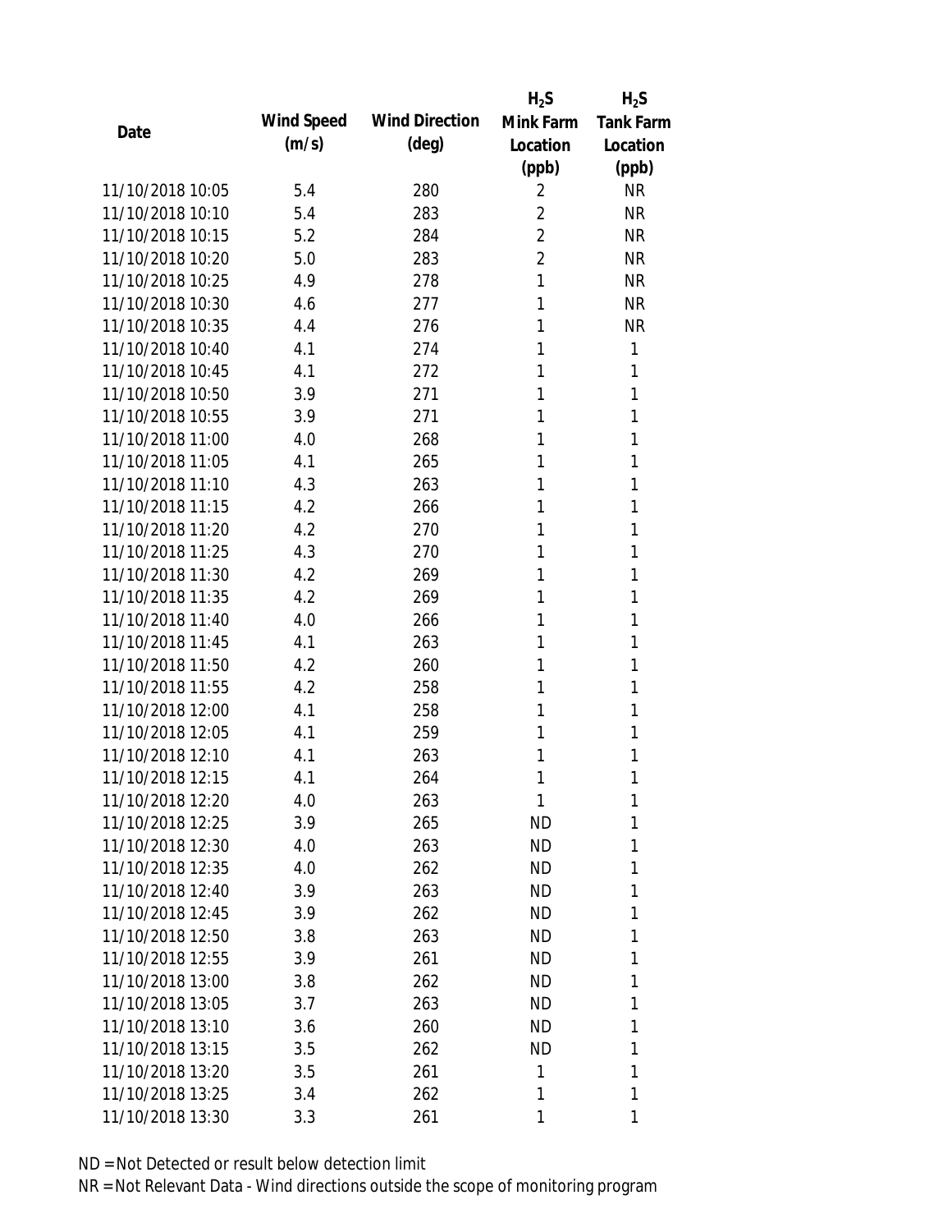| Date | Wind Speed (m/s) | Wind Direction (deg) | $H_2S$ Mink Farm Location (ppb) | $H_2S$ Tank Farm Location (ppb) |
|---|---|---|---|---|
| 11/10/2018 10:05 | 5.4 | 280 | 2 | NR |
| 11/10/2018 10:10 | 5.4 | 283 | 2 | NR |
| 11/10/2018 10:15 | 5.2 | 284 | 2 | NR |
| 11/10/2018 10:20 | 5.0 | 283 | 2 | NR |
| 11/10/2018 10:25 | 4.9 | 278 | 1 | NR |
| 11/10/2018 10:30 | 4.6 | 277 | 1 | NR |
| 11/10/2018 10:35 | 4.4 | 276 | 1 | NR |
| 11/10/2018 10:40 | 4.1 | 274 | 1 | 1 |
| 11/10/2018 10:45 | 4.1 | 272 | 1 | 1 |
| 11/10/2018 10:50 | 3.9 | 271 | 1 | 1 |
| 11/10/2018 10:55 | 3.9 | 271 | 1 | 1 |
| 11/10/2018 11:00 | 4.0 | 268 | 1 | 1 |
| 11/10/2018 11:05 | 4.1 | 265 | 1 | 1 |
| 11/10/2018 11:10 | 4.3 | 263 | 1 | 1 |
| 11/10/2018 11:15 | 4.2 | 266 | 1 | 1 |
| 11/10/2018 11:20 | 4.2 | 270 | 1 | 1 |
| 11/10/2018 11:25 | 4.3 | 270 | 1 | 1 |
| 11/10/2018 11:30 | 4.2 | 269 | 1 | 1 |
| 11/10/2018 11:35 | 4.2 | 269 | 1 | 1 |
| 11/10/2018 11:40 | 4.0 | 266 | 1 | 1 |
| 11/10/2018 11:45 | 4.1 | 263 | 1 | 1 |
| 11/10/2018 11:50 | 4.2 | 260 | 1 | 1 |
| 11/10/2018 11:55 | 4.2 | 258 | 1 | 1 |
| 11/10/2018 12:00 | 4.1 | 258 | 1 | 1 |
| 11/10/2018 12:05 | 4.1 | 259 | 1 | 1 |
| 11/10/2018 12:10 | 4.1 | 263 | 1 | 1 |
| 11/10/2018 12:15 | 4.1 | 264 | 1 | 1 |
| 11/10/2018 12:20 | 4.0 | 263 | 1 | 1 |
| 11/10/2018 12:25 | 3.9 | 265 | ND | 1 |
| 11/10/2018 12:30 | 4.0 | 263 | ND | 1 |
| 11/10/2018 12:35 | 4.0 | 262 | ND | 1 |
| 11/10/2018 12:40 | 3.9 | 263 | ND | 1 |
| 11/10/2018 12:45 | 3.9 | 262 | ND | 1 |
| 11/10/2018 12:50 | 3.8 | 263 | ND | 1 |
| 11/10/2018 12:55 | 3.9 | 261 | ND | 1 |
| 11/10/2018 13:00 | 3.8 | 262 | ND | 1 |
| 11/10/2018 13:05 | 3.7 | 263 | ND | 1 |
| 11/10/2018 13:10 | 3.6 | 260 | ND | 1 |
| 11/10/2018 13:15 | 3.5 | 262 | ND | 1 |
| 11/10/2018 13:20 | 3.5 | 261 | 1 | 1 |
| 11/10/2018 13:25 | 3.4 | 262 | 1 | 1 |
| 11/10/2018 13:30 | 3.3 | 261 | 1 | 1 |

ND = Not Detected or result below detection limit
NR = Not Relevant Data - Wind directions outside the scope of monitoring program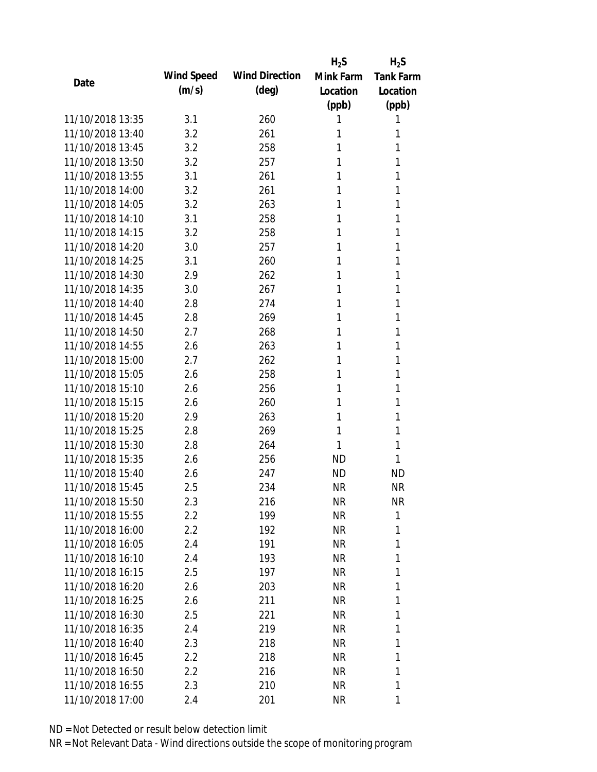| Date | Wind Speed (m/s) | Wind Direction (deg) | $H_2S$ Mink Farm Location (ppb) | $H_2S$ Tank Farm Location (ppb) |
|---|---|---|---|---|
| 11/10/2018 13:35 | 3.1 | 260 | 1 | 1 |
| 11/10/2018 13:40 | 3.2 | 261 | 1 | 1 |
| 11/10/2018 13:45 | 3.2 | 258 | 1 | 1 |
| 11/10/2018 13:50 | 3.2 | 257 | 1 | 1 |
| 11/10/2018 13:55 | 3.1 | 261 | 1 | 1 |
| 11/10/2018 14:00 | 3.2 | 261 | 1 | 1 |
| 11/10/2018 14:05 | 3.2 | 263 | 1 | 1 |
| 11/10/2018 14:10 | 3.1 | 258 | 1 | 1 |
| 11/10/2018 14:15 | 3.2 | 258 | 1 | 1 |
| 11/10/2018 14:20 | 3.0 | 257 | 1 | 1 |
| 11/10/2018 14:25 | 3.1 | 260 | 1 | 1 |
| 11/10/2018 14:30 | 2.9 | 262 | 1 | 1 |
| 11/10/2018 14:35 | 3.0 | 267 | 1 | 1 |
| 11/10/2018 14:40 | 2.8 | 274 | 1 | 1 |
| 11/10/2018 14:45 | 2.8 | 269 | 1 | 1 |
| 11/10/2018 14:50 | 2.7 | 268 | 1 | 1 |
| 11/10/2018 14:55 | 2.6 | 263 | 1 | 1 |
| 11/10/2018 15:00 | 2.7 | 262 | 1 | 1 |
| 11/10/2018 15:05 | 2.6 | 258 | 1 | 1 |
| 11/10/2018 15:10 | 2.6 | 256 | 1 | 1 |
| 11/10/2018 15:15 | 2.6 | 260 | 1 | 1 |
| 11/10/2018 15:20 | 2.9 | 263 | 1 | 1 |
| 11/10/2018 15:25 | 2.8 | 269 | 1 | 1 |
| 11/10/2018 15:30 | 2.8 | 264 | 1 | 1 |
| 11/10/2018 15:35 | 2.6 | 256 | ND | 1 |
| 11/10/2018 15:40 | 2.6 | 247 | ND | ND |
| 11/10/2018 15:45 | 2.5 | 234 | NR | NR |
| 11/10/2018 15:50 | 2.3 | 216 | NR | NR |
| 11/10/2018 15:55 | 2.2 | 199 | NR | 1 |
| 11/10/2018 16:00 | 2.2 | 192 | NR | 1 |
| 11/10/2018 16:05 | 2.4 | 191 | NR | 1 |
| 11/10/2018 16:10 | 2.4 | 193 | NR | 1 |
| 11/10/2018 16:15 | 2.5 | 197 | NR | 1 |
| 11/10/2018 16:20 | 2.6 | 203 | NR | 1 |
| 11/10/2018 16:25 | 2.6 | 211 | NR | 1 |
| 11/10/2018 16:30 | 2.5 | 221 | NR | 1 |
| 11/10/2018 16:35 | 2.4 | 219 | NR | 1 |
| 11/10/2018 16:40 | 2.3 | 218 | NR | 1 |
| 11/10/2018 16:45 | 2.2 | 218 | NR | 1 |
| 11/10/2018 16:50 | 2.2 | 216 | NR | 1 |
| 11/10/2018 16:55 | 2.3 | 210 | NR | 1 |
| 11/10/2018 17:00 | 2.4 | 201 | NR | 1 |

ND = Not Detected or result below detection limit

NR = Not Relevant Data - Wind directions outside the scope of monitoring program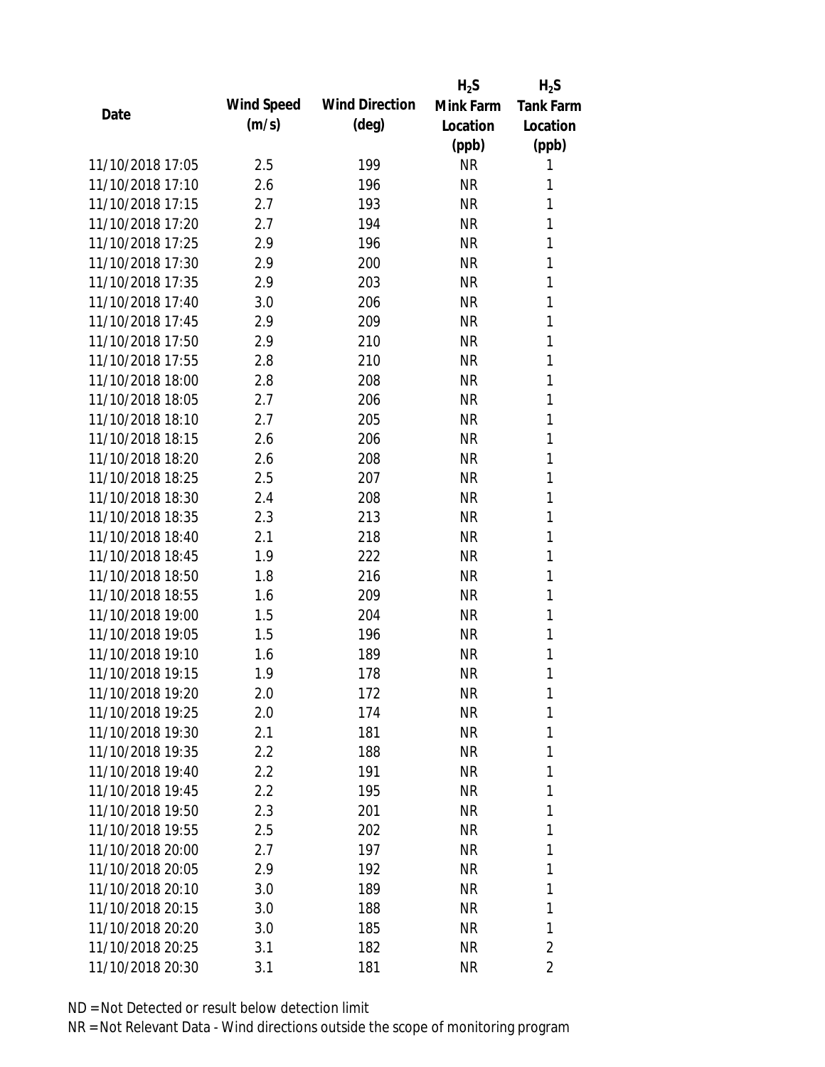| Date | Wind Speed (m/s) | Wind Direction (deg) | $H_2S$ Mink Farm Location (ppb) | $H_2S$ Tank Farm Location (ppb) |
|---|---|---|---|---|
| 11/10/2018 17:05 | 2.5 | 199 | NR | 1 |
| 11/10/2018 17:10 | 2.6 | 196 | NR | 1 |
| 11/10/2018 17:15 | 2.7 | 193 | NR | 1 |
| 11/10/2018 17:20 | 2.7 | 194 | NR | 1 |
| 11/10/2018 17:25 | 2.9 | 196 | NR | 1 |
| 11/10/2018 17:30 | 2.9 | 200 | NR | 1 |
| 11/10/2018 17:35 | 2.9 | 203 | NR | 1 |
| 11/10/2018 17:40 | 3.0 | 206 | NR | 1 |
| 11/10/2018 17:45 | 2.9 | 209 | NR | 1 |
| 11/10/2018 17:50 | 2.9 | 210 | NR | 1 |
| 11/10/2018 17:55 | 2.8 | 210 | NR | 1 |
| 11/10/2018 18:00 | 2.8 | 208 | NR | 1 |
| 11/10/2018 18:05 | 2.7 | 206 | NR | 1 |
| 11/10/2018 18:10 | 2.7 | 205 | NR | 1 |
| 11/10/2018 18:15 | 2.6 | 206 | NR | 1 |
| 11/10/2018 18:20 | 2.6 | 208 | NR | 1 |
| 11/10/2018 18:25 | 2.5 | 207 | NR | 1 |
| 11/10/2018 18:30 | 2.4 | 208 | NR | 1 |
| 11/10/2018 18:35 | 2.3 | 213 | NR | 1 |
| 11/10/2018 18:40 | 2.1 | 218 | NR | 1 |
| 11/10/2018 18:45 | 1.9 | 222 | NR | 1 |
| 11/10/2018 18:50 | 1.8 | 216 | NR | 1 |
| 11/10/2018 18:55 | 1.6 | 209 | NR | 1 |
| 11/10/2018 19:00 | 1.5 | 204 | NR | 1 |
| 11/10/2018 19:05 | 1.5 | 196 | NR | 1 |
| 11/10/2018 19:10 | 1.6 | 189 | NR | 1 |
| 11/10/2018 19:15 | 1.9 | 178 | NR | 1 |
| 11/10/2018 19:20 | 2.0 | 172 | NR | 1 |
| 11/10/2018 19:25 | 2.0 | 174 | NR | 1 |
| 11/10/2018 19:30 | 2.1 | 181 | NR | 1 |
| 11/10/2018 19:35 | 2.2 | 188 | NR | 1 |
| 11/10/2018 19:40 | 2.2 | 191 | NR | 1 |
| 11/10/2018 19:45 | 2.2 | 195 | NR | 1 |
| 11/10/2018 19:50 | 2.3 | 201 | NR | 1 |
| 11/10/2018 19:55 | 2.5 | 202 | NR | 1 |
| 11/10/2018 20:00 | 2.7 | 197 | NR | 1 |
| 11/10/2018 20:05 | 2.9 | 192 | NR | 1 |
| 11/10/2018 20:10 | 3.0 | 189 | NR | 1 |
| 11/10/2018 20:15 | 3.0 | 188 | NR | 1 |
| 11/10/2018 20:20 | 3.0 | 185 | NR | 1 |
| 11/10/2018 20:25 | 3.1 | 182 | NR | 2 |
| 11/10/2018 20:30 | 3.1 | 181 | NR | 2 |

ND = Not Detected or result below detection limit

NR = Not Relevant Data - Wind directions outside the scope of monitoring program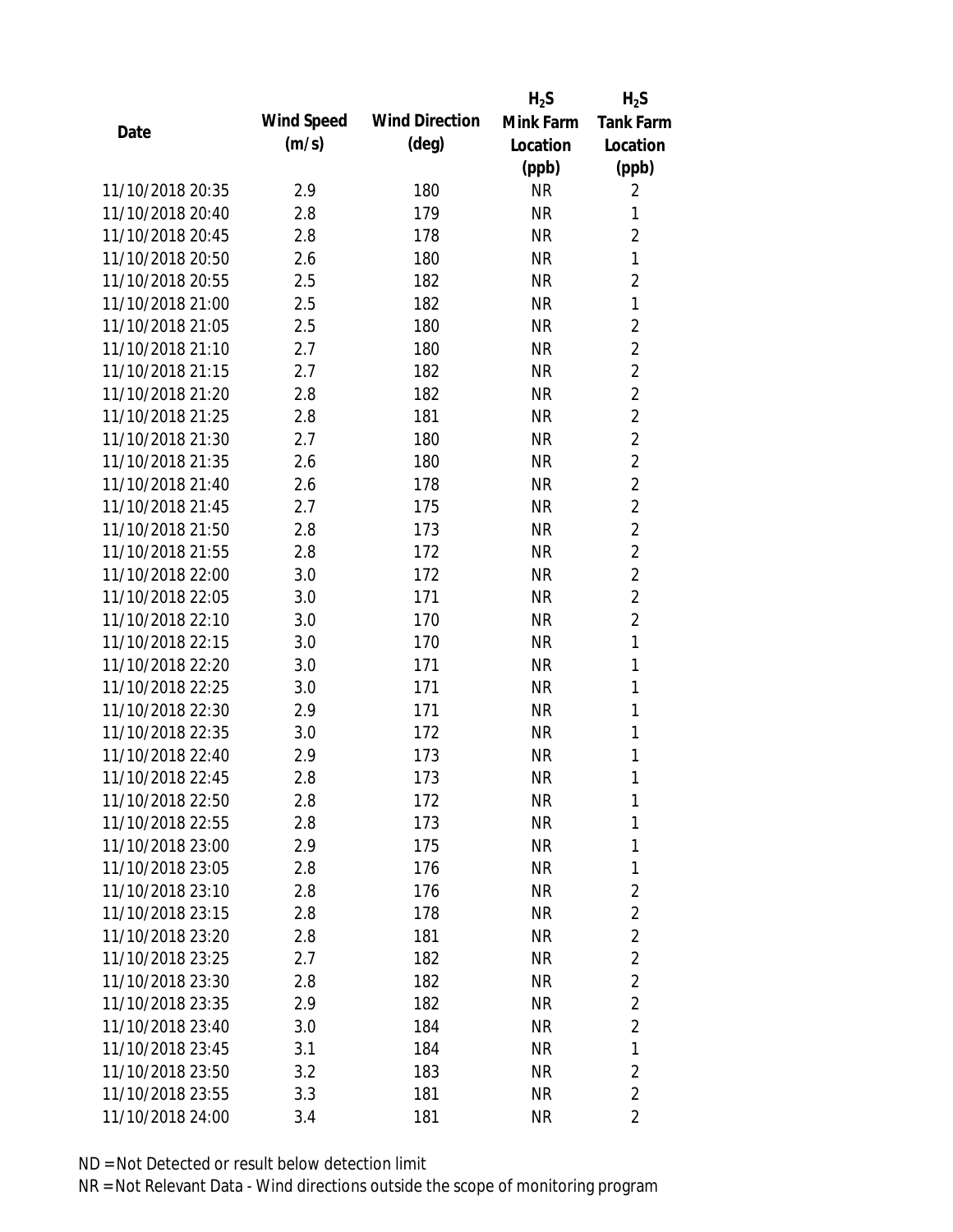| Date | Wind Speed (m/s) | Wind Direction (deg) | $H_2S$ Mink Farm Location (ppb) | $H_2S$ Tank Farm Location (ppb) |
|---|---|---|---|---|
| 11/10/2018 20:35 | 2.9 | 180 | NR | 2 |
| 11/10/2018 20:40 | 2.8 | 179 | NR | 1 |
| 11/10/2018 20:45 | 2.8 | 178 | NR | 2 |
| 11/10/2018 20:50 | 2.6 | 180 | NR | 1 |
| 11/10/2018 20:55 | 2.5 | 182 | NR | 2 |
| 11/10/2018 21:00 | 2.5 | 182 | NR | 1 |
| 11/10/2018 21:05 | 2.5 | 180 | NR | 2 |
| 11/10/2018 21:10 | 2.7 | 180 | NR | 2 |
| 11/10/2018 21:15 | 2.7 | 182 | NR | 2 |
| 11/10/2018 21:20 | 2.8 | 182 | NR | 2 |
| 11/10/2018 21:25 | 2.8 | 181 | NR | 2 |
| 11/10/2018 21:30 | 2.7 | 180 | NR | 2 |
| 11/10/2018 21:35 | 2.6 | 180 | NR | 2 |
| 11/10/2018 21:40 | 2.6 | 178 | NR | 2 |
| 11/10/2018 21:45 | 2.7 | 175 | NR | 2 |
| 11/10/2018 21:50 | 2.8 | 173 | NR | 2 |
| 11/10/2018 21:55 | 2.8 | 172 | NR | 2 |
| 11/10/2018 22:00 | 3.0 | 172 | NR | 2 |
| 11/10/2018 22:05 | 3.0 | 171 | NR | 2 |
| 11/10/2018 22:10 | 3.0 | 170 | NR | 2 |
| 11/10/2018 22:15 | 3.0 | 170 | NR | 1 |
| 11/10/2018 22:20 | 3.0 | 171 | NR | 1 |
| 11/10/2018 22:25 | 3.0 | 171 | NR | 1 |
| 11/10/2018 22:30 | 2.9 | 171 | NR | 1 |
| 11/10/2018 22:35 | 3.0 | 172 | NR | 1 |
| 11/10/2018 22:40 | 2.9 | 173 | NR | 1 |
| 11/10/2018 22:45 | 2.8 | 173 | NR | 1 |
| 11/10/2018 22:50 | 2.8 | 172 | NR | 1 |
| 11/10/2018 22:55 | 2.8 | 173 | NR | 1 |
| 11/10/2018 23:00 | 2.9 | 175 | NR | 1 |
| 11/10/2018 23:05 | 2.8 | 176 | NR | 1 |
| 11/10/2018 23:10 | 2.8 | 176 | NR | 2 |
| 11/10/2018 23:15 | 2.8 | 178 | NR | 2 |
| 11/10/2018 23:20 | 2.8 | 181 | NR | 2 |
| 11/10/2018 23:25 | 2.7 | 182 | NR | 2 |
| 11/10/2018 23:30 | 2.8 | 182 | NR | 2 |
| 11/10/2018 23:35 | 2.9 | 182 | NR | 2 |
| 11/10/2018 23:40 | 3.0 | 184 | NR | 2 |
| 11/10/2018 23:45 | 3.1 | 184 | NR | 1 |
| 11/10/2018 23:50 | 3.2 | 183 | NR | 2 |
| 11/10/2018 23:55 | 3.3 | 181 | NR | 2 |
| 11/10/2018 24:00 | 3.4 | 181 | NR | 2 |

ND = Not Detected or result below detection limit

NR = Not Relevant Data - Wind directions outside the scope of monitoring program